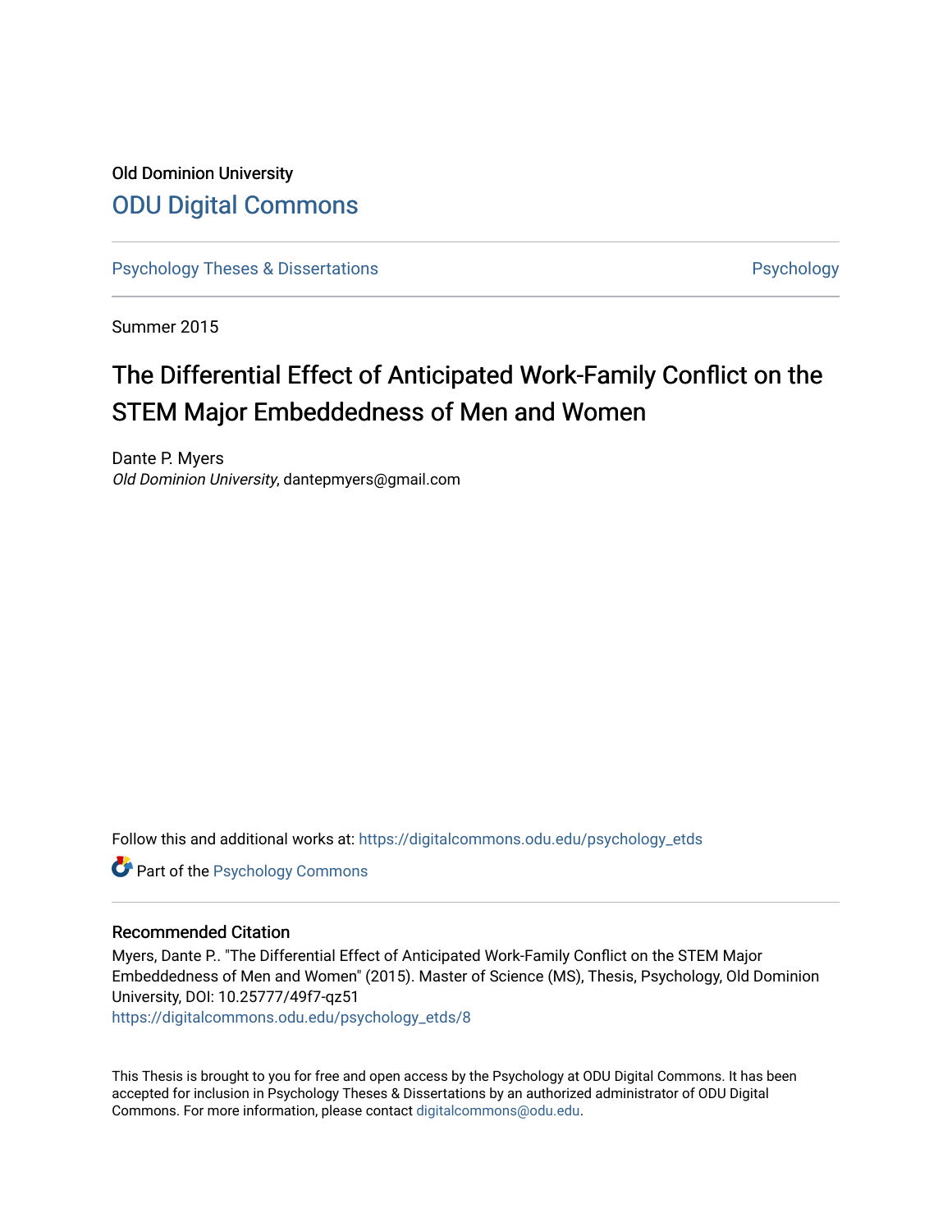Old Dominion University

# ODU Digital Commons

Psychology Theses & Dissertations | Psychology

Summer 2015

# The Differential Effect of Anticipated Work-Family Conflict on the STEM Major Embeddedness of Men and Women

Dante P. Myers
*Old Dominion University*, dantepmyers@gmail.com

Follow this and additional works at: https://digitalcommons.odu.edu/psychology_etds

Part of the Psychology Commons

## Recommended Citation

Myers, Dante P.. "The Differential Effect of Anticipated Work-Family Conflict on the STEM Major Embeddedness of Men and Women" (2015). Master of Science (MS), Thesis, Psychology, Old Dominion University, DOI: 10.25777/49f7-qz51
https://digitalcommons.odu.edu/psychology_etds/8

This Thesis is brought to you for free and open access by the Psychology at ODU Digital Commons. It has been accepted for inclusion in Psychology Theses & Dissertations by an authorized administrator of ODU Digital Commons. For more information, please contact digitalcommons@odu.edu.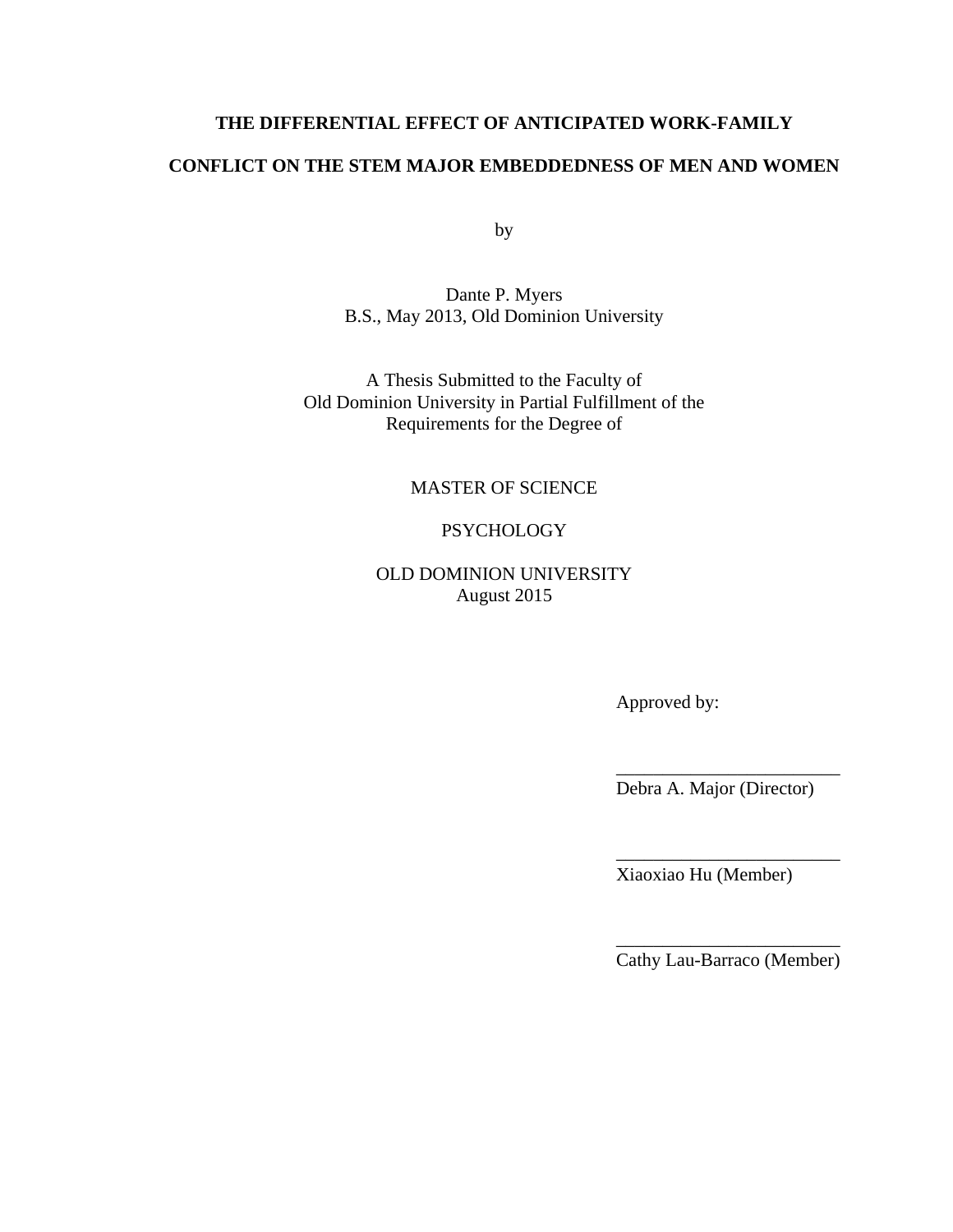# THE DIFFERENTIAL EFFECT OF ANTICIPATED WORK-FAMILY CONFLICT ON THE STEM MAJOR EMBEDDEDNESS OF MEN AND WOMEN

by

Dante P. Myers
B.S., May 2013, Old Dominion University

A Thesis Submitted to the Faculty of
Old Dominion University in Partial Fulfillment of the
Requirements for the Degree of

MASTER OF SCIENCE

PSYCHOLOGY

OLD DOMINION UNIVERSITY
August 2015

Approved by:

________________________
Debra A. Major (Director)

________________________
Xiaoxiao Hu (Member)

________________________
Cathy Lau-Barraco (Member)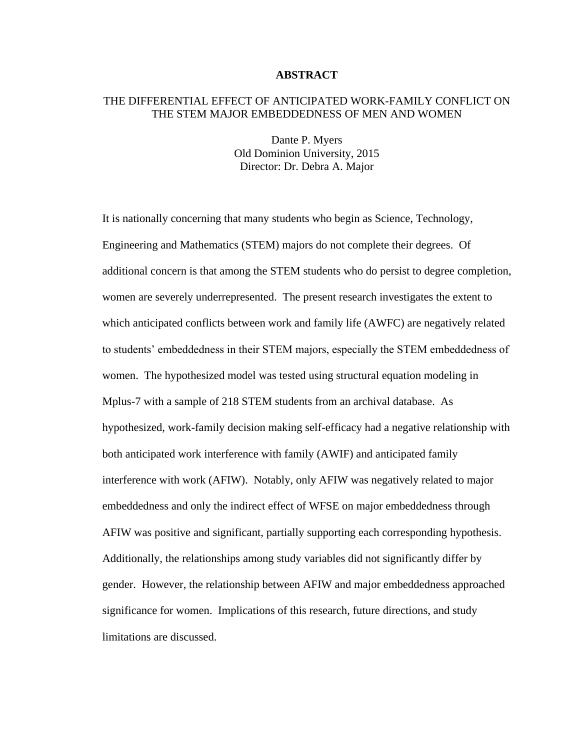# ABSTRACT

## THE DIFFERENTIAL EFFECT OF ANTICIPATED WORK-FAMILY CONFLICT ON THE STEM MAJOR EMBEDDEDNESS OF MEN AND WOMEN

Dante P. Myers
Old Dominion University, 2015
Director: Dr. Debra A. Major

It is nationally concerning that many students who begin as Science, Technology, Engineering and Mathematics (STEM) majors do not complete their degrees. Of additional concern is that among the STEM students who do persist to degree completion, women are severely underrepresented. The present research investigates the extent to which anticipated conflicts between work and family life (AWFC) are negatively related to students' embeddedness in their STEM majors, especially the STEM embeddedness of women. The hypothesized model was tested using structural equation modeling in Mplus-7 with a sample of 218 STEM students from an archival database. As hypothesized, work-family decision making self-efficacy had a negative relationship with both anticipated work interference with family (AWIF) and anticipated family interference with work (AFIW). Notably, only AFIW was negatively related to major embeddedness and only the indirect effect of WFSE on major embeddedness through AFIW was positive and significant, partially supporting each corresponding hypothesis. Additionally, the relationships among study variables did not significantly differ by gender. However, the relationship between AFIW and major embeddedness approached significance for women. Implications of this research, future directions, and study limitations are discussed.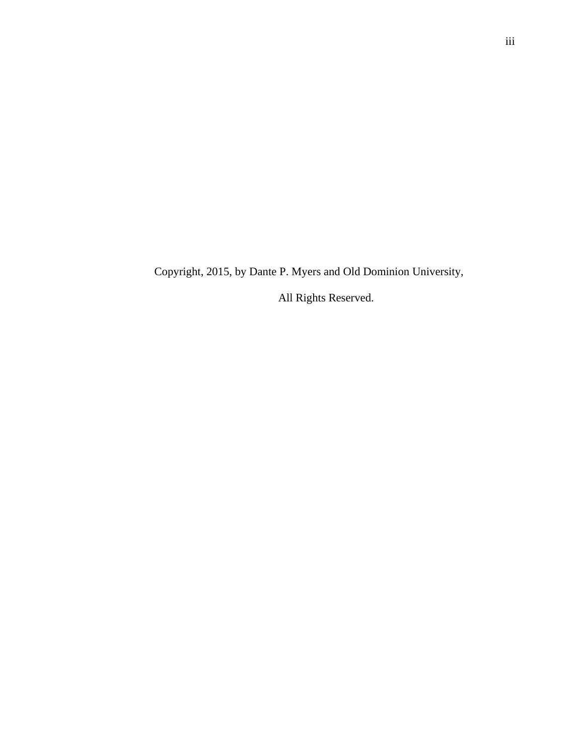Copyright, 2015, by Dante P. Myers and Old Dominion University,

All Rights Reserved.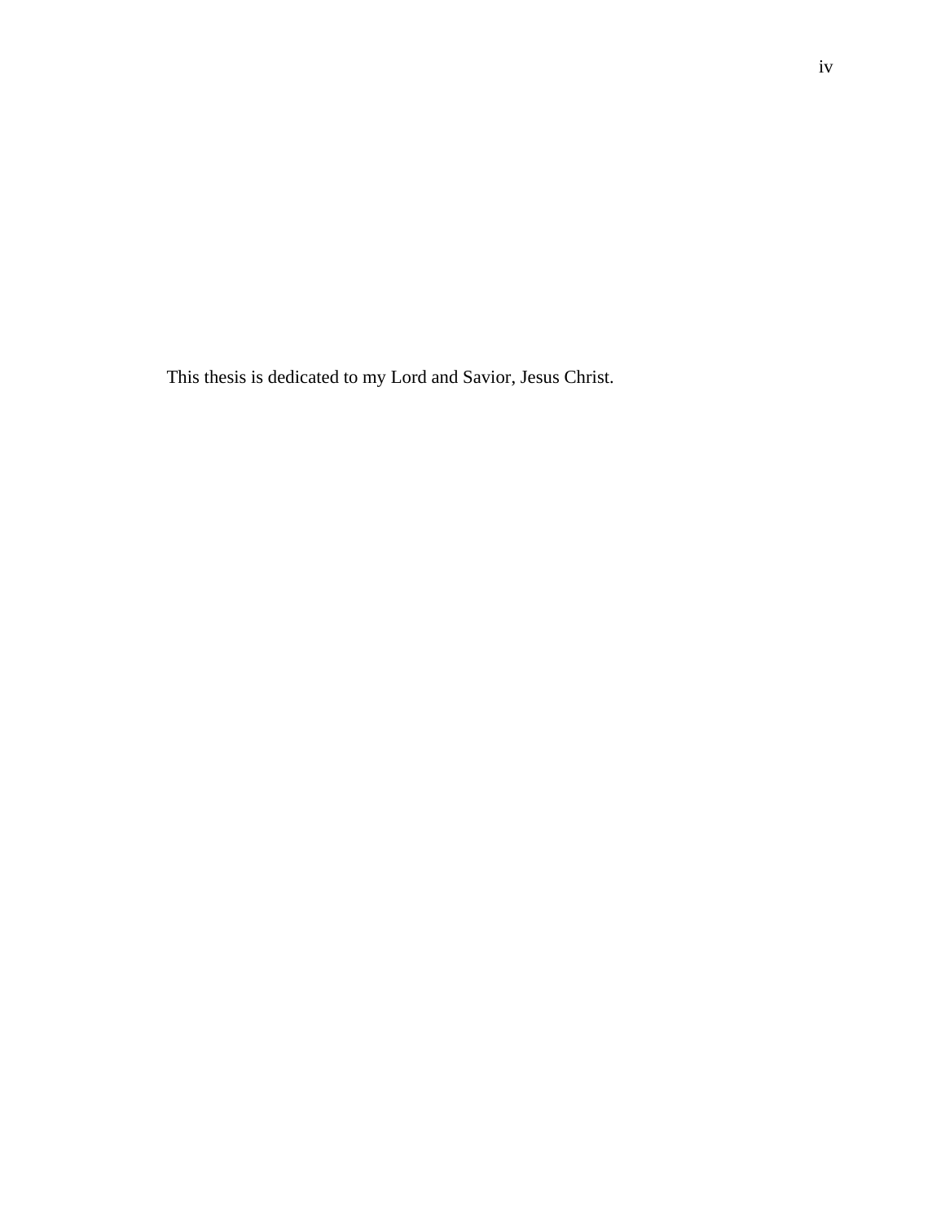This thesis is dedicated to my Lord and Savior, Jesus Christ.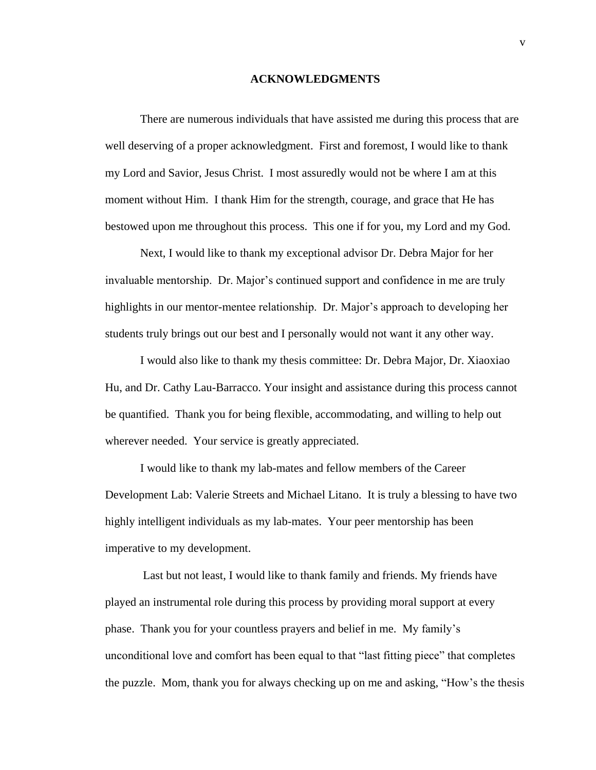# ACKNOWLEDGMENTS

There are numerous individuals that have assisted me during this process that are well deserving of a proper acknowledgment. First and foremost, I would like to thank my Lord and Savior, Jesus Christ. I most assuredly would not be where I am at this moment without Him. I thank Him for the strength, courage, and grace that He has bestowed upon me throughout this process. This one if for you, my Lord and my God.

Next, I would like to thank my exceptional advisor Dr. Debra Major for her invaluable mentorship. Dr. Major's continued support and confidence in me are truly highlights in our mentor-mentee relationship. Dr. Major's approach to developing her students truly brings out our best and I personally would not want it any other way.

I would also like to thank my thesis committee: Dr. Debra Major, Dr. Xiaoxiao Hu, and Dr. Cathy Lau-Barracco. Your insight and assistance during this process cannot be quantified. Thank you for being flexible, accommodating, and willing to help out wherever needed. Your service is greatly appreciated.

I would like to thank my lab-mates and fellow members of the Career Development Lab: Valerie Streets and Michael Litano. It is truly a blessing to have two highly intelligent individuals as my lab-mates. Your peer mentorship has been imperative to my development.

Last but not least, I would like to thank family and friends. My friends have played an instrumental role during this process by providing moral support at every phase. Thank you for your countless prayers and belief in me. My family's unconditional love and comfort has been equal to that "last fitting piece" that completes the puzzle. Mom, thank you for always checking up on me and asking, "How's the thesis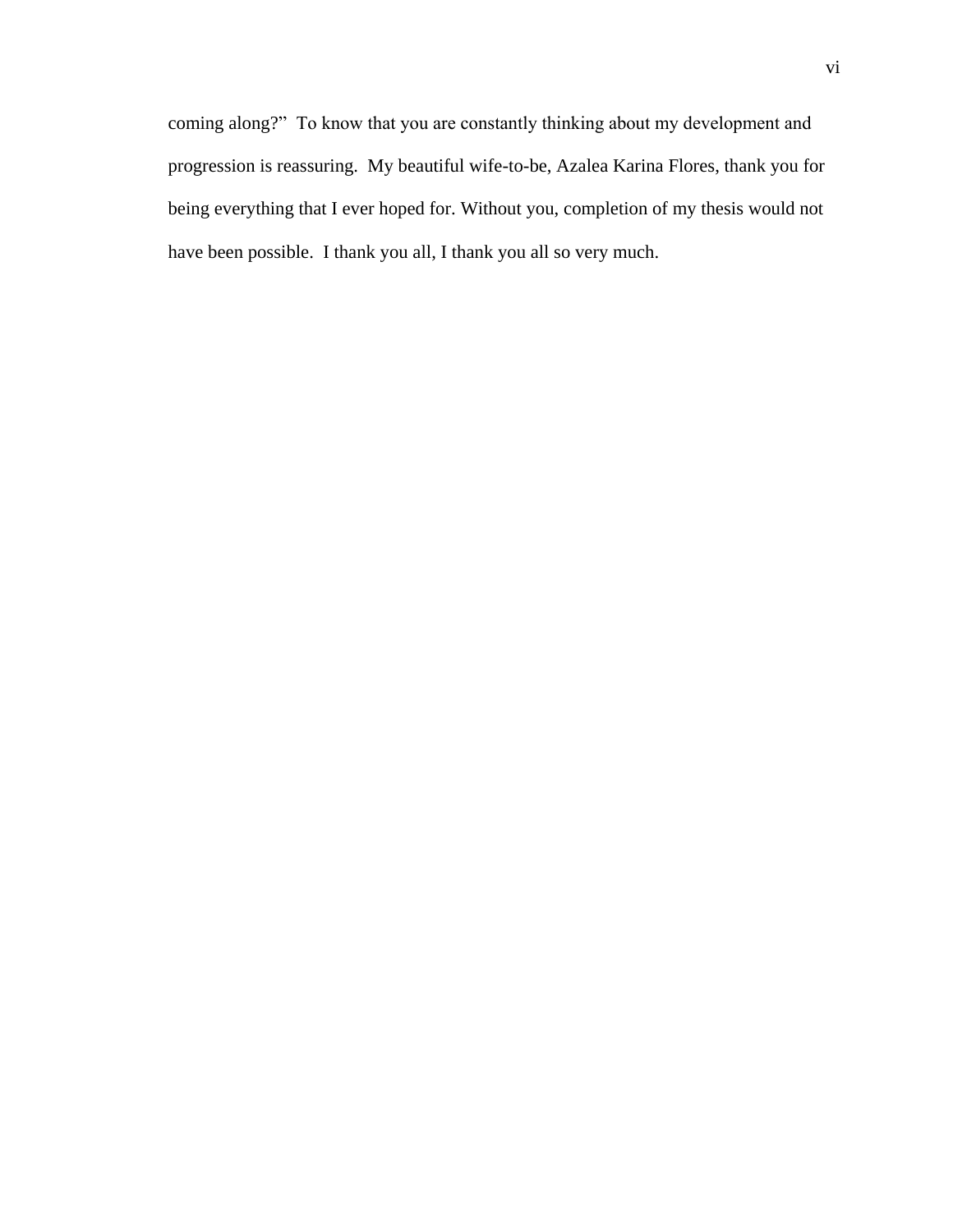coming along?"  To know that you are constantly thinking about my development and progression is reassuring.  My beautiful wife-to-be, Azalea Karina Flores, thank you for being everything that I ever hoped for. Without you, completion of my thesis would not have been possible.  I thank you all, I thank you all so very much.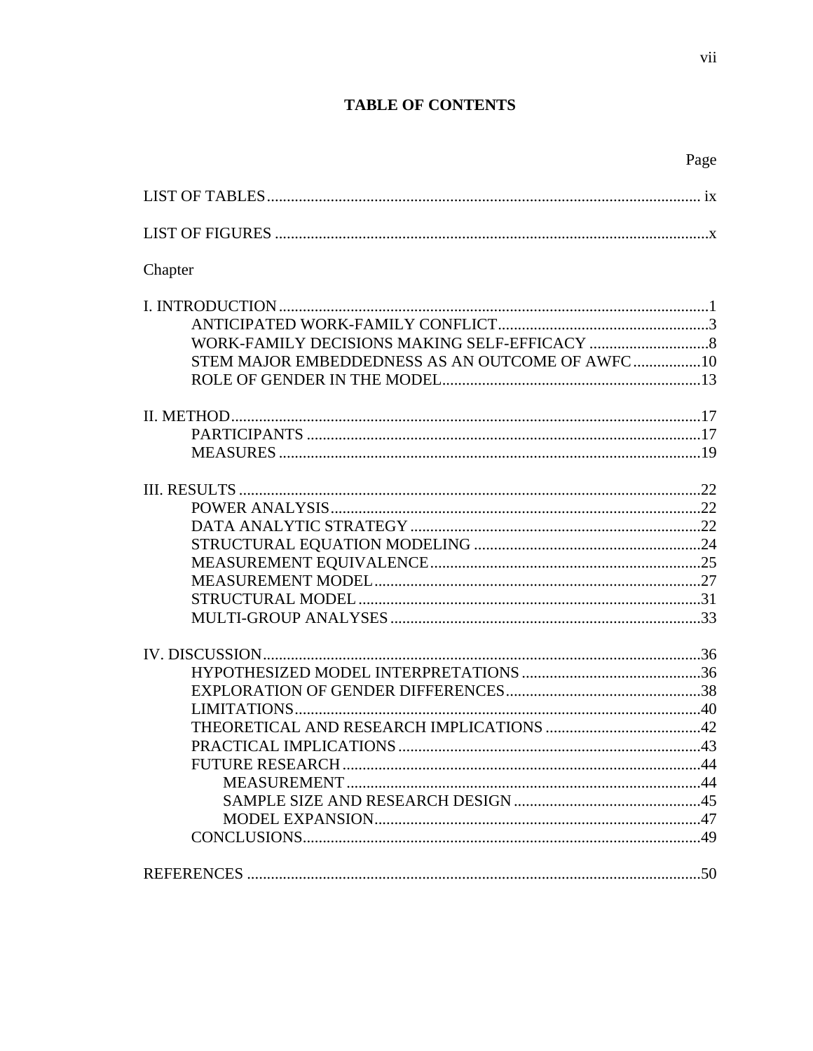# TABLE OF CONTENTS

Page

LIST OF TABLES ........ ix

LIST OF FIGURES ........ x

Chapter

I. INTRODUCTION ........ 1
- ANTICIPATED WORK-FAMILY CONFLICT ........ 3
- WORK-FAMILY DECISIONS MAKING SELF-EFFICACY ........ 8
- STEM MAJOR EMBEDDEDNESS AS AN OUTCOME OF AWFC ........ 10
- ROLE OF GENDER IN THE MODEL ........ 13

II. METHOD ........ 17
- PARTICIPANTS ........ 17
- MEASURES ........ 19

III. RESULTS ........ 22
- POWER ANALYSIS ........ 22
- DATA ANALYTIC STRATEGY ........ 22
- STRUCTURAL EQUATION MODELING ........ 24
- MEASUREMENT EQUIVALENCE ........ 25
- MEASUREMENT MODEL ........ 27
- STRUCTURAL MODEL ........ 31
- MULTI-GROUP ANALYSES ........ 33

IV. DISCUSSION ........ 36
- HYPOTHESIZED MODEL INTERPRETATIONS ........ 36
- EXPLORATION OF GENDER DIFFERENCES ........ 38
- LIMITATIONS ........ 40
- THEORETICAL AND RESEARCH IMPLICATIONS ........ 42
- PRACTICAL IMPLICATIONS ........ 43
- FUTURE RESEARCH ........ 44
  - MEASUREMENT ........ 44
  - SAMPLE SIZE AND RESEARCH DESIGN ........ 45
  - MODEL EXPANSION ........ 47
- CONCLUSIONS ........ 49

REFERENCES ........ 50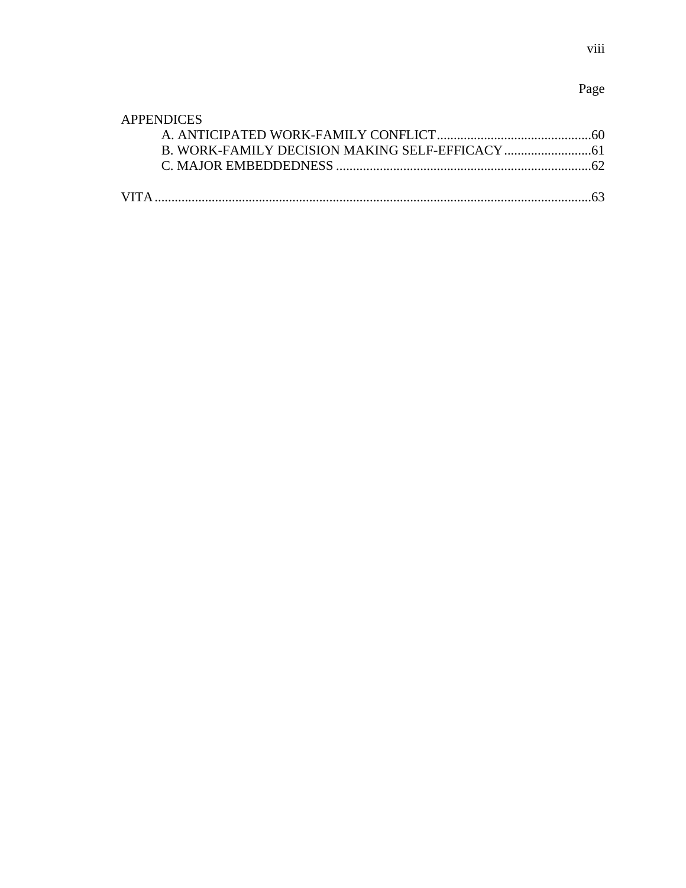Page

APPENDICES

- A. ANTICIPATED WORK-FAMILY CONFLICT..............................................60
- B. WORK-FAMILY DECISION MAKING SELF-EFFICACY..........................61
- C. MAJOR EMBEDDEDNESS ............................................................................62

VITA.................................................................................................................................63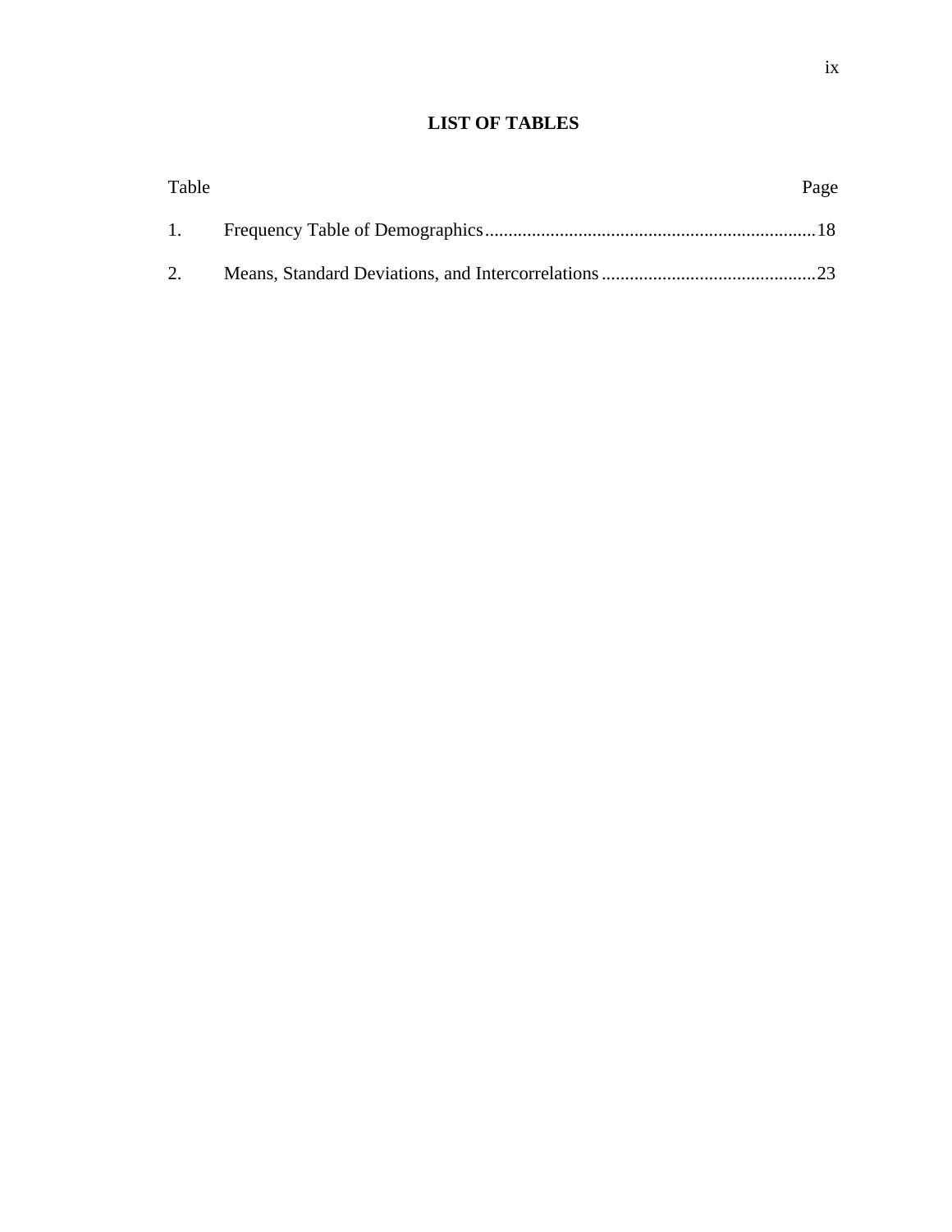# LIST OF TABLES

| Table | | Page |
|---|---|---|
| 1. | Frequency Table of Demographics | 18 |
| 2. | Means, Standard Deviations, and Intercorrelations | 23 |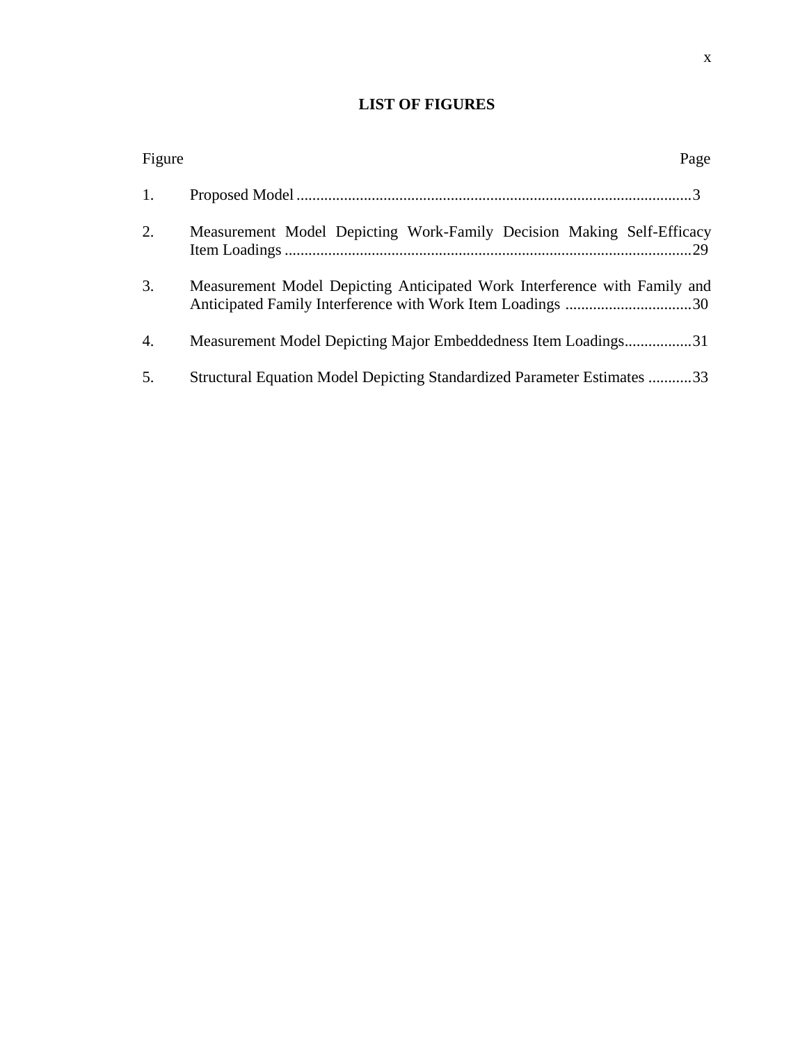## LIST OF FIGURES

| Figure | | Page |
|---|---|---|
| 1. | Proposed Model | 3 |
| 2. | Measurement Model Depicting Work-Family Decision Making Self-Efficacy Item Loadings | 29 |
| 3. | Measurement Model Depicting Anticipated Work Interference with Family and Anticipated Family Interference with Work Item Loadings | 30 |
| 4. | Measurement Model Depicting Major Embeddedness Item Loadings | 31 |
| 5. | Structural Equation Model Depicting Standardized Parameter Estimates | 33 |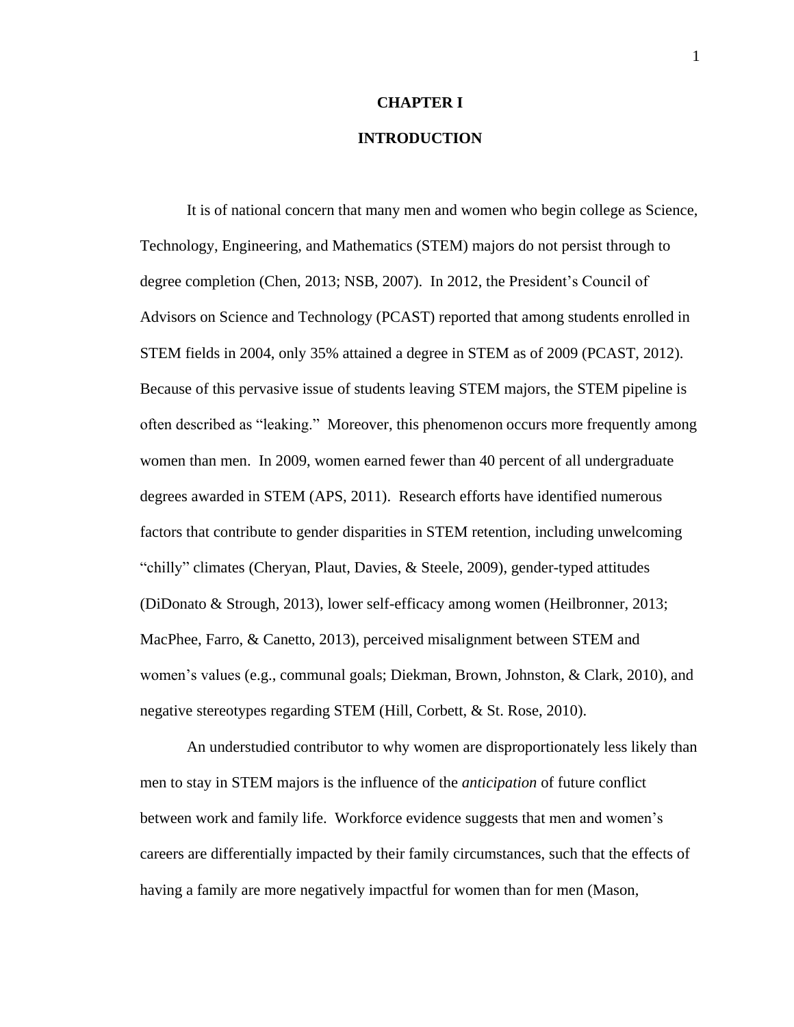# CHAPTER I

# INTRODUCTION

It is of national concern that many men and women who begin college as Science, Technology, Engineering, and Mathematics (STEM) majors do not persist through to degree completion (Chen, 2013; NSB, 2007). In 2012, the President's Council of Advisors on Science and Technology (PCAST) reported that among students enrolled in STEM fields in 2004, only 35% attained a degree in STEM as of 2009 (PCAST, 2012). Because of this pervasive issue of students leaving STEM majors, the STEM pipeline is often described as "leaking." Moreover, this phenomenon occurs more frequently among women than men. In 2009, women earned fewer than 40 percent of all undergraduate degrees awarded in STEM (APS, 2011). Research efforts have identified numerous factors that contribute to gender disparities in STEM retention, including unwelcoming "chilly" climates (Cheryan, Plaut, Davies, & Steele, 2009), gender-typed attitudes (DiDonato & Strough, 2013), lower self-efficacy among women (Heilbronner, 2013; MacPhee, Farro, & Canetto, 2013), perceived misalignment between STEM and women's values (e.g., communal goals; Diekman, Brown, Johnston, & Clark, 2010), and negative stereotypes regarding STEM (Hill, Corbett, & St. Rose, 2010).

An understudied contributor to why women are disproportionately less likely than men to stay in STEM majors is the influence of the *anticipation* of future conflict between work and family life. Workforce evidence suggests that men and women's careers are differentially impacted by their family circumstances, such that the effects of having a family are more negatively impactful for women than for men (Mason,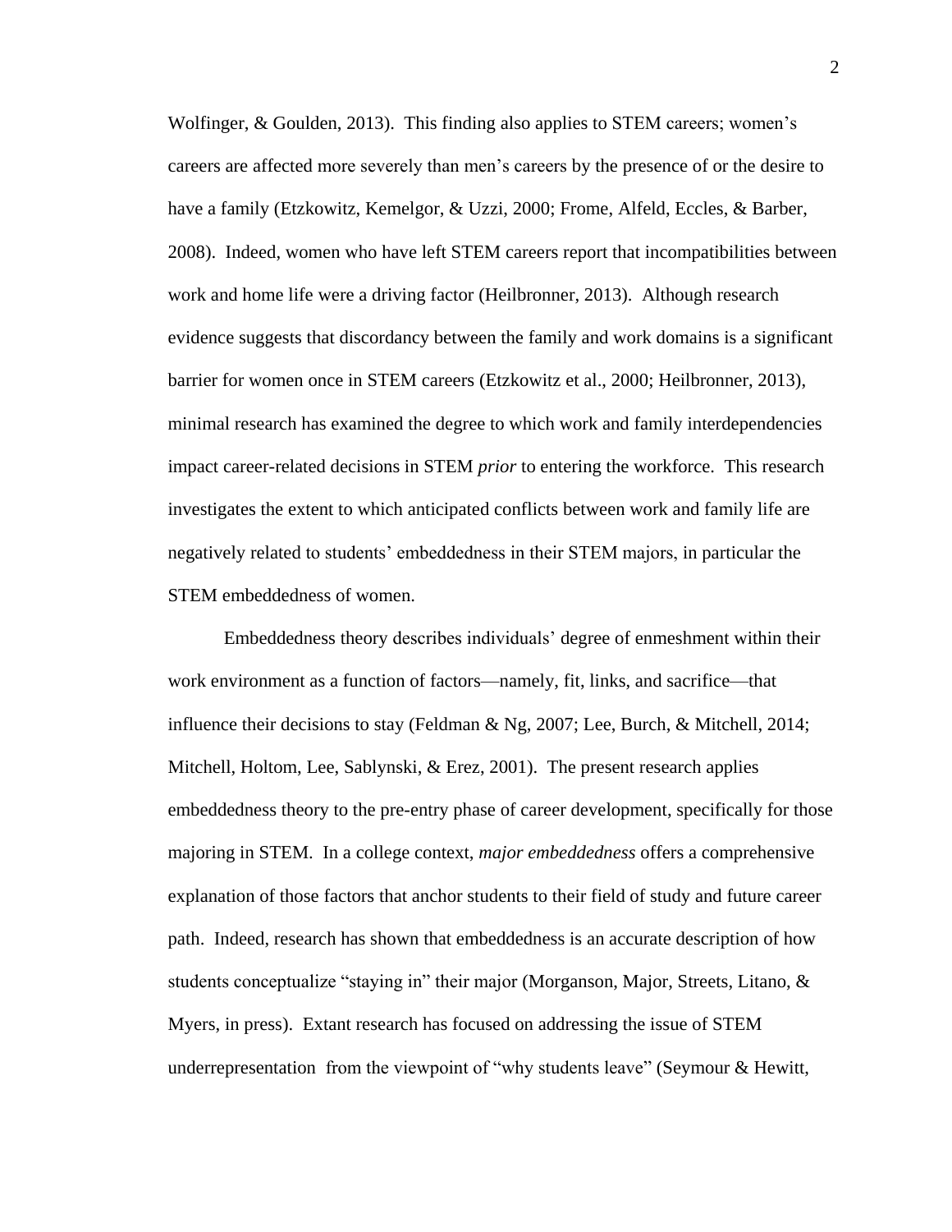Wolfinger, & Goulden, 2013). This finding also applies to STEM careers; women's careers are affected more severely than men's careers by the presence of or the desire to have a family (Etzkowitz, Kemelgor, & Uzzi, 2000; Frome, Alfeld, Eccles, & Barber, 2008). Indeed, women who have left STEM careers report that incompatibilities between work and home life were a driving factor (Heilbronner, 2013). Although research evidence suggests that discordancy between the family and work domains is a significant barrier for women once in STEM careers (Etzkowitz et al., 2000; Heilbronner, 2013), minimal research has examined the degree to which work and family interdependencies impact career-related decisions in STEM *prior* to entering the workforce. This research investigates the extent to which anticipated conflicts between work and family life are negatively related to students' embeddedness in their STEM majors, in particular the STEM embeddedness of women.

Embeddedness theory describes individuals' degree of enmeshment within their work environment as a function of factors—namely, fit, links, and sacrifice—that influence their decisions to stay (Feldman & Ng, 2007; Lee, Burch, & Mitchell, 2014; Mitchell, Holtom, Lee, Sablynski, & Erez, 2001). The present research applies embeddedness theory to the pre-entry phase of career development, specifically for those majoring in STEM. In a college context, *major embeddedness* offers a comprehensive explanation of those factors that anchor students to their field of study and future career path. Indeed, research has shown that embeddedness is an accurate description of how students conceptualize "staying in" their major (Morganson, Major, Streets, Litano, & Myers, in press). Extant research has focused on addressing the issue of STEM underrepresentation from the viewpoint of "why students leave" (Seymour & Hewitt,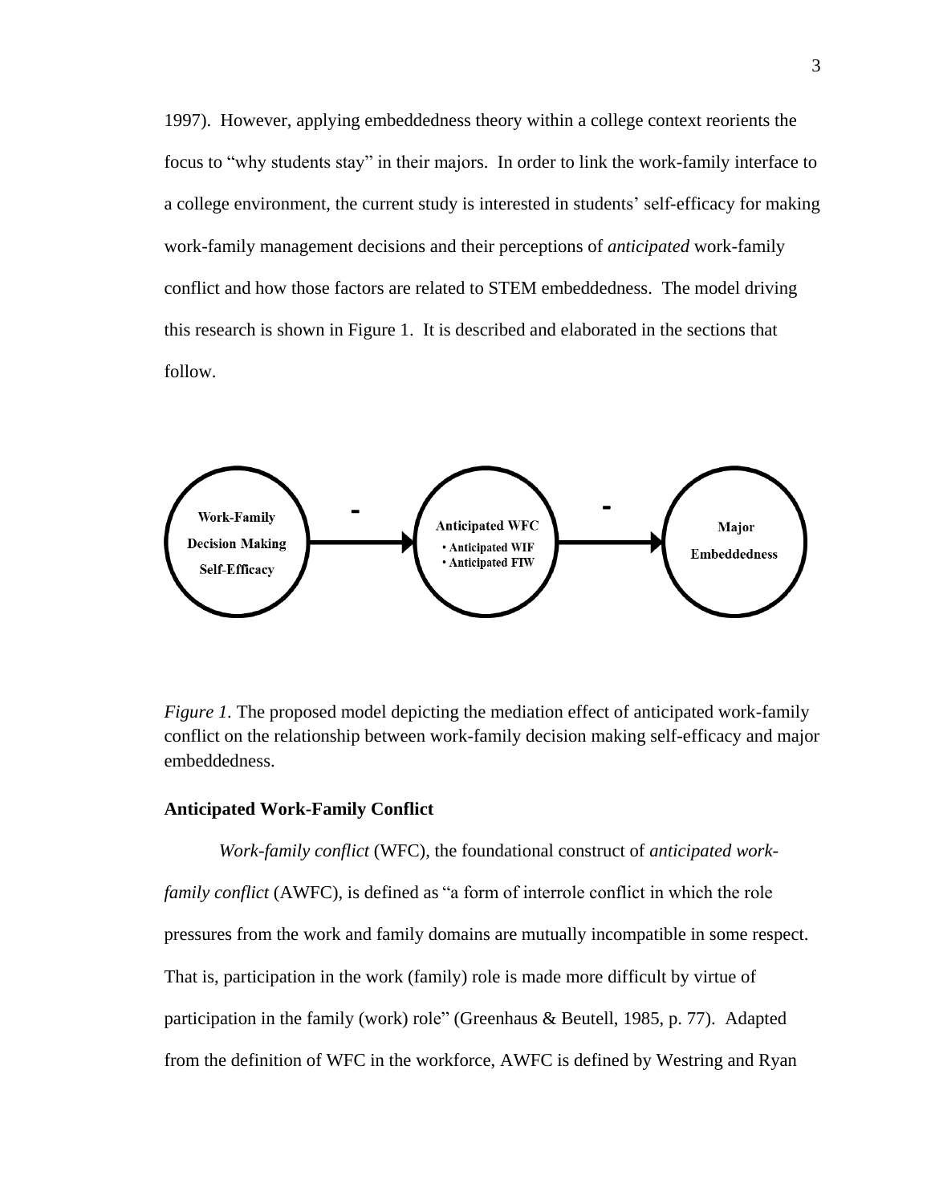1997). However, applying embeddedness theory within a college context reorients the focus to "why students stay" in their majors. In order to link the work-family interface to a college environment, the current study is interested in students' self-efficacy for making work-family management decisions and their perceptions of *anticipated* work-family conflict and how those factors are related to STEM embeddedness. The model driving this research is shown in Figure 1. It is described and elaborated in the sections that follow.

*Figure 1.* The proposed model depicting the mediation effect of anticipated work-family conflict on the relationship between work-family decision making self-efficacy and major embeddedness.

### Anticipated Work-Family Conflict

*Work-family conflict* (WFC), the foundational construct of *anticipated work-family conflict* (AWFC), is defined as "a form of interrole conflict in which the role pressures from the work and family domains are mutually incompatible in some respect. That is, participation in the work (family) role is made more difficult by virtue of participation in the family (work) role" (Greenhaus & Beutell, 1985, p. 77). Adapted from the definition of WFC in the workforce, AWFC is defined by Westring and Ryan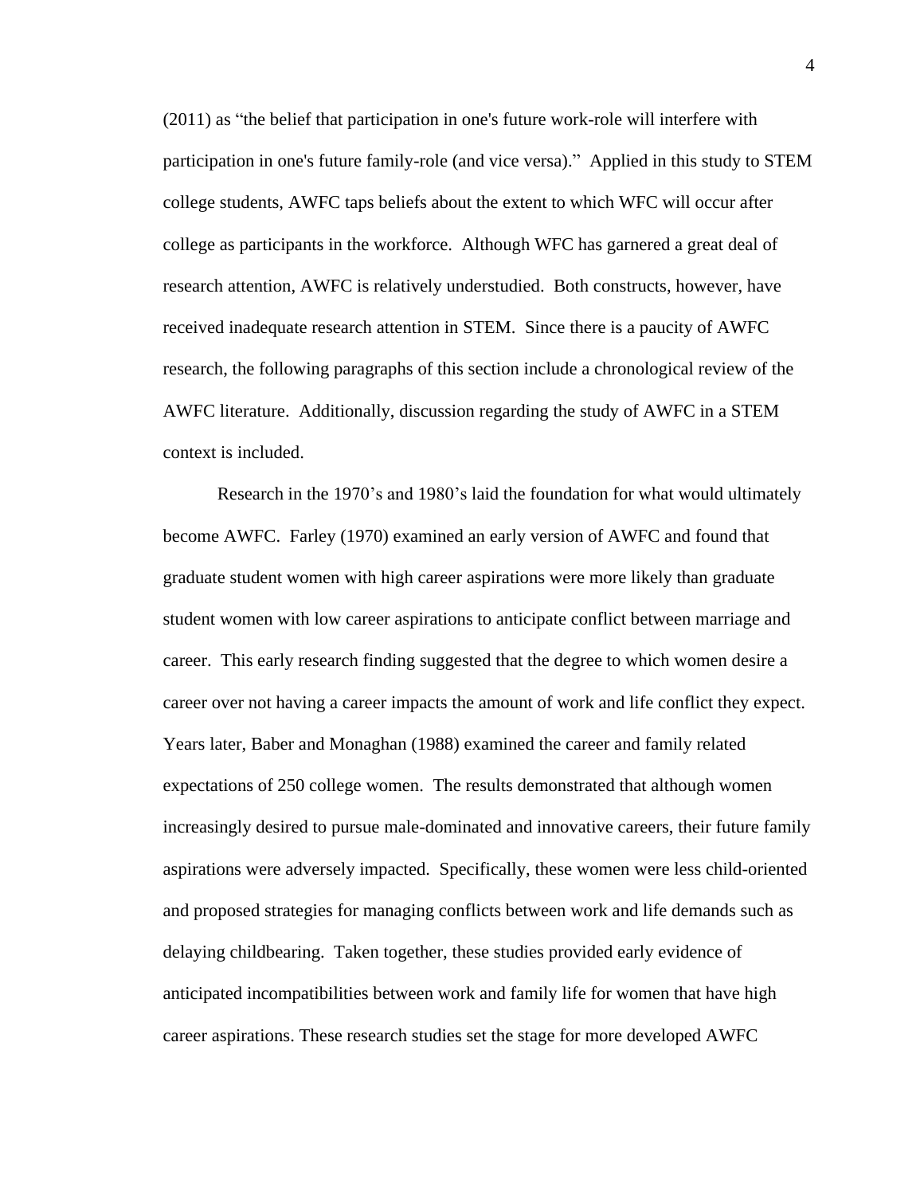(2011) as “the belief that participation in one's future work-role will interfere with participation in one's future family-role (and vice versa).” Applied in this study to STEM college students, AWFC taps beliefs about the extent to which WFC will occur after college as participants in the workforce. Although WFC has garnered a great deal of research attention, AWFC is relatively understudied. Both constructs, however, have received inadequate research attention in STEM. Since there is a paucity of AWFC research, the following paragraphs of this section include a chronological review of the AWFC literature. Additionally, discussion regarding the study of AWFC in a STEM context is included.

Research in the 1970’s and 1980’s laid the foundation for what would ultimately become AWFC. Farley (1970) examined an early version of AWFC and found that graduate student women with high career aspirations were more likely than graduate student women with low career aspirations to anticipate conflict between marriage and career. This early research finding suggested that the degree to which women desire a career over not having a career impacts the amount of work and life conflict they expect. Years later, Baber and Monaghan (1988) examined the career and family related expectations of 250 college women. The results demonstrated that although women increasingly desired to pursue male-dominated and innovative careers, their future family aspirations were adversely impacted. Specifically, these women were less child-oriented and proposed strategies for managing conflicts between work and life demands such as delaying childbearing. Taken together, these studies provided early evidence of anticipated incompatibilities between work and family life for women that have high career aspirations. These research studies set the stage for more developed AWFC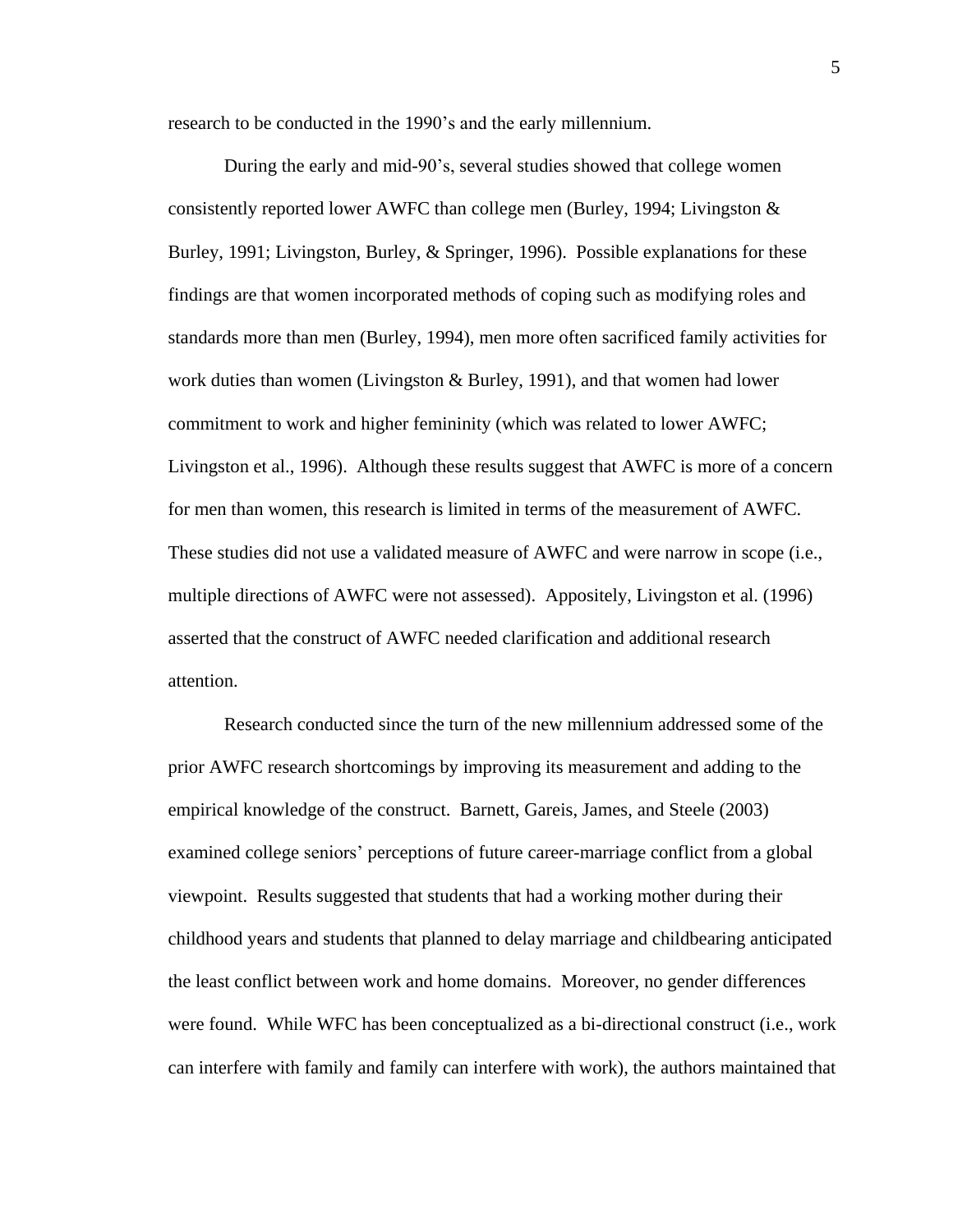research to be conducted in the 1990's and the early millennium.

During the early and mid-90's, several studies showed that college women consistently reported lower AWFC than college men (Burley, 1994; Livingston & Burley, 1991; Livingston, Burley, & Springer, 1996). Possible explanations for these findings are that women incorporated methods of coping such as modifying roles and standards more than men (Burley, 1994), men more often sacrificed family activities for work duties than women (Livingston & Burley, 1991), and that women had lower commitment to work and higher femininity (which was related to lower AWFC; Livingston et al., 1996). Although these results suggest that AWFC is more of a concern for men than women, this research is limited in terms of the measurement of AWFC. These studies did not use a validated measure of AWFC and were narrow in scope (i.e., multiple directions of AWFC were not assessed). Appositely, Livingston et al. (1996) asserted that the construct of AWFC needed clarification and additional research attention.

Research conducted since the turn of the new millennium addressed some of the prior AWFC research shortcomings by improving its measurement and adding to the empirical knowledge of the construct. Barnett, Gareis, James, and Steele (2003) examined college seniors' perceptions of future career-marriage conflict from a global viewpoint. Results suggested that students that had a working mother during their childhood years and students that planned to delay marriage and childbearing anticipated the least conflict between work and home domains. Moreover, no gender differences were found. While WFC has been conceptualized as a bi-directional construct (i.e., work can interfere with family and family can interfere with work), the authors maintained that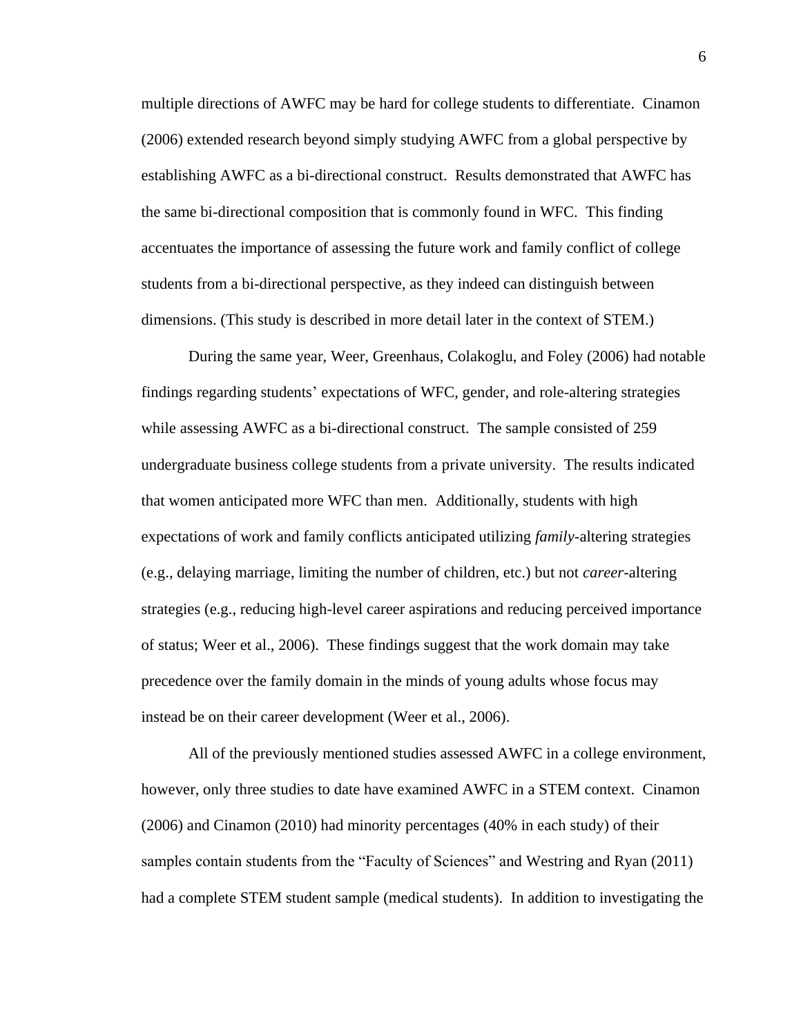multiple directions of AWFC may be hard for college students to differentiate. Cinamon (2006) extended research beyond simply studying AWFC from a global perspective by establishing AWFC as a bi-directional construct. Results demonstrated that AWFC has the same bi-directional composition that is commonly found in WFC. This finding accentuates the importance of assessing the future work and family conflict of college students from a bi-directional perspective, as they indeed can distinguish between dimensions. (This study is described in more detail later in the context of STEM.)

During the same year, Weer, Greenhaus, Colakoglu, and Foley (2006) had notable findings regarding students' expectations of WFC, gender, and role-altering strategies while assessing AWFC as a bi-directional construct. The sample consisted of 259 undergraduate business college students from a private university. The results indicated that women anticipated more WFC than men. Additionally, students with high expectations of work and family conflicts anticipated utilizing *family*-altering strategies (e.g., delaying marriage, limiting the number of children, etc.) but not *career*-altering strategies (e.g., reducing high-level career aspirations and reducing perceived importance of status; Weer et al., 2006). These findings suggest that the work domain may take precedence over the family domain in the minds of young adults whose focus may instead be on their career development (Weer et al., 2006).

All of the previously mentioned studies assessed AWFC in a college environment, however, only three studies to date have examined AWFC in a STEM context. Cinamon (2006) and Cinamon (2010) had minority percentages (40% in each study) of their samples contain students from the "Faculty of Sciences" and Westring and Ryan (2011) had a complete STEM student sample (medical students). In addition to investigating the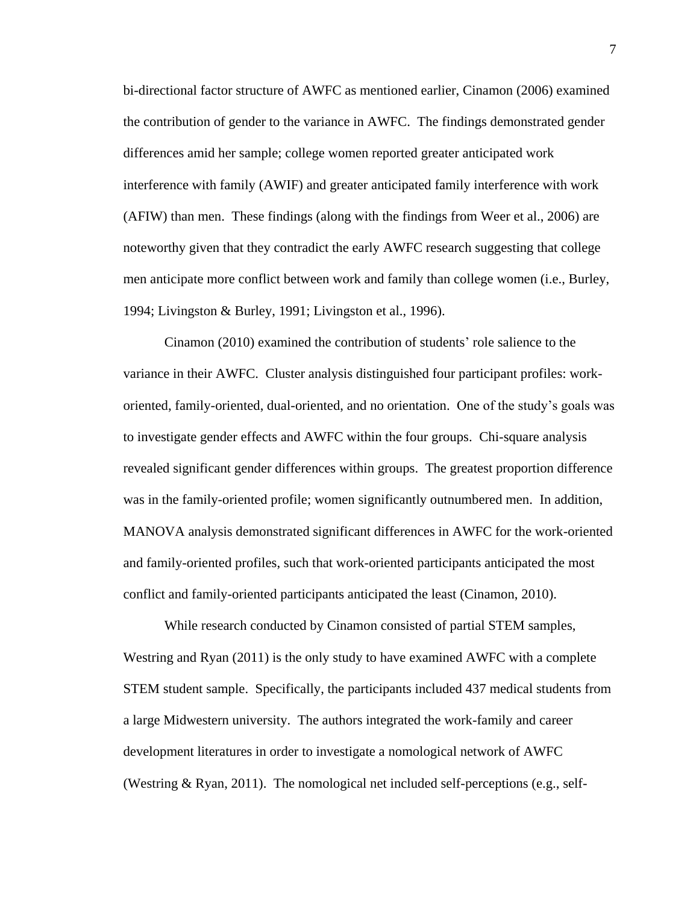bi-directional factor structure of AWFC as mentioned earlier, Cinamon (2006) examined the contribution of gender to the variance in AWFC. The findings demonstrated gender differences amid her sample; college women reported greater anticipated work interference with family (AWIF) and greater anticipated family interference with work (AFIW) than men. These findings (along with the findings from Weer et al., 2006) are noteworthy given that they contradict the early AWFC research suggesting that college men anticipate more conflict between work and family than college women (i.e., Burley, 1994; Livingston & Burley, 1991; Livingston et al., 1996).

Cinamon (2010) examined the contribution of students' role salience to the variance in their AWFC. Cluster analysis distinguished four participant profiles: work-oriented, family-oriented, dual-oriented, and no orientation. One of the study's goals was to investigate gender effects and AWFC within the four groups. Chi-square analysis revealed significant gender differences within groups. The greatest proportion difference was in the family-oriented profile; women significantly outnumbered men. In addition, MANOVA analysis demonstrated significant differences in AWFC for the work-oriented and family-oriented profiles, such that work-oriented participants anticipated the most conflict and family-oriented participants anticipated the least (Cinamon, 2010).

While research conducted by Cinamon consisted of partial STEM samples, Westring and Ryan (2011) is the only study to have examined AWFC with a complete STEM student sample. Specifically, the participants included 437 medical students from a large Midwestern university. The authors integrated the work-family and career development literatures in order to investigate a nomological network of AWFC (Westring & Ryan, 2011). The nomological net included self-perceptions (e.g., self-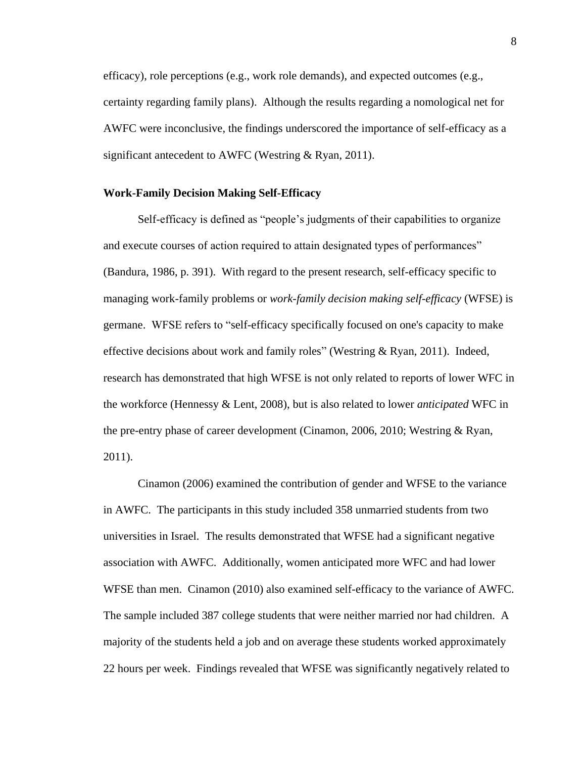efficacy), role perceptions (e.g., work role demands), and expected outcomes (e.g., certainty regarding family plans). Although the results regarding a nomological net for AWFC were inconclusive, the findings underscored the importance of self-efficacy as a significant antecedent to AWFC (Westring & Ryan, 2011).

### Work-Family Decision Making Self-Efficacy

Self-efficacy is defined as "people's judgments of their capabilities to organize and execute courses of action required to attain designated types of performances" (Bandura, 1986, p. 391). With regard to the present research, self-efficacy specific to managing work-family problems or *work-family decision making self-efficacy* (WFSE) is germane. WFSE refers to "self-efficacy specifically focused on one's capacity to make effective decisions about work and family roles" (Westring & Ryan, 2011). Indeed, research has demonstrated that high WFSE is not only related to reports of lower WFC in the workforce (Hennessy & Lent, 2008), but is also related to lower *anticipated* WFC in the pre-entry phase of career development (Cinamon, 2006, 2010; Westring & Ryan, 2011).

Cinamon (2006) examined the contribution of gender and WFSE to the variance in AWFC. The participants in this study included 358 unmarried students from two universities in Israel. The results demonstrated that WFSE had a significant negative association with AWFC. Additionally, women anticipated more WFC and had lower WFSE than men. Cinamon (2010) also examined self-efficacy to the variance of AWFC. The sample included 387 college students that were neither married nor had children. A majority of the students held a job and on average these students worked approximately 22 hours per week. Findings revealed that WFSE was significantly negatively related to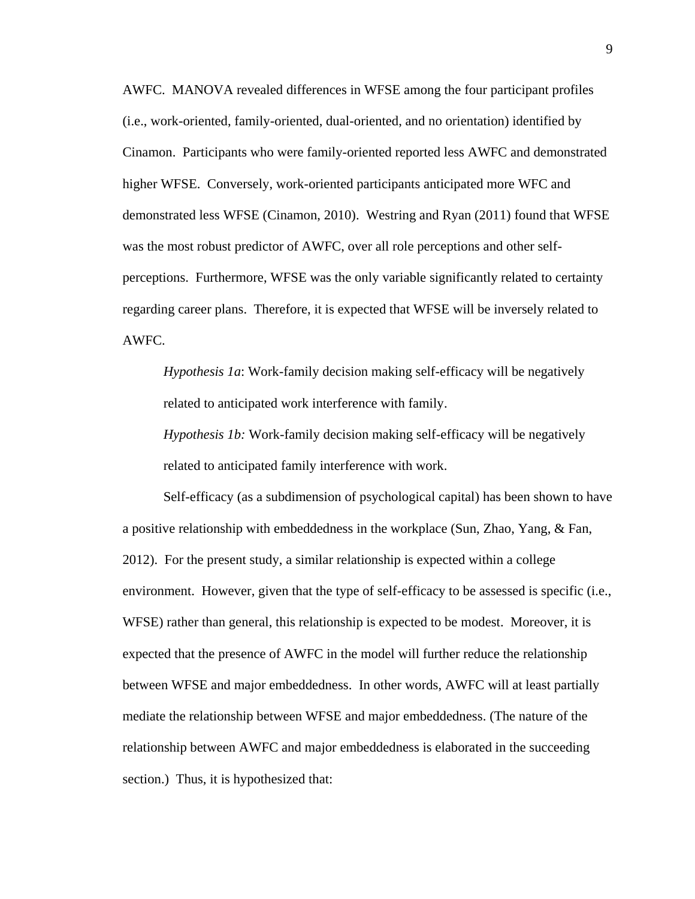AWFC. MANOVA revealed differences in WFSE among the four participant profiles (i.e., work-oriented, family-oriented, dual-oriented, and no orientation) identified by Cinamon. Participants who were family-oriented reported less AWFC and demonstrated higher WFSE. Conversely, work-oriented participants anticipated more WFC and demonstrated less WFSE (Cinamon, 2010). Westring and Ryan (2011) found that WFSE was the most robust predictor of AWFC, over all role perceptions and other self-perceptions. Furthermore, WFSE was the only variable significantly related to certainty regarding career plans. Therefore, it is expected that WFSE will be inversely related to AWFC.

> *Hypothesis 1a*: Work-family decision making self-efficacy will be negatively related to anticipated work interference with family.
>
> *Hypothesis 1b:* Work-family decision making self-efficacy will be negatively related to anticipated family interference with work.

Self-efficacy (as a subdimension of psychological capital) has been shown to have a positive relationship with embeddedness in the workplace (Sun, Zhao, Yang, & Fan, 2012). For the present study, a similar relationship is expected within a college environment. However, given that the type of self-efficacy to be assessed is specific (i.e., WFSE) rather than general, this relationship is expected to be modest. Moreover, it is expected that the presence of AWFC in the model will further reduce the relationship between WFSE and major embeddedness. In other words, AWFC will at least partially mediate the relationship between WFSE and major embeddedness. (The nature of the relationship between AWFC and major embeddedness is elaborated in the succeeding section.) Thus, it is hypothesized that: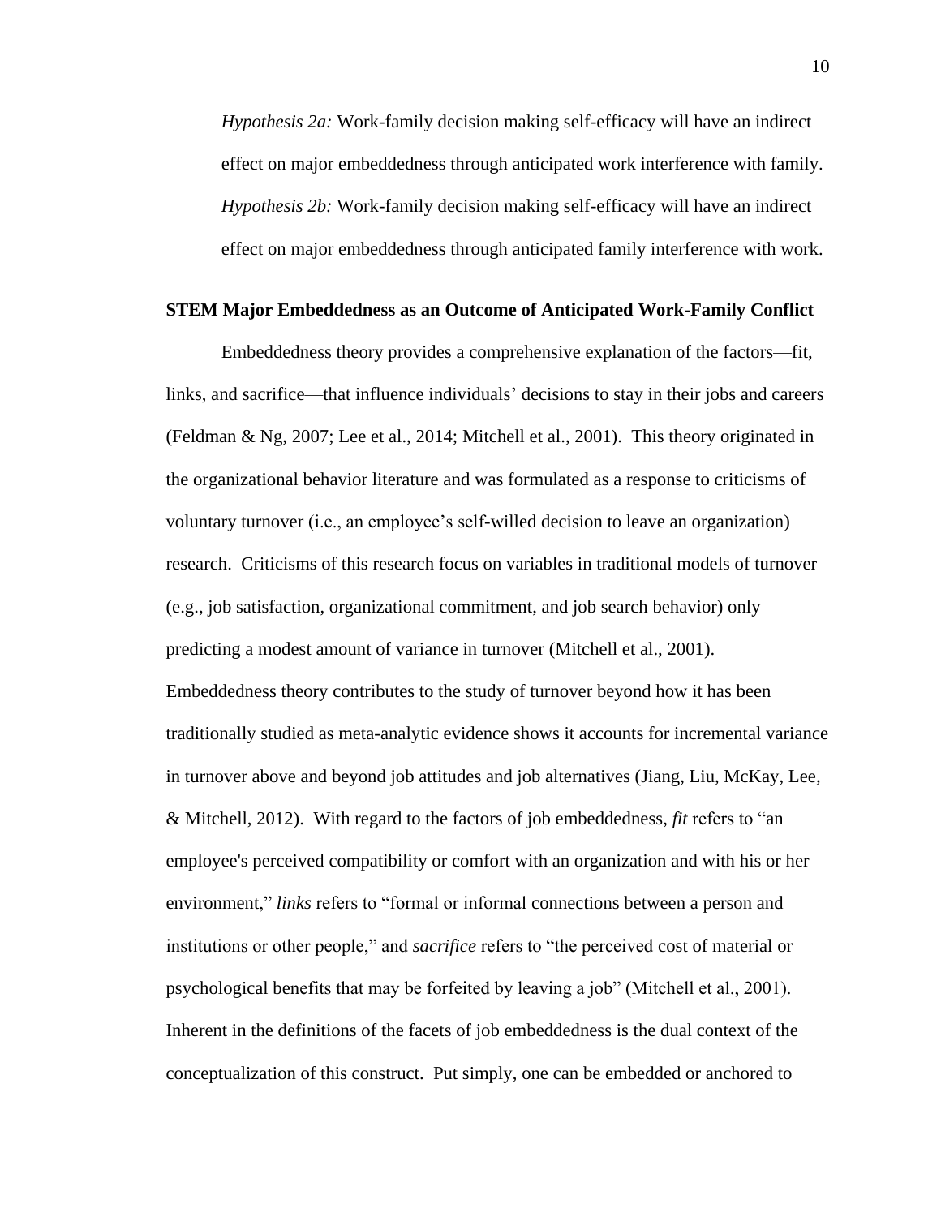*Hypothesis 2a:* Work-family decision making self-efficacy will have an indirect effect on major embeddedness through anticipated work interference with family.

*Hypothesis 2b:* Work-family decision making self-efficacy will have an indirect effect on major embeddedness through anticipated family interference with work.

## STEM Major Embeddedness as an Outcome of Anticipated Work-Family Conflict

Embeddedness theory provides a comprehensive explanation of the factors—fit, links, and sacrifice—that influence individuals' decisions to stay in their jobs and careers (Feldman & Ng, 2007; Lee et al., 2014; Mitchell et al., 2001). This theory originated in the organizational behavior literature and was formulated as a response to criticisms of voluntary turnover (i.e., an employee's self-willed decision to leave an organization) research. Criticisms of this research focus on variables in traditional models of turnover (e.g., job satisfaction, organizational commitment, and job search behavior) only predicting a modest amount of variance in turnover (Mitchell et al., 2001). Embeddedness theory contributes to the study of turnover beyond how it has been traditionally studied as meta-analytic evidence shows it accounts for incremental variance in turnover above and beyond job attitudes and job alternatives (Jiang, Liu, McKay, Lee, & Mitchell, 2012). With regard to the factors of job embeddedness, *fit* refers to "an employee's perceived compatibility or comfort with an organization and with his or her environment," *links* refers to "formal or informal connections between a person and institutions or other people," and *sacrifice* refers to "the perceived cost of material or psychological benefits that may be forfeited by leaving a job" (Mitchell et al., 2001). Inherent in the definitions of the facets of job embeddedness is the dual context of the conceptualization of this construct. Put simply, one can be embedded or anchored to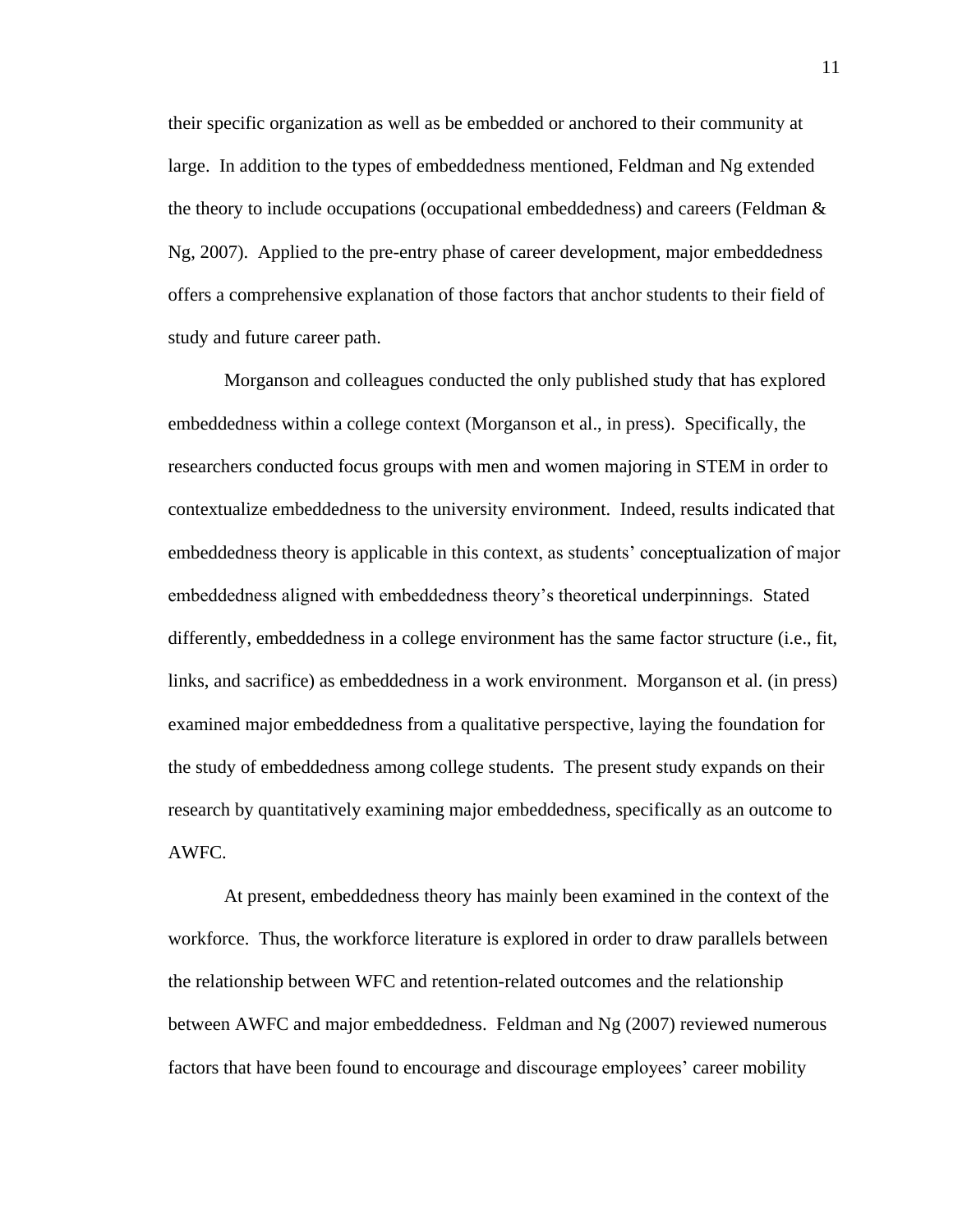their specific organization as well as be embedded or anchored to their community at large. In addition to the types of embeddedness mentioned, Feldman and Ng extended the theory to include occupations (occupational embeddedness) and careers (Feldman & Ng, 2007). Applied to the pre-entry phase of career development, major embeddedness offers a comprehensive explanation of those factors that anchor students to their field of study and future career path.

Morganson and colleagues conducted the only published study that has explored embeddedness within a college context (Morganson et al., in press). Specifically, the researchers conducted focus groups with men and women majoring in STEM in order to contextualize embeddedness to the university environment. Indeed, results indicated that embeddedness theory is applicable in this context, as students' conceptualization of major embeddedness aligned with embeddedness theory's theoretical underpinnings. Stated differently, embeddedness in a college environment has the same factor structure (i.e., fit, links, and sacrifice) as embeddedness in a work environment. Morganson et al. (in press) examined major embeddedness from a qualitative perspective, laying the foundation for the study of embeddedness among college students. The present study expands on their research by quantitatively examining major embeddedness, specifically as an outcome to AWFC.

At present, embeddedness theory has mainly been examined in the context of the workforce. Thus, the workforce literature is explored in order to draw parallels between the relationship between WFC and retention-related outcomes and the relationship between AWFC and major embeddedness. Feldman and Ng (2007) reviewed numerous factors that have been found to encourage and discourage employees' career mobility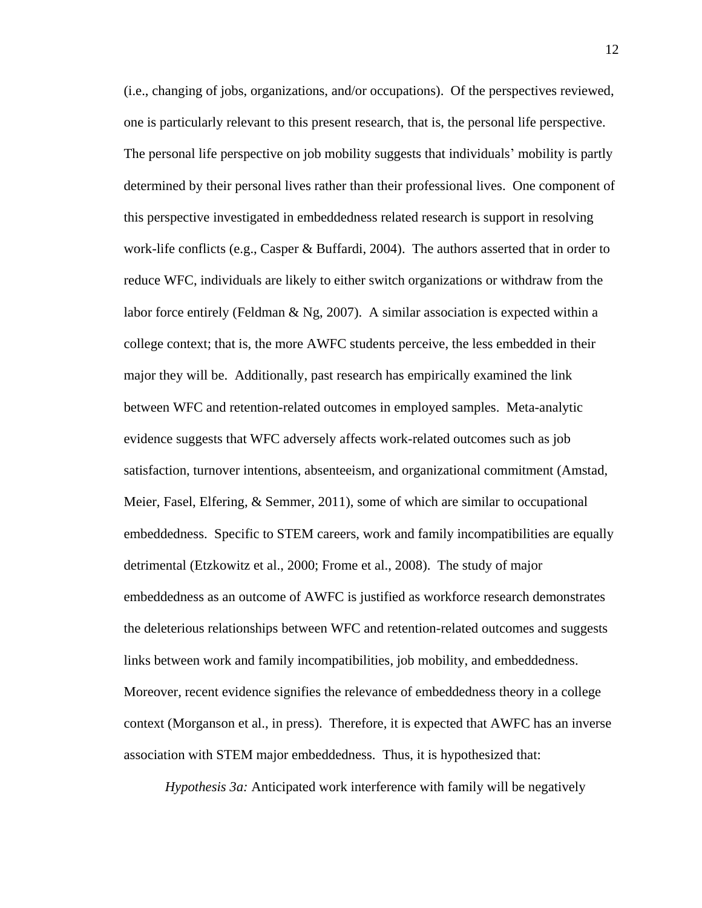(i.e., changing of jobs, organizations, and/or occupations). Of the perspectives reviewed, one is particularly relevant to this present research, that is, the personal life perspective. The personal life perspective on job mobility suggests that individuals' mobility is partly determined by their personal lives rather than their professional lives. One component of this perspective investigated in embeddedness related research is support in resolving work-life conflicts (e.g., Casper & Buffardi, 2004). The authors asserted that in order to reduce WFC, individuals are likely to either switch organizations or withdraw from the labor force entirely (Feldman & Ng, 2007). A similar association is expected within a college context; that is, the more AWFC students perceive, the less embedded in their major they will be. Additionally, past research has empirically examined the link between WFC and retention-related outcomes in employed samples. Meta-analytic evidence suggests that WFC adversely affects work-related outcomes such as job satisfaction, turnover intentions, absenteeism, and organizational commitment (Amstad, Meier, Fasel, Elfering, & Semmer, 2011), some of which are similar to occupational embeddedness. Specific to STEM careers, work and family incompatibilities are equally detrimental (Etzkowitz et al., 2000; Frome et al., 2008). The study of major embeddedness as an outcome of AWFC is justified as workforce research demonstrates the deleterious relationships between WFC and retention-related outcomes and suggests links between work and family incompatibilities, job mobility, and embeddedness. Moreover, recent evidence signifies the relevance of embeddedness theory in a college context (Morganson et al., in press). Therefore, it is expected that AWFC has an inverse association with STEM major embeddedness. Thus, it is hypothesized that:

*Hypothesis 3a:* Anticipated work interference with family will be negatively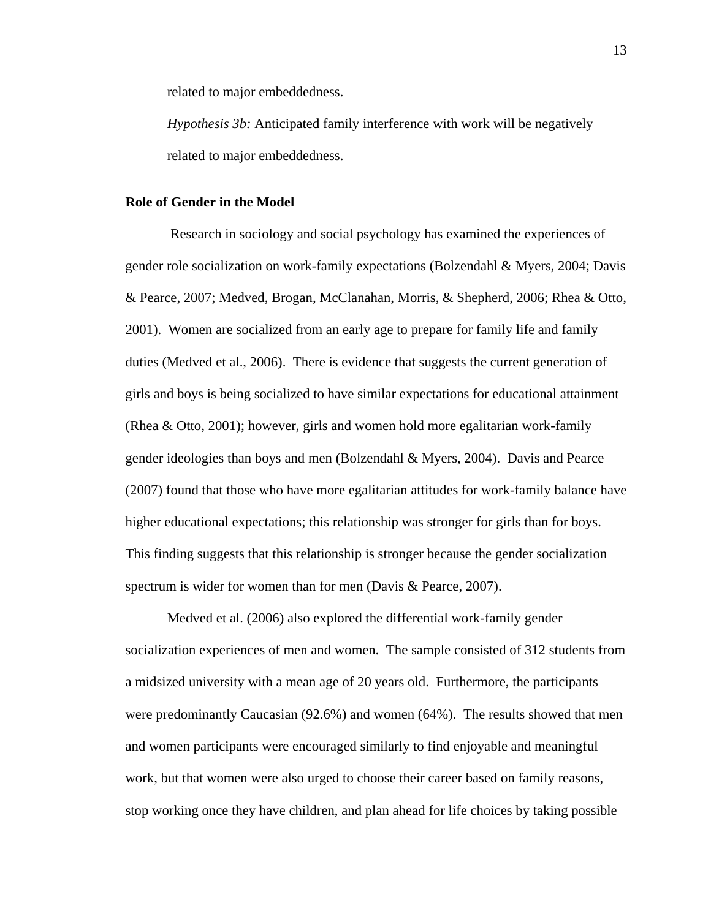related to major embeddedness.

*Hypothesis 3b:* Anticipated family interference with work will be negatively related to major embeddedness.

**Role of Gender in the Model**

Research in sociology and social psychology has examined the experiences of gender role socialization on work-family expectations (Bolzendahl & Myers, 2004; Davis & Pearce, 2007; Medved, Brogan, McClanahan, Morris, & Shepherd, 2006; Rhea & Otto, 2001). Women are socialized from an early age to prepare for family life and family duties (Medved et al., 2006). There is evidence that suggests the current generation of girls and boys is being socialized to have similar expectations for educational attainment (Rhea & Otto, 2001); however, girls and women hold more egalitarian work-family gender ideologies than boys and men (Bolzendahl & Myers, 2004). Davis and Pearce (2007) found that those who have more egalitarian attitudes for work-family balance have higher educational expectations; this relationship was stronger for girls than for boys. This finding suggests that this relationship is stronger because the gender socialization spectrum is wider for women than for men (Davis & Pearce, 2007).

Medved et al. (2006) also explored the differential work-family gender socialization experiences of men and women. The sample consisted of 312 students from a midsized university with a mean age of 20 years old. Furthermore, the participants were predominantly Caucasian (92.6%) and women (64%). The results showed that men and women participants were encouraged similarly to find enjoyable and meaningful work, but that women were also urged to choose their career based on family reasons, stop working once they have children, and plan ahead for life choices by taking possible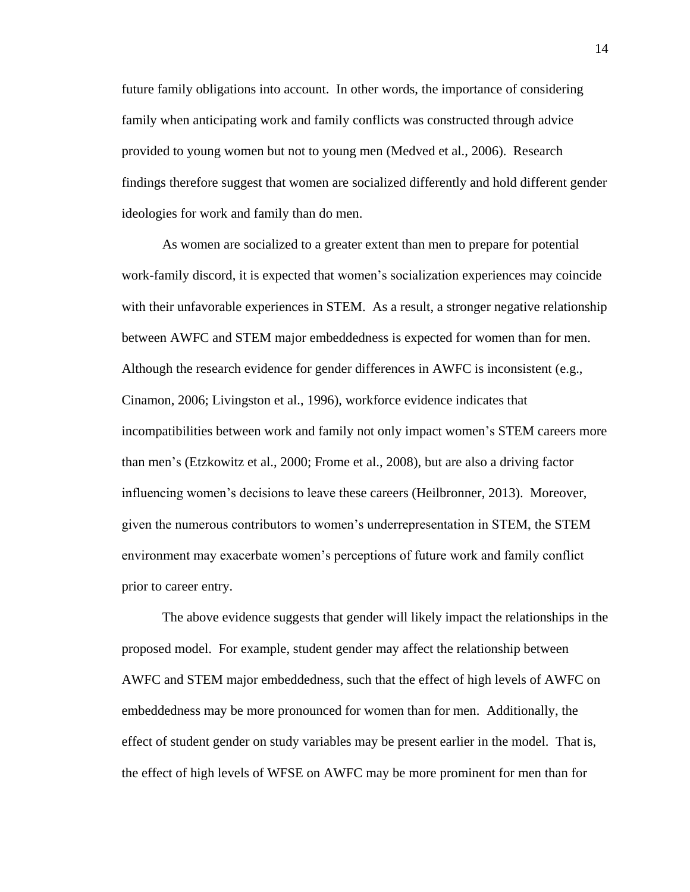future family obligations into account. In other words, the importance of considering family when anticipating work and family conflicts was constructed through advice provided to young women but not to young men (Medved et al., 2006). Research findings therefore suggest that women are socialized differently and hold different gender ideologies for work and family than do men.

As women are socialized to a greater extent than men to prepare for potential work-family discord, it is expected that women's socialization experiences may coincide with their unfavorable experiences in STEM. As a result, a stronger negative relationship between AWFC and STEM major embeddedness is expected for women than for men. Although the research evidence for gender differences in AWFC is inconsistent (e.g., Cinamon, 2006; Livingston et al., 1996), workforce evidence indicates that incompatibilities between work and family not only impact women's STEM careers more than men's (Etzkowitz et al., 2000; Frome et al., 2008), but are also a driving factor influencing women's decisions to leave these careers (Heilbronner, 2013). Moreover, given the numerous contributors to women's underrepresentation in STEM, the STEM environment may exacerbate women's perceptions of future work and family conflict prior to career entry.

The above evidence suggests that gender will likely impact the relationships in the proposed model. For example, student gender may affect the relationship between AWFC and STEM major embeddedness, such that the effect of high levels of AWFC on embeddedness may be more pronounced for women than for men. Additionally, the effect of student gender on study variables may be present earlier in the model. That is, the effect of high levels of WFSE on AWFC may be more prominent for men than for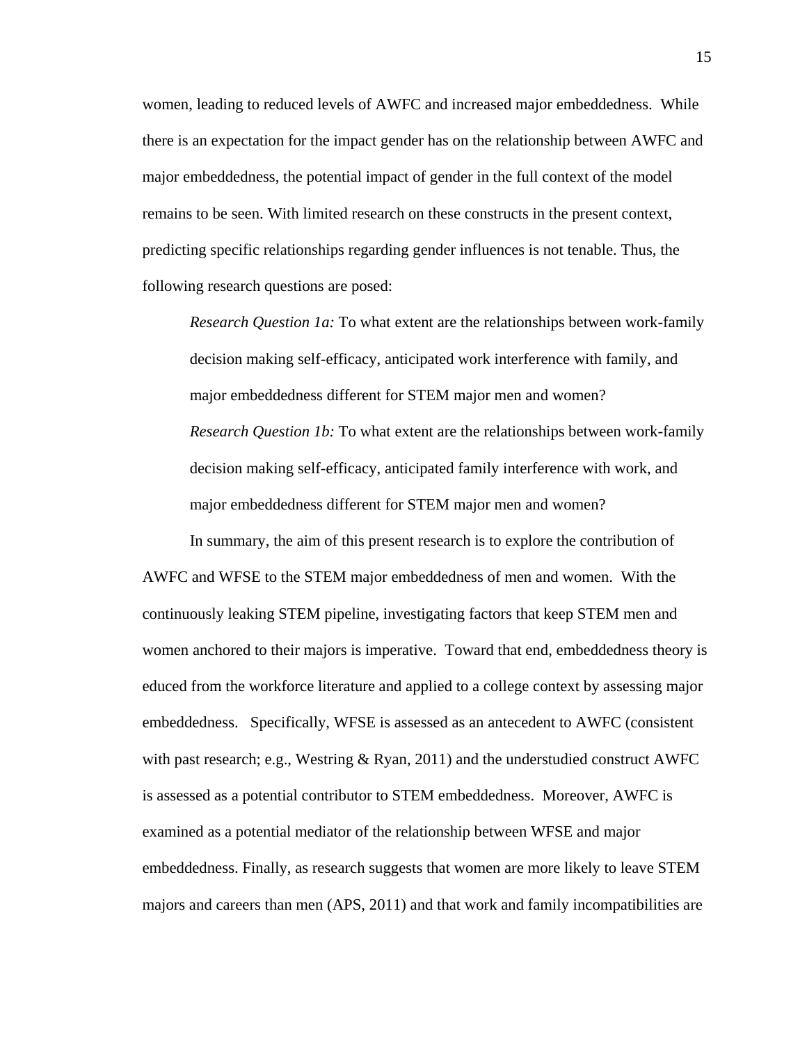women, leading to reduced levels of AWFC and increased major embeddedness. While there is an expectation for the impact gender has on the relationship between AWFC and major embeddedness, the potential impact of gender in the full context of the model remains to be seen. With limited research on these constructs in the present context, predicting specific relationships regarding gender influences is not tenable. Thus, the following research questions are posed:

> *Research Question 1a:* To what extent are the relationships between work-family decision making self-efficacy, anticipated work interference with family, and major embeddedness different for STEM major men and women?
>
> *Research Question 1b:* To what extent are the relationships between work-family decision making self-efficacy, anticipated family interference with work, and major embeddedness different for STEM major men and women?

In summary, the aim of this present research is to explore the contribution of AWFC and WFSE to the STEM major embeddedness of men and women. With the continuously leaking STEM pipeline, investigating factors that keep STEM men and women anchored to their majors is imperative. Toward that end, embeddedness theory is educed from the workforce literature and applied to a college context by assessing major embeddedness. Specifically, WFSE is assessed as an antecedent to AWFC (consistent with past research; e.g., Westring & Ryan, 2011) and the understudied construct AWFC is assessed as a potential contributor to STEM embeddedness. Moreover, AWFC is examined as a potential mediator of the relationship between WFSE and major embeddedness. Finally, as research suggests that women are more likely to leave STEM majors and careers than men (APS, 2011) and that work and family incompatibilities are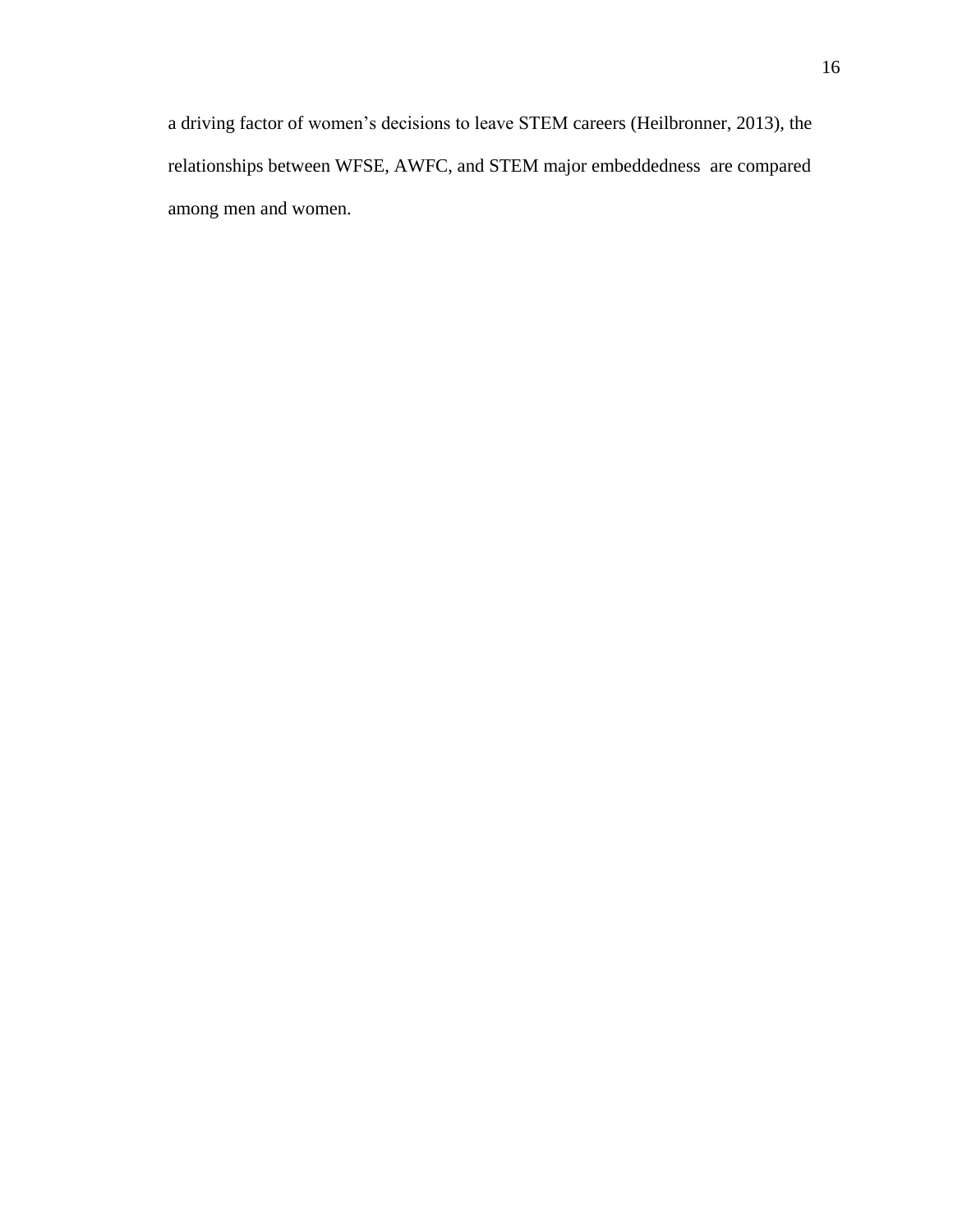a driving factor of women's decisions to leave STEM careers (Heilbronner, 2013), the relationships between WFSE, AWFC, and STEM major embeddedness are compared among men and women.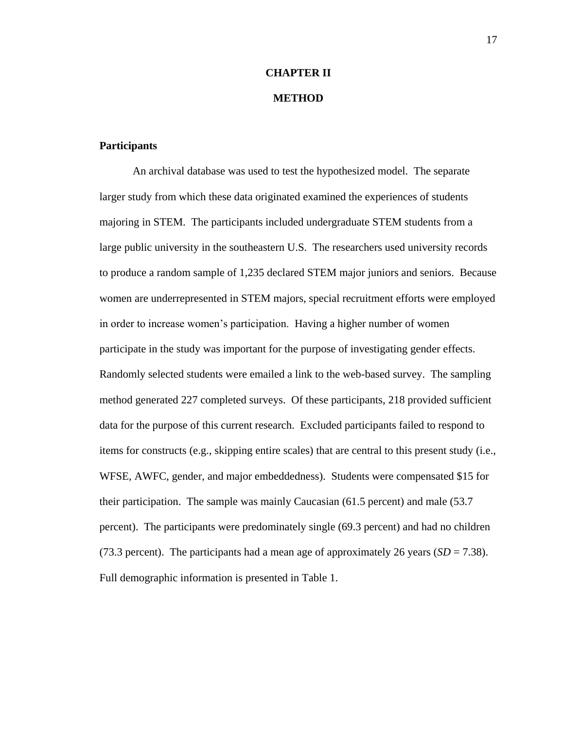# CHAPTER II

# METHOD

## Participants

An archival database was used to test the hypothesized model. The separate larger study from which these data originated examined the experiences of students majoring in STEM. The participants included undergraduate STEM students from a large public university in the southeastern U.S. The researchers used university records to produce a random sample of 1,235 declared STEM major juniors and seniors. Because women are underrepresented in STEM majors, special recruitment efforts were employed in order to increase women's participation. Having a higher number of women participate in the study was important for the purpose of investigating gender effects. Randomly selected students were emailed a link to the web-based survey. The sampling method generated 227 completed surveys. Of these participants, 218 provided sufficient data for the purpose of this current research. Excluded participants failed to respond to items for constructs (e.g., skipping entire scales) that are central to this present study (i.e., WFSE, AWFC, gender, and major embeddedness). Students were compensated $15 for their participation. The sample was mainly Caucasian (61.5 percent) and male (53.7 percent). The participants were predominately single (69.3 percent) and had no children (73.3 percent). The participants had a mean age of approximately 26 years (*SD* = 7.38). Full demographic information is presented in Table 1.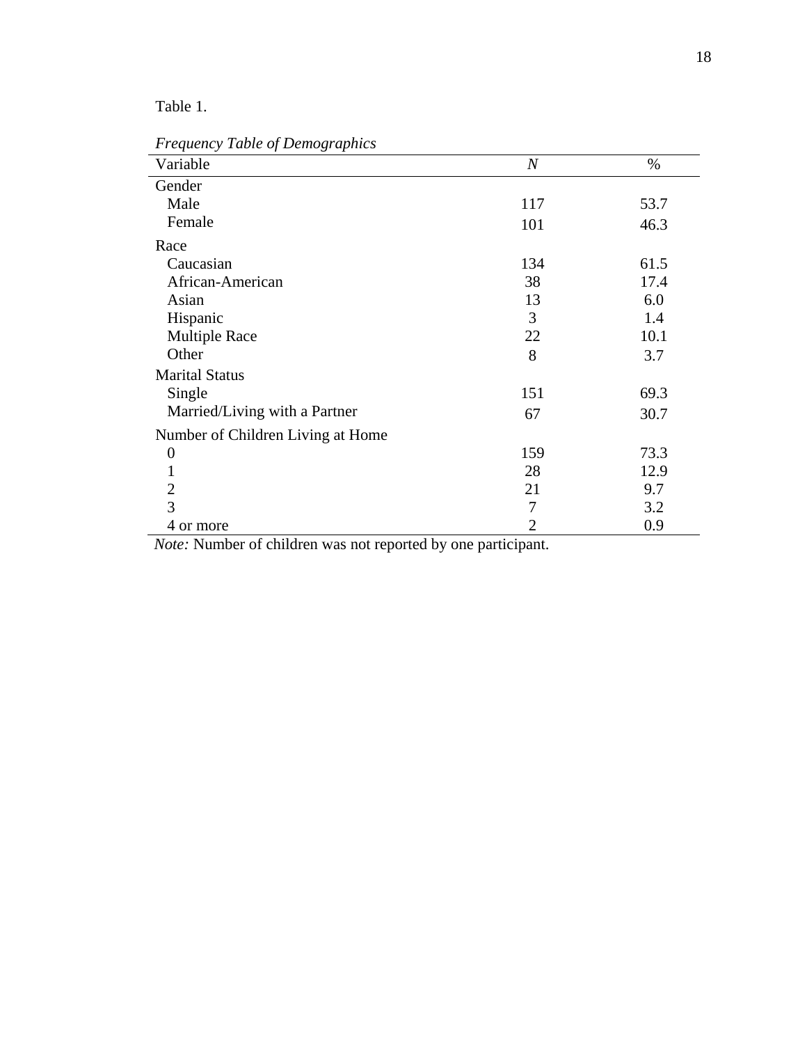Table 1.

*Frequency Table of Demographics*

| Variable | *N* | % |
|---|---|---|
| Gender | | |
| Male | 117 | 53.7 |
| Female | 101 | 46.3 |
| Race | | |
| Caucasian | 134 | 61.5 |
| African-American | 38 | 17.4 |
| Asian | 13 | 6.0 |
| Hispanic | 3 | 1.4 |
| Multiple Race | 22 | 10.1 |
| Other | 8 | 3.7 |
| Marital Status | | |
| Single | 151 | 69.3 |
| Married/Living with a Partner | 67 | 30.7 |
| Number of Children Living at Home | | |
| 0 | 159 | 73.3 |
| 1 | 28 | 12.9 |
| 2 | 21 | 9.7 |
| 3 | 7 | 3.2 |
| 4 or more | 2 | 0.9 |

*Note:* Number of children was not reported by one participant.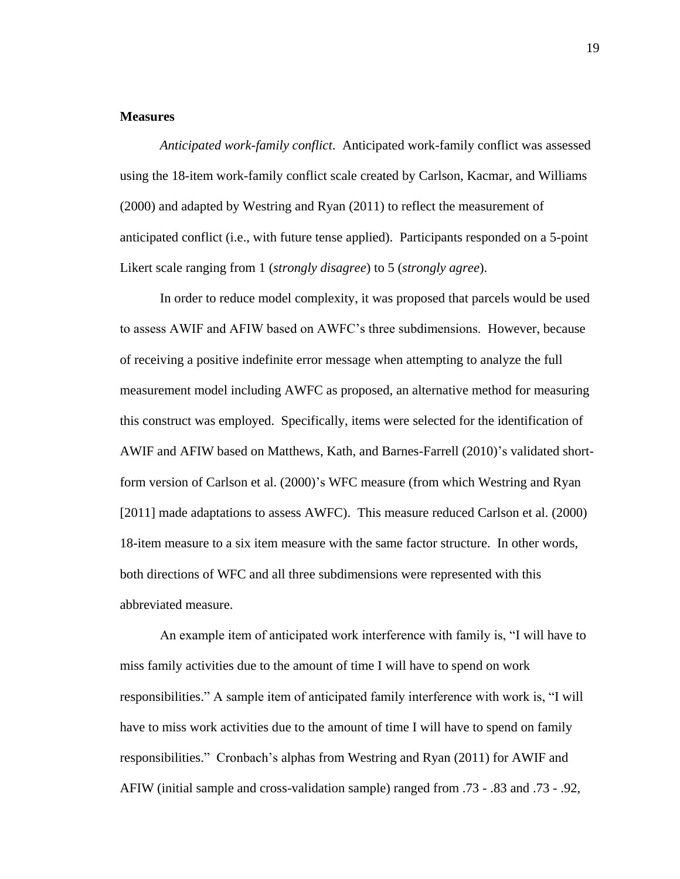**Measures**

*Anticipated work-family conflict*. Anticipated work-family conflict was assessed using the 18-item work-family conflict scale created by Carlson, Kacmar, and Williams (2000) and adapted by Westring and Ryan (2011) to reflect the measurement of anticipated conflict (i.e., with future tense applied). Participants responded on a 5-point Likert scale ranging from 1 (*strongly disagree*) to 5 (*strongly agree*).

In order to reduce model complexity, it was proposed that parcels would be used to assess AWIF and AFIW based on AWFC's three subdimensions. However, because of receiving a positive indefinite error message when attempting to analyze the full measurement model including AWFC as proposed, an alternative method for measuring this construct was employed. Specifically, items were selected for the identification of AWIF and AFIW based on Matthews, Kath, and Barnes-Farrell (2010)'s validated short-form version of Carlson et al. (2000)'s WFC measure (from which Westring and Ryan [2011] made adaptations to assess AWFC). This measure reduced Carlson et al. (2000) 18-item measure to a six item measure with the same factor structure. In other words, both directions of WFC and all three subdimensions were represented with this abbreviated measure.

An example item of anticipated work interference with family is, "I will have to miss family activities due to the amount of time I will have to spend on work responsibilities." A sample item of anticipated family interference with work is, "I will have to miss work activities due to the amount of time I will have to spend on family responsibilities." Cronbach's alphas from Westring and Ryan (2011) for AWIF and AFIW (initial sample and cross-validation sample) ranged from .73 - .83 and .73 - .92,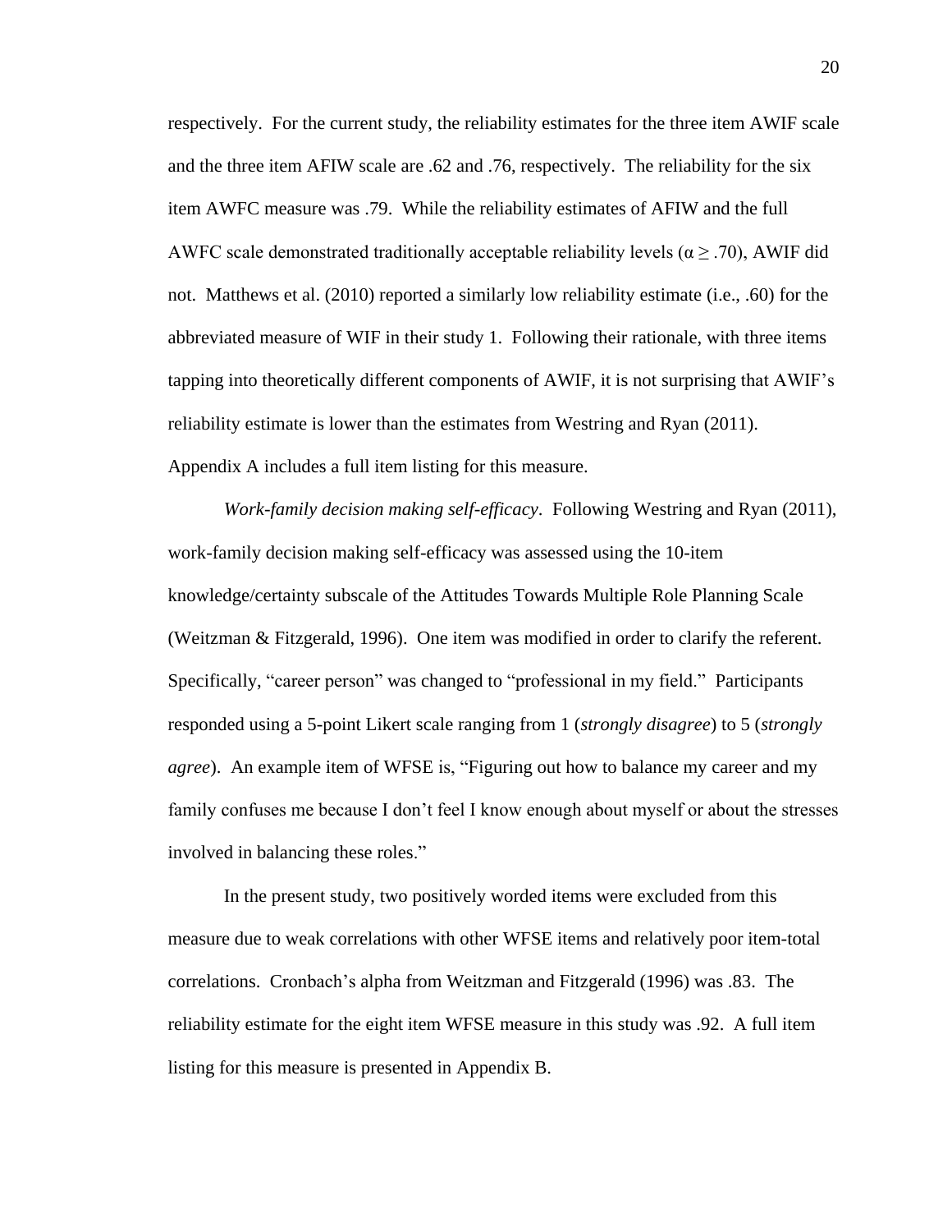respectively. For the current study, the reliability estimates for the three item AWIF scale and the three item AFIW scale are .62 and .76, respectively. The reliability for the six item AWFC measure was .79. While the reliability estimates of AFIW and the full AWFC scale demonstrated traditionally acceptable reliability levels ($\alpha \geq .70$), AWIF did not. Matthews et al. (2010) reported a similarly low reliability estimate (i.e., .60) for the abbreviated measure of WIF in their study 1. Following their rationale, with three items tapping into theoretically different components of AWIF, it is not surprising that AWIF's reliability estimate is lower than the estimates from Westring and Ryan (2011). Appendix A includes a full item listing for this measure.

*Work-family decision making self-efficacy*. Following Westring and Ryan (2011), work-family decision making self-efficacy was assessed using the 10-item knowledge/certainty subscale of the Attitudes Towards Multiple Role Planning Scale (Weitzman & Fitzgerald, 1996). One item was modified in order to clarify the referent. Specifically, "career person" was changed to "professional in my field." Participants responded using a 5-point Likert scale ranging from 1 (*strongly disagree*) to 5 (*strongly agree*). An example item of WFSE is, "Figuring out how to balance my career and my family confuses me because I don't feel I know enough about myself or about the stresses involved in balancing these roles."

In the present study, two positively worded items were excluded from this measure due to weak correlations with other WFSE items and relatively poor item-total correlations. Cronbach's alpha from Weitzman and Fitzgerald (1996) was .83. The reliability estimate for the eight item WFSE measure in this study was .92. A full item listing for this measure is presented in Appendix B.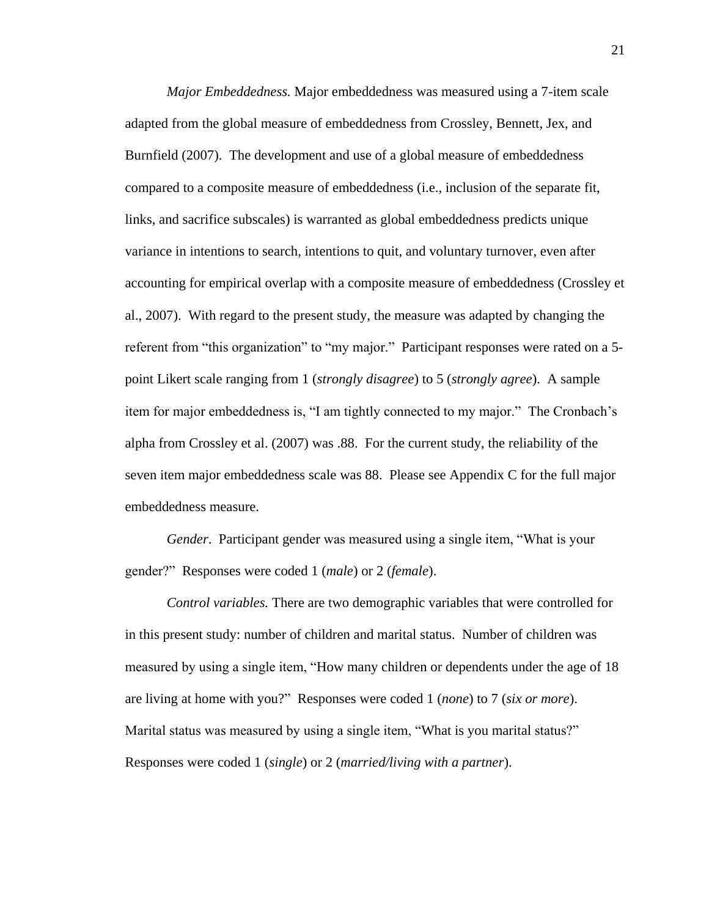*Major Embeddedness.* Major embeddedness was measured using a 7-item scale adapted from the global measure of embeddedness from Crossley, Bennett, Jex, and Burnfield (2007). The development and use of a global measure of embeddedness compared to a composite measure of embeddedness (i.e., inclusion of the separate fit, links, and sacrifice subscales) is warranted as global embeddedness predicts unique variance in intentions to search, intentions to quit, and voluntary turnover, even after accounting for empirical overlap with a composite measure of embeddedness (Crossley et al., 2007). With regard to the present study, the measure was adapted by changing the referent from "this organization" to "my major." Participant responses were rated on a 5-point Likert scale ranging from 1 (*strongly disagree*) to 5 (*strongly agree*). A sample item for major embeddedness is, "I am tightly connected to my major." The Cronbach's alpha from Crossley et al. (2007) was .88. For the current study, the reliability of the seven item major embeddedness scale was 88. Please see Appendix C for the full major embeddedness measure.

*Gender*. Participant gender was measured using a single item, "What is your gender?" Responses were coded 1 (*male*) or 2 (*female*).

*Control variables.* There are two demographic variables that were controlled for in this present study: number of children and marital status. Number of children was measured by using a single item, "How many children or dependents under the age of 18 are living at home with you?" Responses were coded 1 (*none*) to 7 (*six or more*). Marital status was measured by using a single item, "What is you marital status?" Responses were coded 1 (*single*) or 2 (*married/living with a partner*).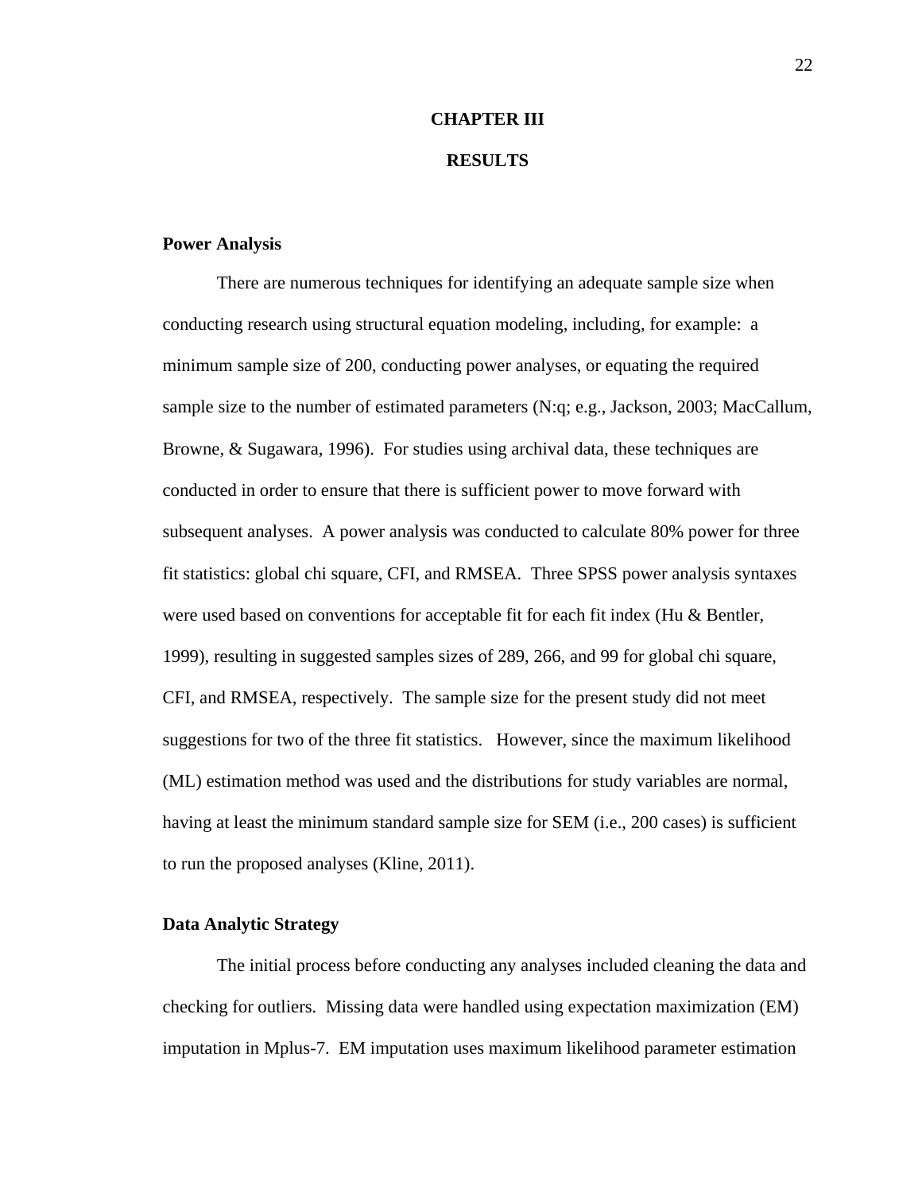# CHAPTER III

# RESULTS

### Power Analysis

There are numerous techniques for identifying an adequate sample size when conducting research using structural equation modeling, including, for example: a minimum sample size of 200, conducting power analyses, or equating the required sample size to the number of estimated parameters (N:q; e.g., Jackson, 2003; MacCallum, Browne, & Sugawara, 1996). For studies using archival data, these techniques are conducted in order to ensure that there is sufficient power to move forward with subsequent analyses. A power analysis was conducted to calculate 80% power for three fit statistics: global chi square, CFI, and RMSEA. Three SPSS power analysis syntaxes were used based on conventions for acceptable fit for each fit index (Hu & Bentler, 1999), resulting in suggested samples sizes of 289, 266, and 99 for global chi square, CFI, and RMSEA, respectively. The sample size for the present study did not meet suggestions for two of the three fit statistics. However, since the maximum likelihood (ML) estimation method was used and the distributions for study variables are normal, having at least the minimum standard sample size for SEM (i.e., 200 cases) is sufficient to run the proposed analyses (Kline, 2011).

### Data Analytic Strategy

The initial process before conducting any analyses included cleaning the data and checking for outliers. Missing data were handled using expectation maximization (EM) imputation in Mplus-7. EM imputation uses maximum likelihood parameter estimation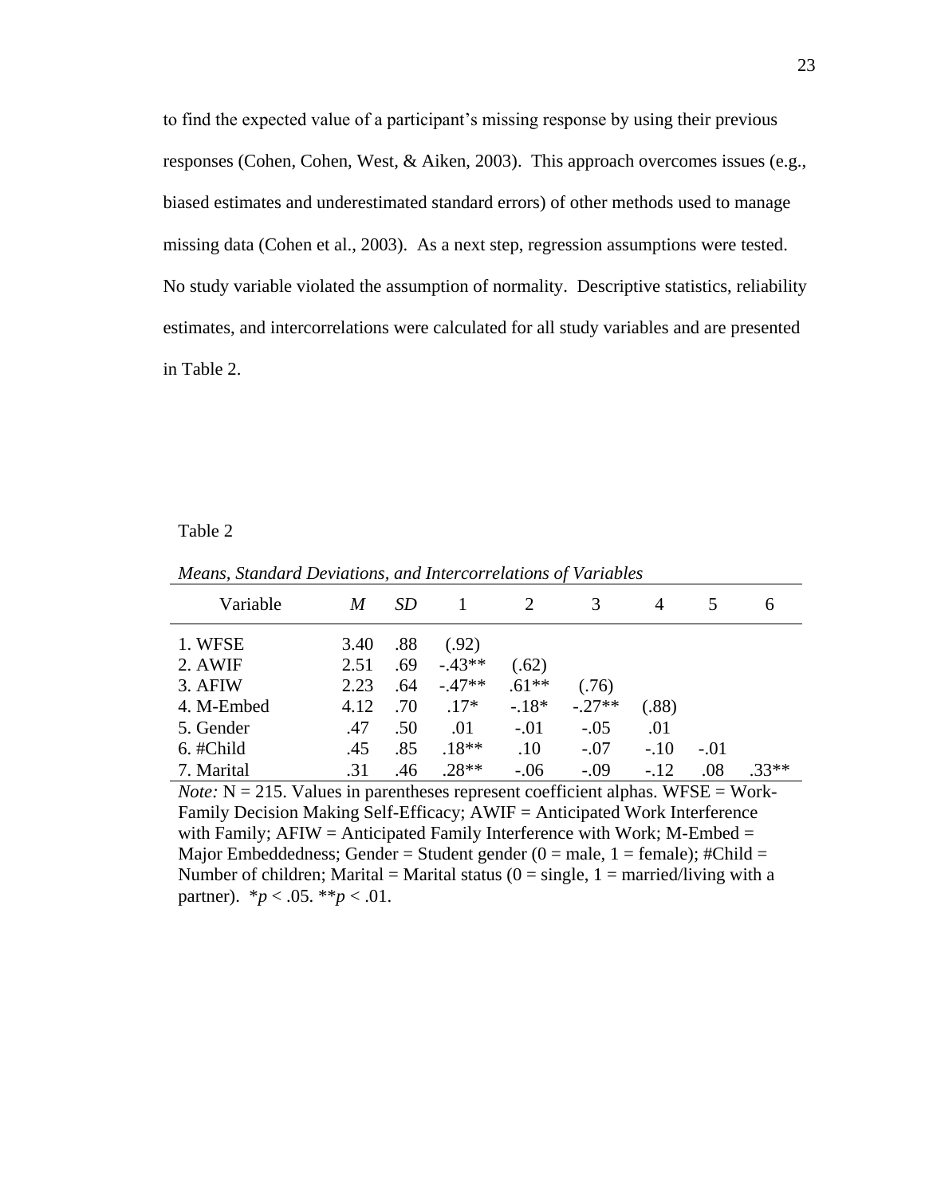to find the expected value of a participant's missing response by using their previous responses (Cohen, Cohen, West, & Aiken, 2003). This approach overcomes issues (e.g., biased estimates and underestimated standard errors) of other methods used to manage missing data (Cohen et al., 2003). As a next step, regression assumptions were tested. No study variable violated the assumption of normality. Descriptive statistics, reliability estimates, and intercorrelations were calculated for all study variables and are presented in Table 2.

Table 2

*Means, Standard Deviations, and Intercorrelations of Variables*

| Variable | *M* | *SD* | 1 | 2 | 3 | 4 | 5 | 6 |
|---|---|---|---|---|---|---|---|---|
| 1. WFSE | 3.40 | .88 | (.92) | | | | | |
| 2. AWIF | 2.51 | .69 | -.43** | (.62) | | | | |
| 3. AFIW | 2.23 | .64 | -.47** | .61** | (.76) | | | |
| 4. M-Embed | 4.12 | .70 | .17* | -.18* | -.27** | (.88) | | |
| 5. Gender | .47 | .50 | .01 | -.01 | -.05 | .01 | | |
| 6. #Child | .45 | .85 | .18** | .10 | -.07 | -.10 | -.01 | |
| 7. Marital | .31 | .46 | .28** | -.06 | -.09 | -.12 | .08 | .33** |

*Note:* N = 215. Values in parentheses represent coefficient alphas. WFSE = Work-Family Decision Making Self-Efficacy; AWIF = Anticipated Work Interference with Family; AFIW = Anticipated Family Interference with Work; M-Embed = Major Embeddedness; Gender = Student gender (0 = male, 1 = female); #Child = Number of children; Marital = Marital status (0 = single, 1 = married/living with a partner). *$p < .05$. **$p < .01$.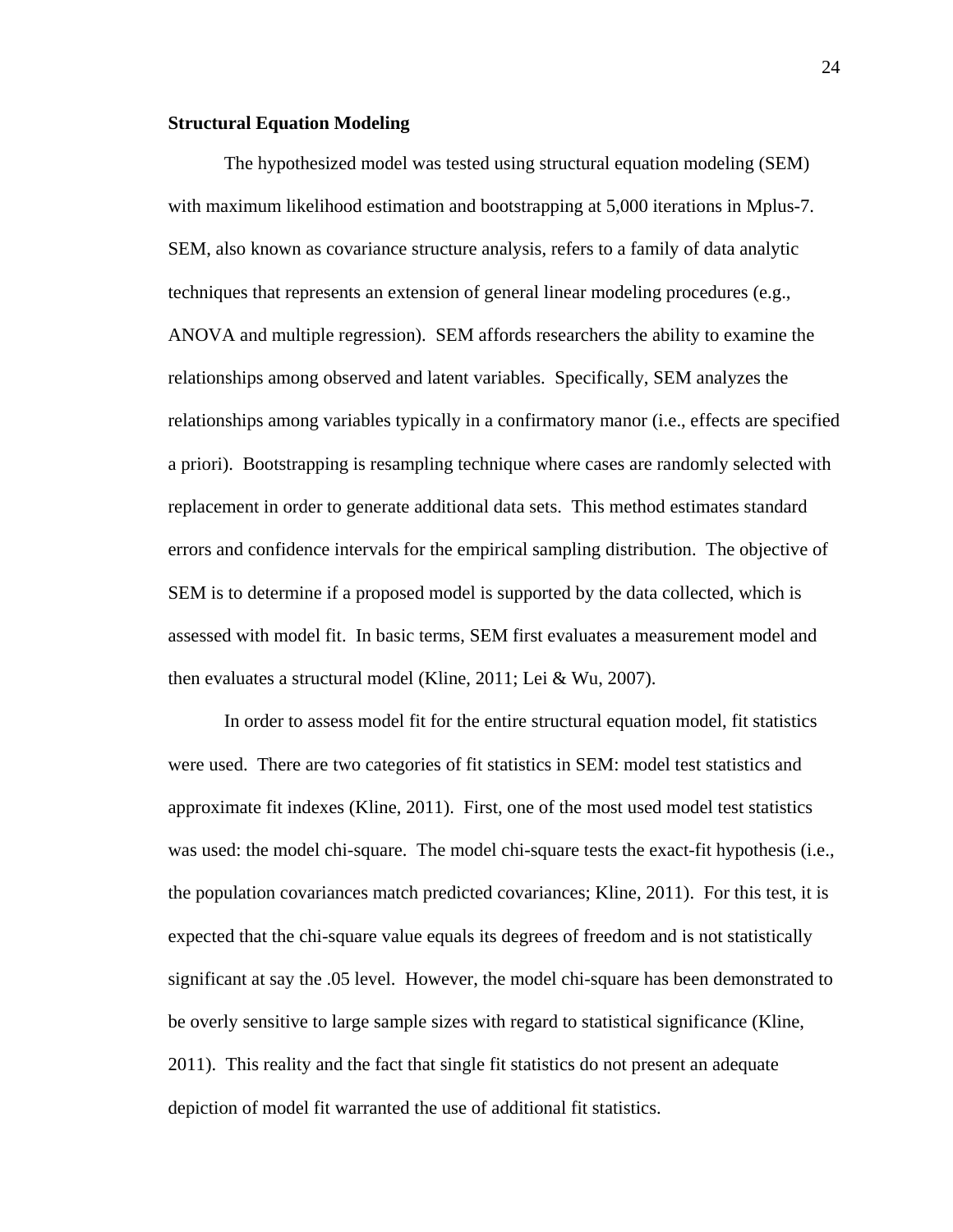**Structural Equation Modeling**

The hypothesized model was tested using structural equation modeling (SEM) with maximum likelihood estimation and bootstrapping at 5,000 iterations in Mplus-7. SEM, also known as covariance structure analysis, refers to a family of data analytic techniques that represents an extension of general linear modeling procedures (e.g., ANOVA and multiple regression). SEM affords researchers the ability to examine the relationships among observed and latent variables. Specifically, SEM analyzes the relationships among variables typically in a confirmatory manor (i.e., effects are specified a priori). Bootstrapping is resampling technique where cases are randomly selected with replacement in order to generate additional data sets. This method estimates standard errors and confidence intervals for the empirical sampling distribution. The objective of SEM is to determine if a proposed model is supported by the data collected, which is assessed with model fit. In basic terms, SEM first evaluates a measurement model and then evaluates a structural model (Kline, 2011; Lei & Wu, 2007).

In order to assess model fit for the entire structural equation model, fit statistics were used. There are two categories of fit statistics in SEM: model test statistics and approximate fit indexes (Kline, 2011). First, one of the most used model test statistics was used: the model chi-square. The model chi-square tests the exact-fit hypothesis (i.e., the population covariances match predicted covariances; Kline, 2011). For this test, it is expected that the chi-square value equals its degrees of freedom and is not statistically significant at say the .05 level. However, the model chi-square has been demonstrated to be overly sensitive to large sample sizes with regard to statistical significance (Kline, 2011). This reality and the fact that single fit statistics do not present an adequate depiction of model fit warranted the use of additional fit statistics.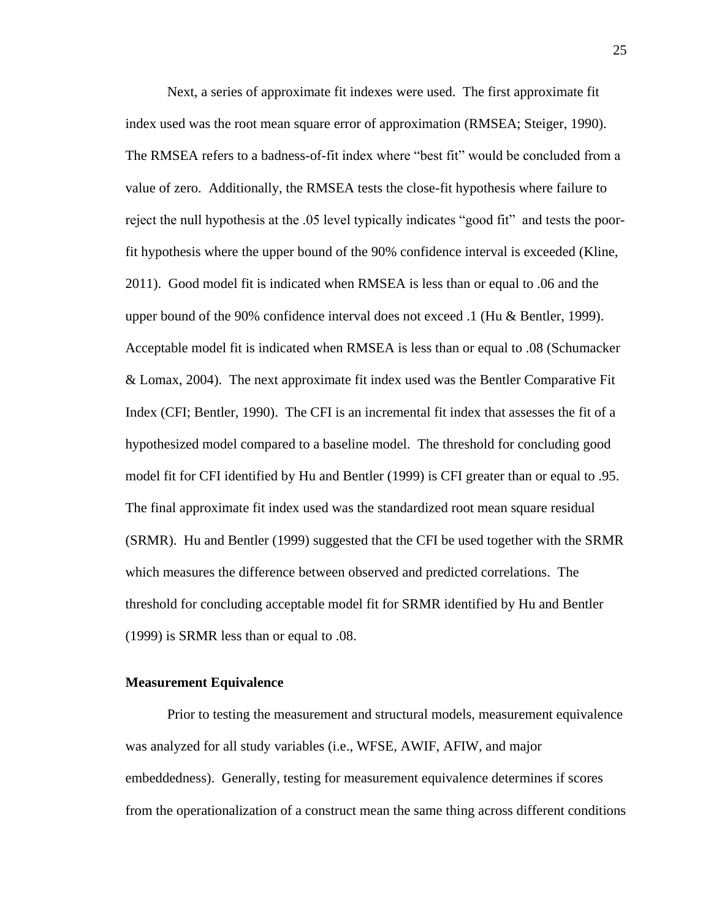Next, a series of approximate fit indexes were used. The first approximate fit index used was the root mean square error of approximation (RMSEA; Steiger, 1990). The RMSEA refers to a badness-of-fit index where "best fit" would be concluded from a value of zero. Additionally, the RMSEA tests the close-fit hypothesis where failure to reject the null hypothesis at the .05 level typically indicates "good fit" and tests the poor-fit hypothesis where the upper bound of the 90% confidence interval is exceeded (Kline, 2011). Good model fit is indicated when RMSEA is less than or equal to .06 and the upper bound of the 90% confidence interval does not exceed .1 (Hu & Bentler, 1999). Acceptable model fit is indicated when RMSEA is less than or equal to .08 (Schumacker & Lomax, 2004). The next approximate fit index used was the Bentler Comparative Fit Index (CFI; Bentler, 1990). The CFI is an incremental fit index that assesses the fit of a hypothesized model compared to a baseline model. The threshold for concluding good model fit for CFI identified by Hu and Bentler (1999) is CFI greater than or equal to .95. The final approximate fit index used was the standardized root mean square residual (SRMR). Hu and Bentler (1999) suggested that the CFI be used together with the SRMR which measures the difference between observed and predicted correlations. The threshold for concluding acceptable model fit for SRMR identified by Hu and Bentler (1999) is SRMR less than or equal to .08.

**Measurement Equivalence**

Prior to testing the measurement and structural models, measurement equivalence was analyzed for all study variables (i.e., WFSE, AWIF, AFIW, and major embeddedness). Generally, testing for measurement equivalence determines if scores from the operationalization of a construct mean the same thing across different conditions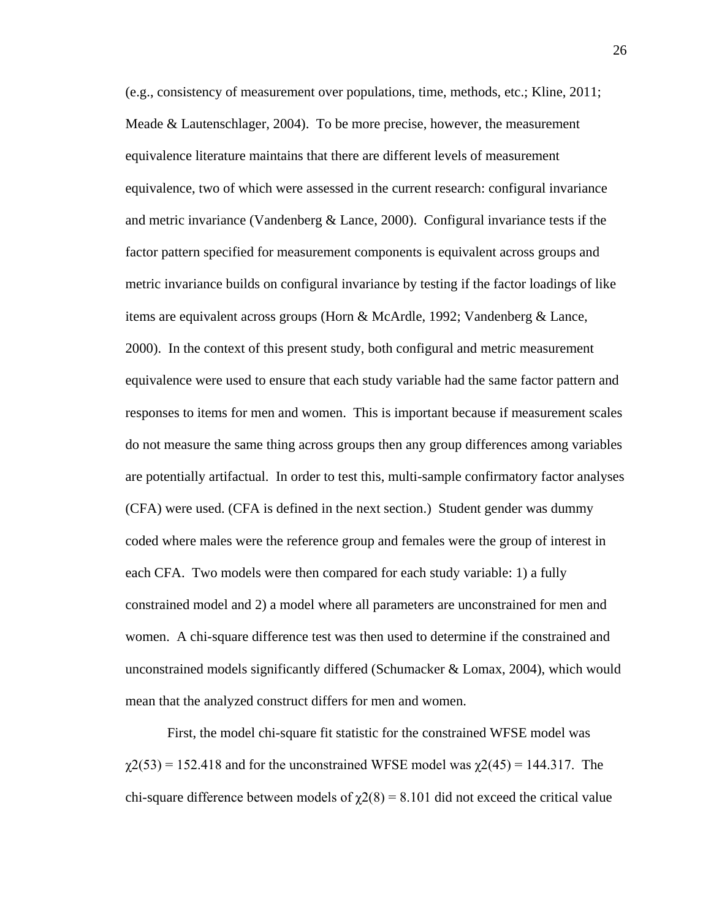(e.g., consistency of measurement over populations, time, methods, etc.; Kline, 2011; Meade & Lautenschlager, 2004). To be more precise, however, the measurement equivalence literature maintains that there are different levels of measurement equivalence, two of which were assessed in the current research: configural invariance and metric invariance (Vandenberg & Lance, 2000). Configural invariance tests if the factor pattern specified for measurement components is equivalent across groups and metric invariance builds on configural invariance by testing if the factor loadings of like items are equivalent across groups (Horn & McArdle, 1992; Vandenberg & Lance, 2000). In the context of this present study, both configural and metric measurement equivalence were used to ensure that each study variable had the same factor pattern and responses to items for men and women. This is important because if measurement scales do not measure the same thing across groups then any group differences among variables are potentially artifactual. In order to test this, multi-sample confirmatory factor analyses (CFA) were used. (CFA is defined in the next section.) Student gender was dummy coded where males were the reference group and females were the group of interest in each CFA. Two models were then compared for each study variable: 1) a fully constrained model and 2) a model where all parameters are unconstrained for men and women. A chi-square difference test was then used to determine if the constrained and unconstrained models significantly differed (Schumacker & Lomax, 2004), which would mean that the analyzed construct differs for men and women.

First, the model chi-square fit statistic for the constrained WFSE model was $\chi2(53) = 152.418$ and for the unconstrained WFSE model was $\chi2(45) = 144.317$. The chi-square difference between models of $\chi2(8) = 8.101$ did not exceed the critical value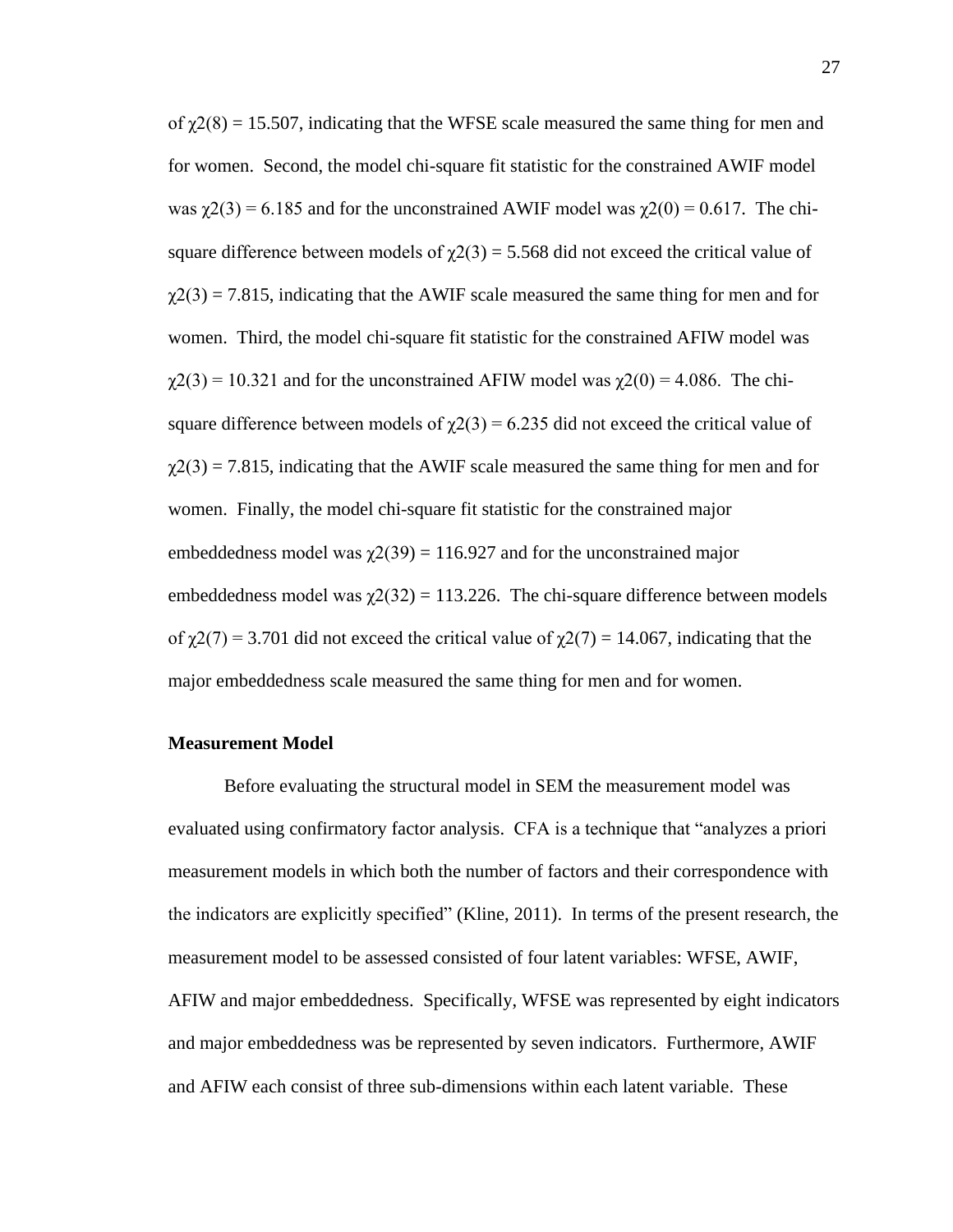of $\chi 2(8) = 15.507$, indicating that the WFSE scale measured the same thing for men and for women. Second, the model chi-square fit statistic for the constrained AWIF model was $\chi 2(3) = 6.185$ and for the unconstrained AWIF model was $\chi 2(0) = 0.617$. The chi-square difference between models of $\chi 2(3) = 5.568$ did not exceed the critical value of $\chi 2(3) = 7.815$, indicating that the AWIF scale measured the same thing for men and for women. Third, the model chi-square fit statistic for the constrained AFIW model was $\chi 2(3) = 10.321$ and for the unconstrained AFIW model was $\chi 2(0) = 4.086$. The chi-square difference between models of $\chi 2(3) = 6.235$ did not exceed the critical value of $\chi 2(3) = 7.815$, indicating that the AWIF scale measured the same thing for men and for women. Finally, the model chi-square fit statistic for the constrained major embeddedness model was $\chi 2(39) = 116.927$ and for the unconstrained major embeddedness model was $\chi 2(32) = 113.226$. The chi-square difference between models of $\chi 2(7) = 3.701$ did not exceed the critical value of $\chi 2(7) = 14.067$, indicating that the major embeddedness scale measured the same thing for men and for women.

**Measurement Model**

Before evaluating the structural model in SEM the measurement model was evaluated using confirmatory factor analysis. CFA is a technique that "analyzes a priori measurement models in which both the number of factors and their correspondence with the indicators are explicitly specified" (Kline, 2011). In terms of the present research, the measurement model to be assessed consisted of four latent variables: WFSE, AWIF, AFIW and major embeddedness. Specifically, WFSE was represented by eight indicators and major embeddedness was be represented by seven indicators. Furthermore, AWIF and AFIW each consist of three sub-dimensions within each latent variable. These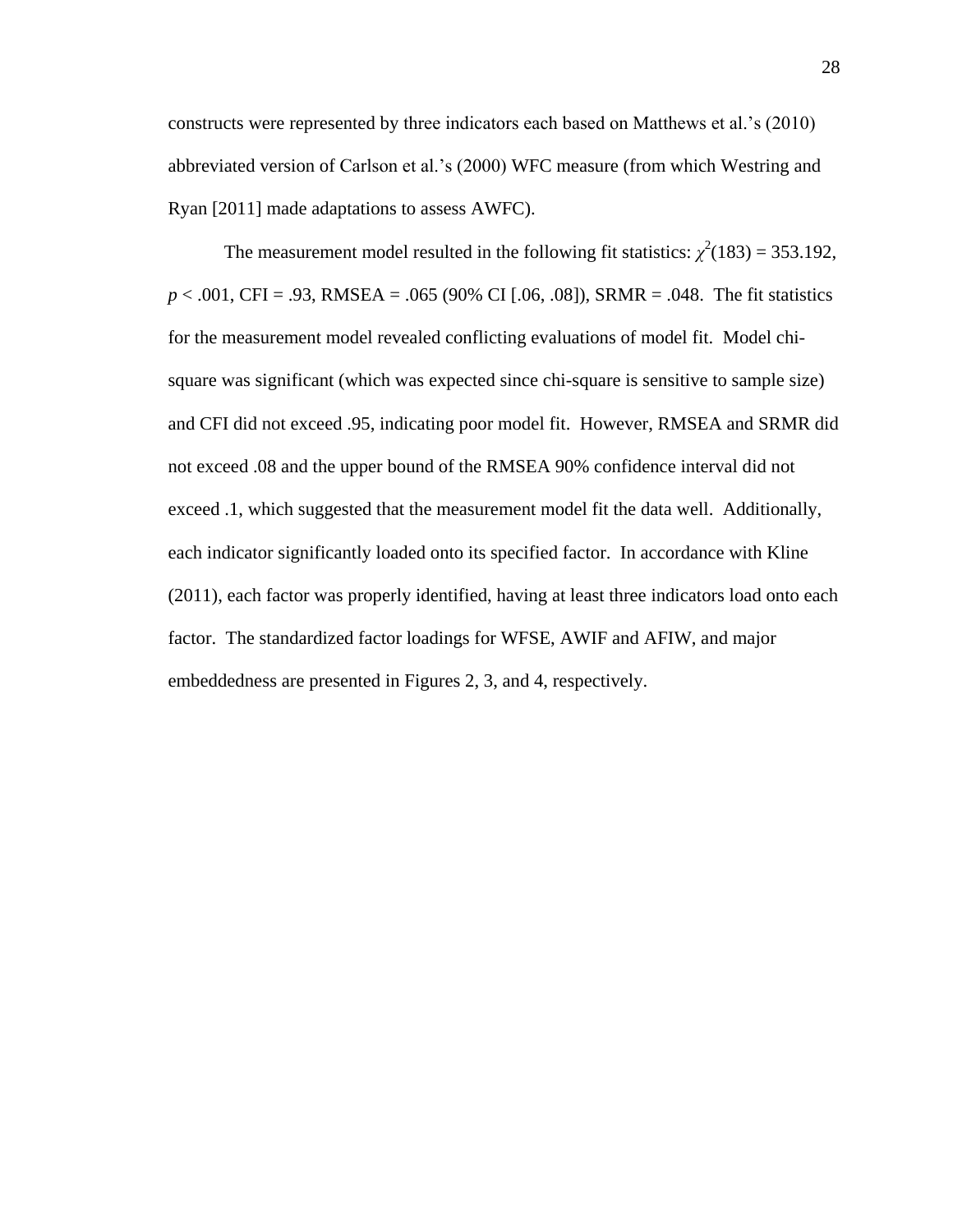constructs were represented by three indicators each based on Matthews et al.'s (2010) abbreviated version of Carlson et al.'s (2000) WFC measure (from which Westring and Ryan [2011] made adaptations to assess AWFC).

The measurement model resulted in the following fit statistics: $\chi^2(183) = 353.192$, $p < .001$, CFI = .93, RMSEA = .065 (90% CI [.06, .08]), SRMR = .048. The fit statistics for the measurement model revealed conflicting evaluations of model fit. Model chi-square was significant (which was expected since chi-square is sensitive to sample size) and CFI did not exceed .95, indicating poor model fit. However, RMSEA and SRMR did not exceed .08 and the upper bound of the RMSEA 90% confidence interval did not exceed .1, which suggested that the measurement model fit the data well. Additionally, each indicator significantly loaded onto its specified factor. In accordance with Kline (2011), each factor was properly identified, having at least three indicators load onto each factor. The standardized factor loadings for WFSE, AWIF and AFIW, and major embeddedness are presented in Figures 2, 3, and 4, respectively.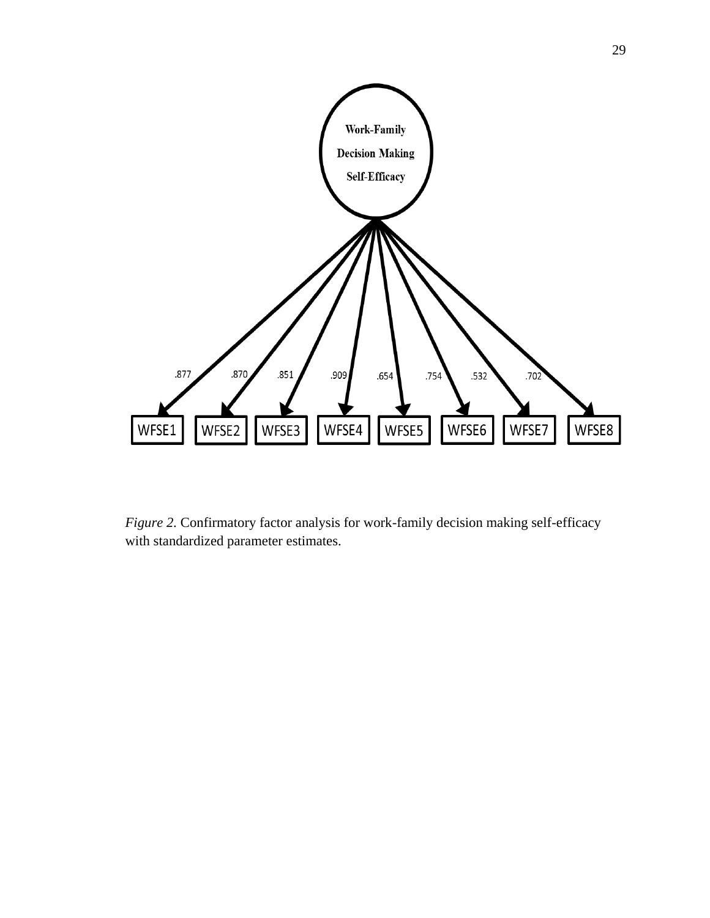Work-Family Decision Making Self-Efficacy

.877 .870 .851 .909 .654 .754 .532 .702

WFSE1 WFSE2 WFSE3 WFSE4 WFSE5 WFSE6 WFSE7 WFSE8

*Figure 2.* Confirmatory factor analysis for work-family decision making self-efficacy with standardized parameter estimates.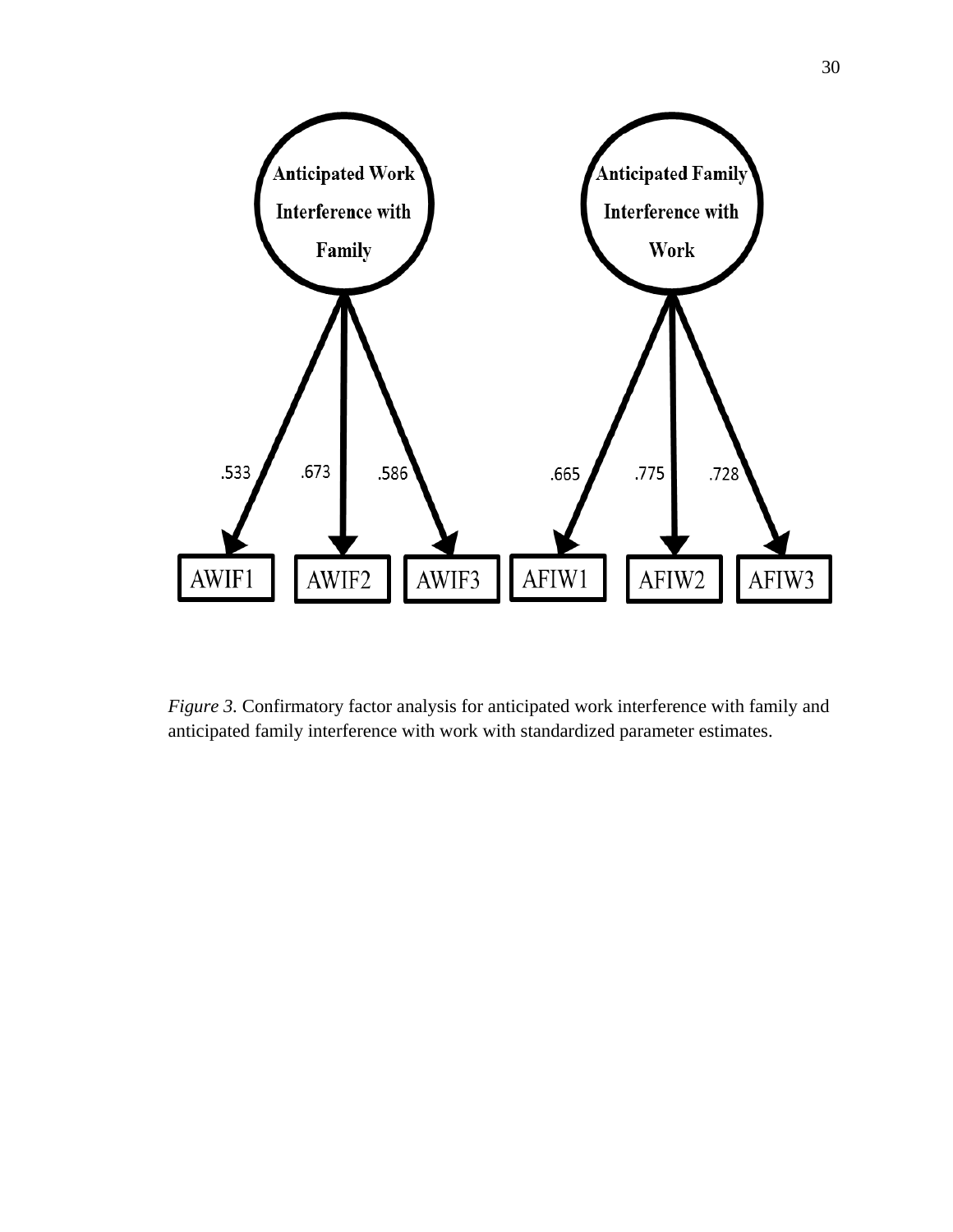Anticipated Work Interference with Family

Anticipated Family Interference with Work

.533 .673 .586 .665 .775 .728

AWIF1 AWIF2 AWIF3 AFIW1 AFIW2 AFIW3

*Figure 3.* Confirmatory factor analysis for anticipated work interference with family and anticipated family interference with work with standardized parameter estimates.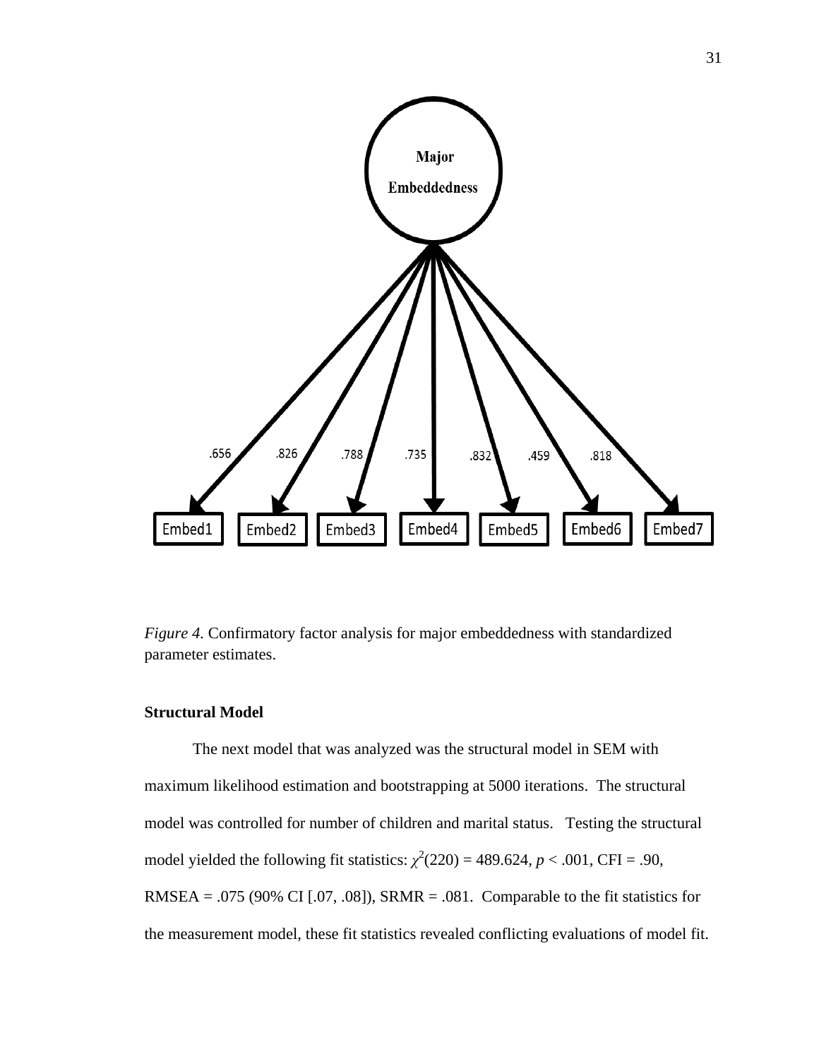*Figure 4.* Confirmatory factor analysis for major embeddedness with standardized parameter estimates.

**Structural Model**

The next model that was analyzed was the structural model in SEM with maximum likelihood estimation and bootstrapping at 5000 iterations. The structural model was controlled for number of children and marital status. Testing the structural model yielded the following fit statistics: $\chi^2(220) = 489.624$, $p < .001$, CFI = .90, RMSEA = .075 (90% CI [.07, .08]), SRMR = .081. Comparable to the fit statistics for the measurement model, these fit statistics revealed conflicting evaluations of model fit.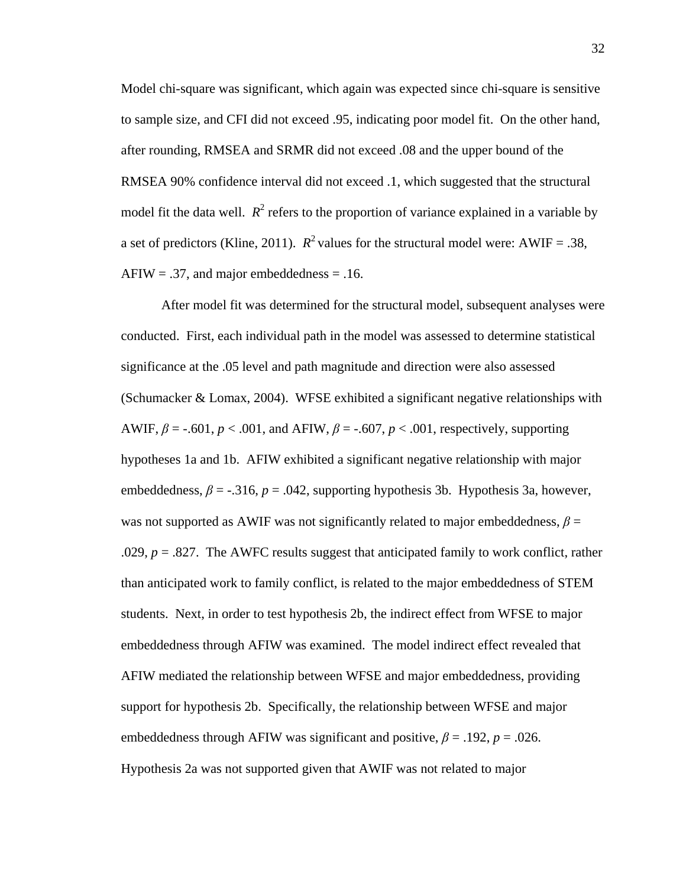Model chi-square was significant, which again was expected since chi-square is sensitive to sample size, and CFI did not exceed .95, indicating poor model fit. On the other hand, after rounding, RMSEA and SRMR did not exceed .08 and the upper bound of the RMSEA 90% confidence interval did not exceed .1, which suggested that the structural model fit the data well. $R^2$ refers to the proportion of variance explained in a variable by a set of predictors (Kline, 2011). $R^2$ values for the structural model were: AWIF = .38, AFIW = .37, and major embeddedness = .16.

After model fit was determined for the structural model, subsequent analyses were conducted. First, each individual path in the model was assessed to determine statistical significance at the .05 level and path magnitude and direction were also assessed (Schumacker & Lomax, 2004). WFSE exhibited a significant negative relationships with AWIF, $\beta = -.601$, $p < .001$, and AFIW, $\beta = -.607$, $p < .001$, respectively, supporting hypotheses 1a and 1b. AFIW exhibited a significant negative relationship with major embeddedness, $\beta = -.316$, $p = .042$, supporting hypothesis 3b. Hypothesis 3a, however, was not supported as AWIF was not significantly related to major embeddedness, $\beta = .029$, $p = .827$. The AWFC results suggest that anticipated family to work conflict, rather than anticipated work to family conflict, is related to the major embeddedness of STEM students. Next, in order to test hypothesis 2b, the indirect effect from WFSE to major embeddedness through AFIW was examined. The model indirect effect revealed that AFIW mediated the relationship between WFSE and major embeddedness, providing support for hypothesis 2b. Specifically, the relationship between WFSE and major embeddedness through AFIW was significant and positive, $\beta = .192$, $p = .026$. Hypothesis 2a was not supported given that AWIF was not related to major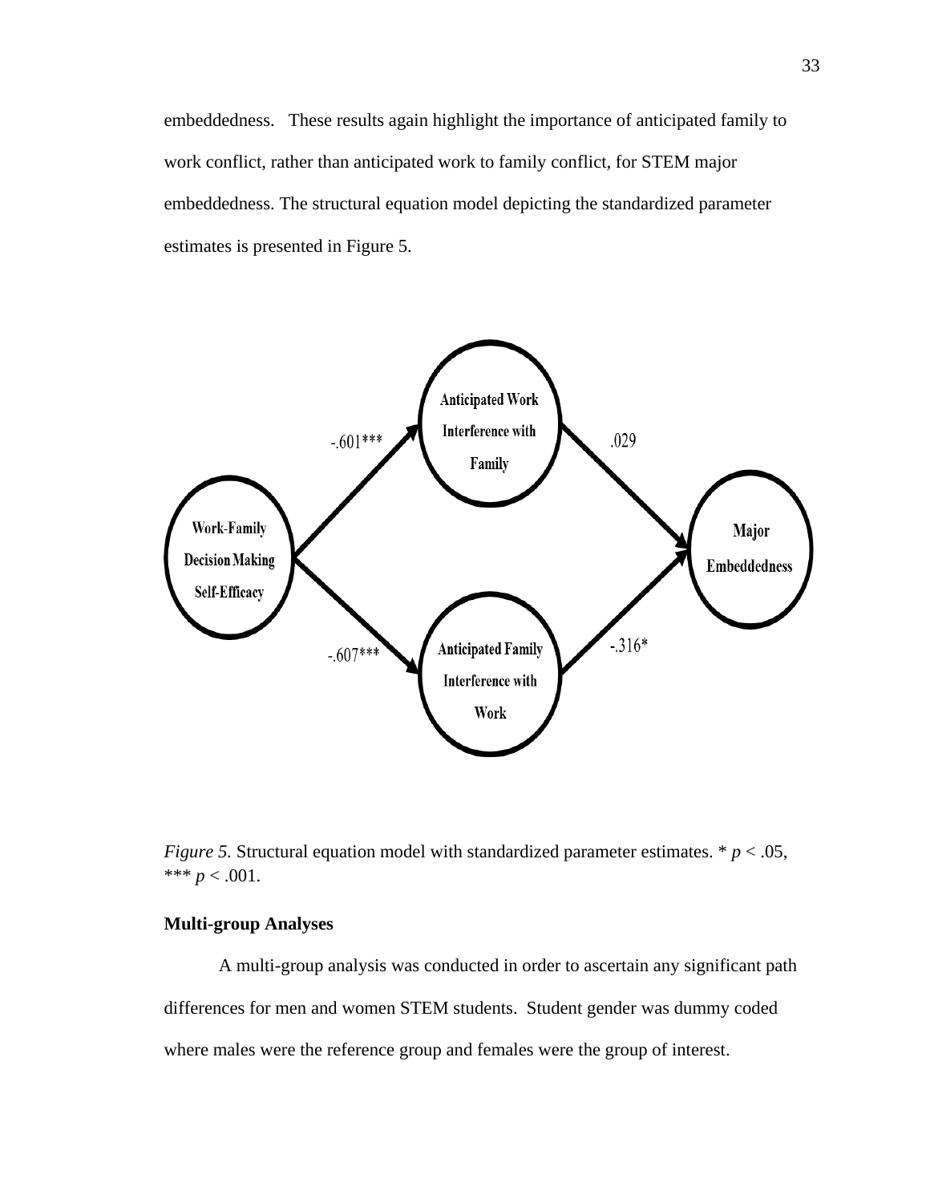embeddedness. These results again highlight the importance of anticipated family to work conflict, rather than anticipated work to family conflict, for STEM major embeddedness. The structural equation model depicting the standardized parameter estimates is presented in Figure 5.

*Figure 5.* Structural equation model with standardized parameter estimates. * $p < .05$, *** $p < .001$.

### Multi-group Analyses

A multi-group analysis was conducted in order to ascertain any significant path differences for men and women STEM students. Student gender was dummy coded where males were the reference group and females were the group of interest.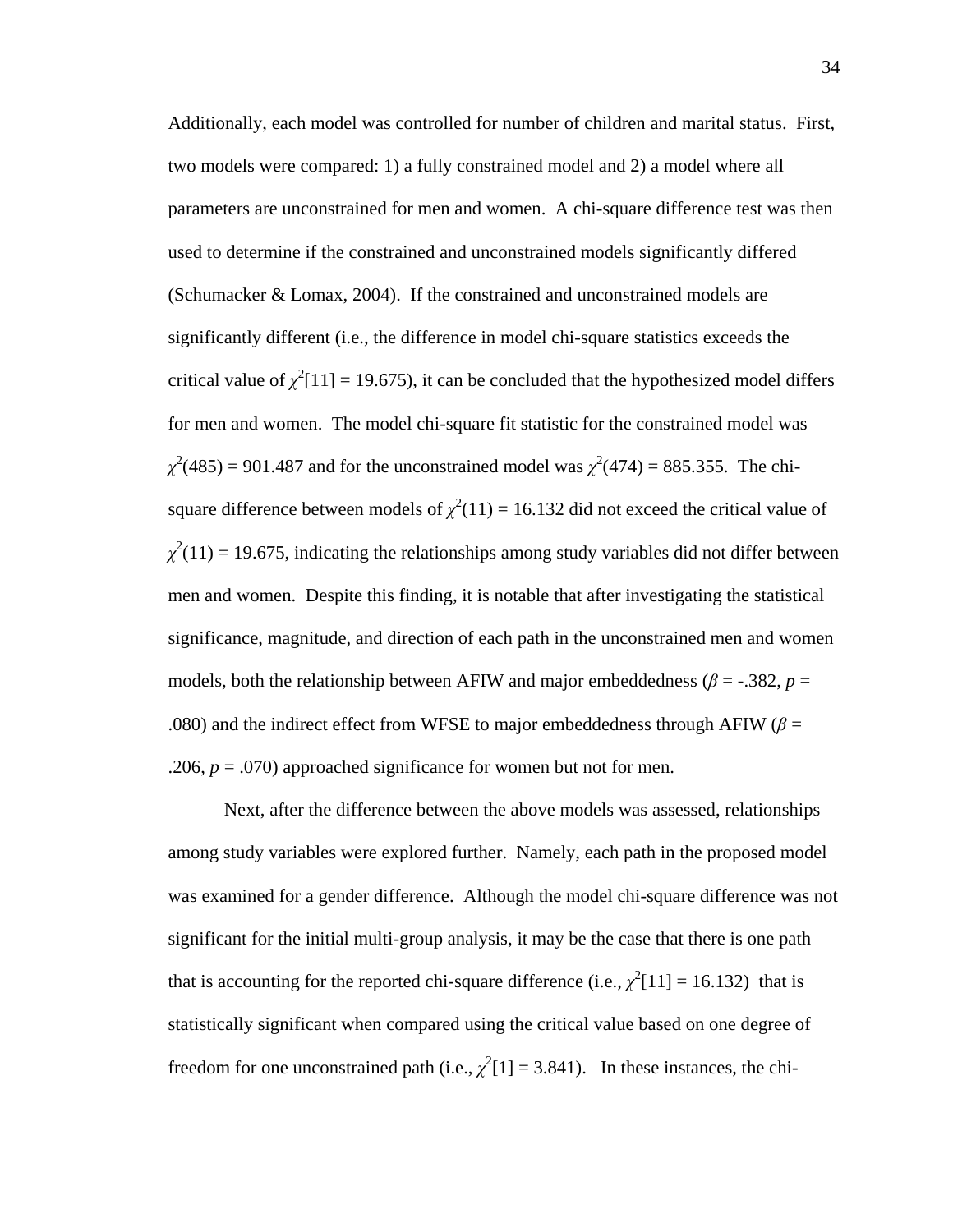Additionally, each model was controlled for number of children and marital status. First, two models were compared: 1) a fully constrained model and 2) a model where all parameters are unconstrained for men and women. A chi-square difference test was then used to determine if the constrained and unconstrained models significantly differed (Schumacker & Lomax, 2004). If the constrained and unconstrained models are significantly different (i.e., the difference in model chi-square statistics exceeds the critical value of $\chi^2[11] = 19.675$), it can be concluded that the hypothesized model differs for men and women. The model chi-square fit statistic for the constrained model was $\chi^2(485) = 901.487$ and for the unconstrained model was $\chi^2(474) = 885.355$. The chi-square difference between models of $\chi^2(11) = 16.132$ did not exceed the critical value of $\chi^2(11) = 19.675$, indicating the relationships among study variables did not differ between men and women. Despite this finding, it is notable that after investigating the statistical significance, magnitude, and direction of each path in the unconstrained men and women models, both the relationship between AFIW and major embeddedness ($\beta = -.382$, $p = .080$) and the indirect effect from WFSE to major embeddedness through AFIW ($\beta = .206$, $p = .070$) approached significance for women but not for men.

Next, after the difference between the above models was assessed, relationships among study variables were explored further. Namely, each path in the proposed model was examined for a gender difference. Although the model chi-square difference was not significant for the initial multi-group analysis, it may be the case that there is one path that is accounting for the reported chi-square difference (i.e., $\chi^2[11] = 16.132$) that is statistically significant when compared using the critical value based on one degree of freedom for one unconstrained path (i.e., $\chi^2[1] = 3.841$). In these instances, the chi-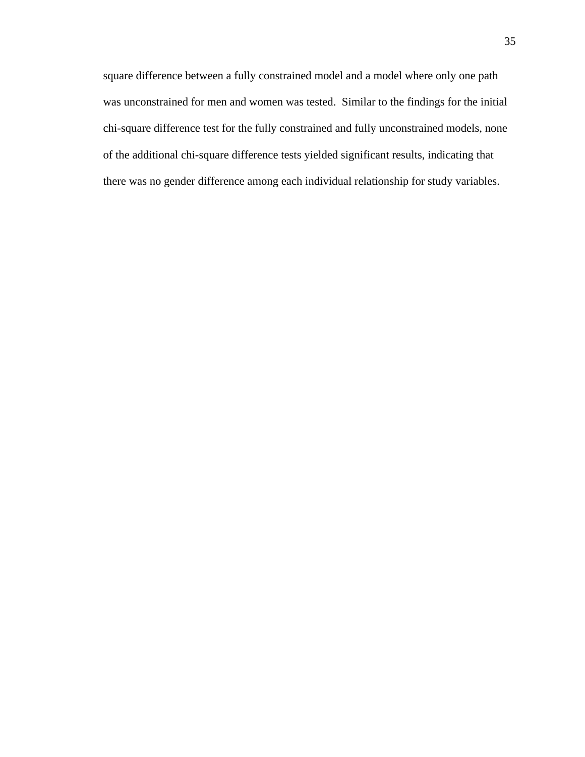square difference between a fully constrained model and a model where only one path was unconstrained for men and women was tested. Similar to the findings for the initial chi-square difference test for the fully constrained and fully unconstrained models, none of the additional chi-square difference tests yielded significant results, indicating that there was no gender difference among each individual relationship for study variables.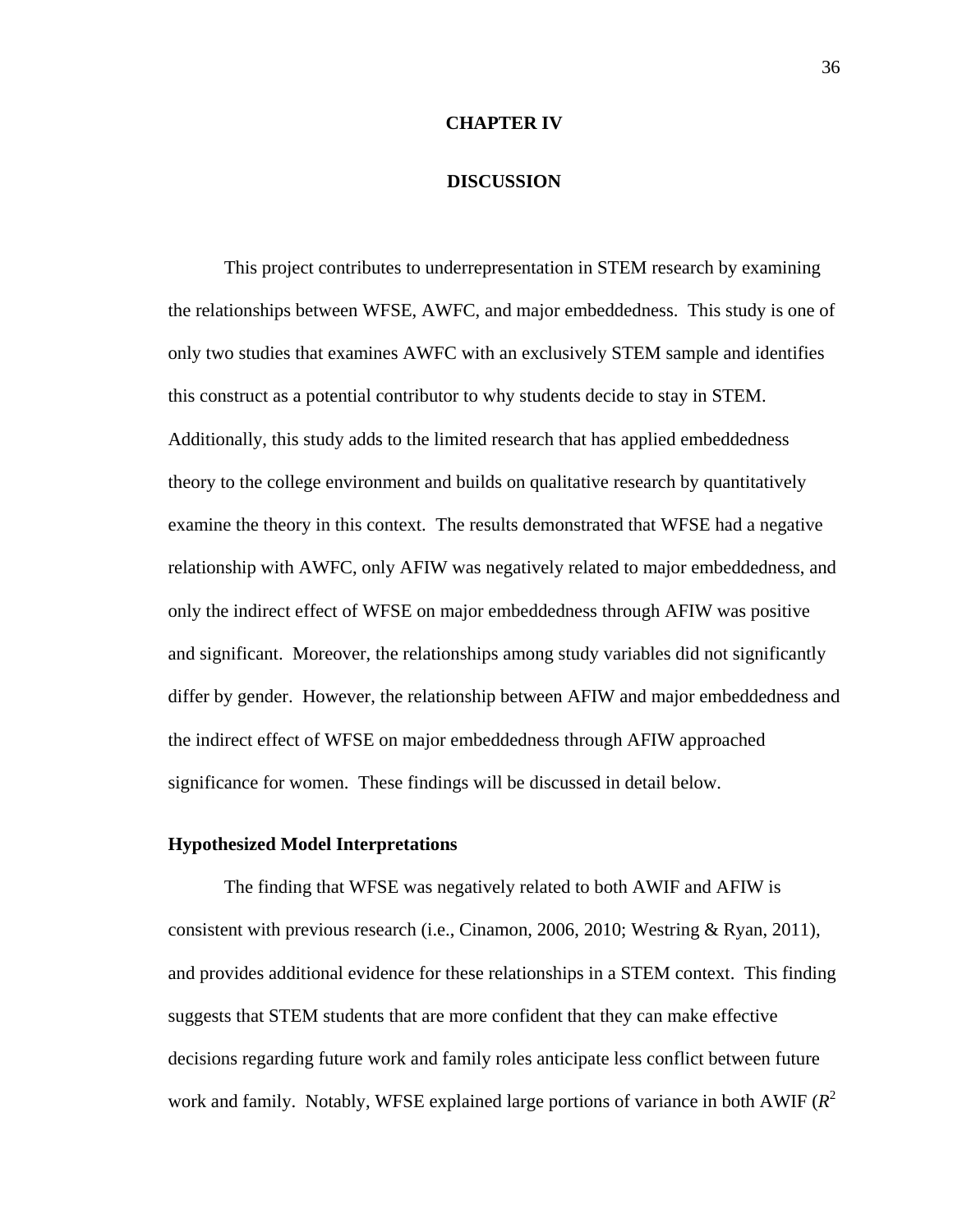# CHAPTER IV

# DISCUSSION

This project contributes to underrepresentation in STEM research by examining the relationships between WFSE, AWFC, and major embeddedness. This study is one of only two studies that examines AWFC with an exclusively STEM sample and identifies this construct as a potential contributor to why students decide to stay in STEM. Additionally, this study adds to the limited research that has applied embeddedness theory to the college environment and builds on qualitative research by quantitatively examine the theory in this context. The results demonstrated that WFSE had a negative relationship with AWFC, only AFIW was negatively related to major embeddedness, and only the indirect effect of WFSE on major embeddedness through AFIW was positive and significant. Moreover, the relationships among study variables did not significantly differ by gender. However, the relationship between AFIW and major embeddedness and the indirect effect of WFSE on major embeddedness through AFIW approached significance for women. These findings will be discussed in detail below.

## Hypothesized Model Interpretations

The finding that WFSE was negatively related to both AWIF and AFIW is consistent with previous research (i.e., Cinamon, 2006, 2010; Westring & Ryan, 2011), and provides additional evidence for these relationships in a STEM context. This finding suggests that STEM students that are more confident that they can make effective decisions regarding future work and family roles anticipate less conflict between future work and family. Notably, WFSE explained large portions of variance in both AWIF ($R^2$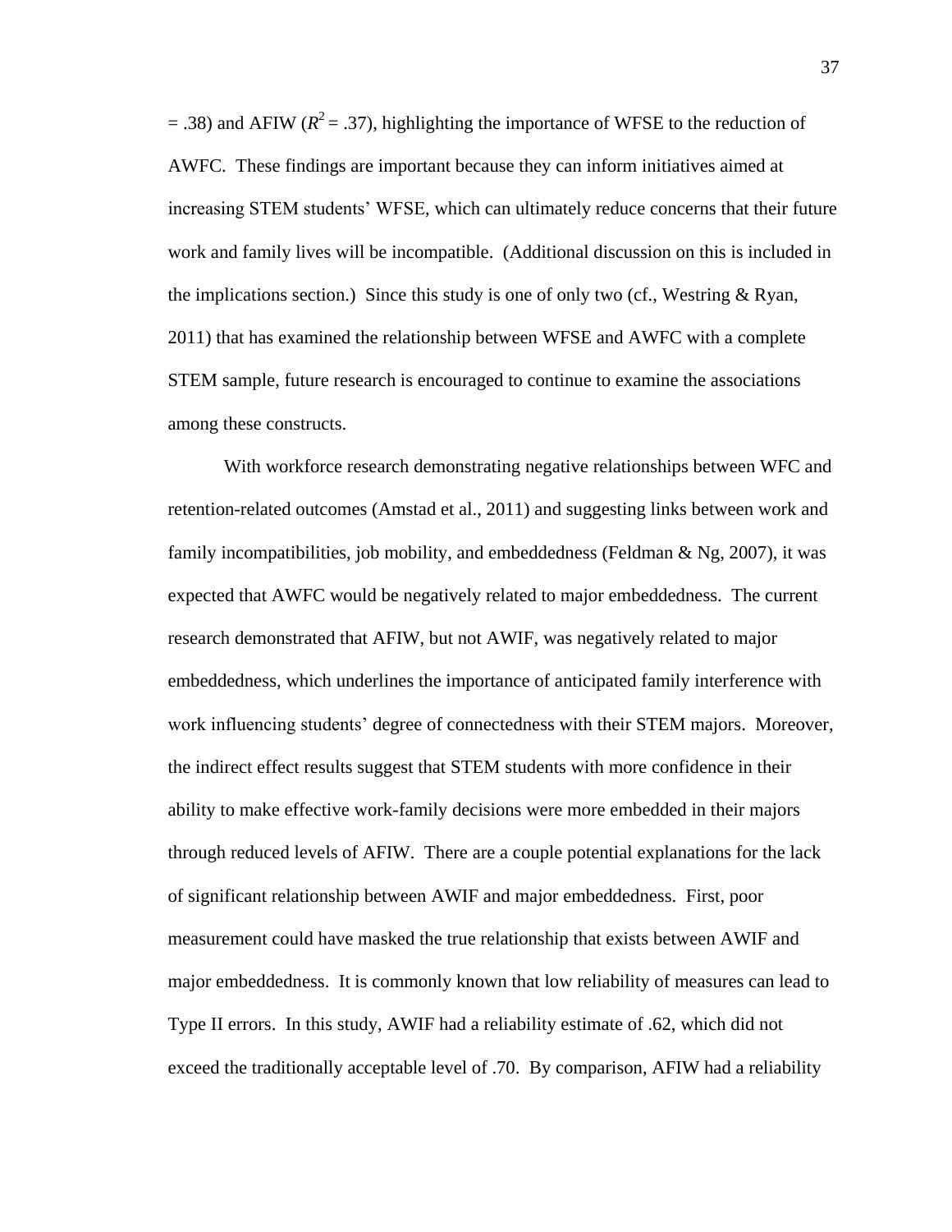= .38) and AFIW ($R^2$ = .37), highlighting the importance of WFSE to the reduction of AWFC. These findings are important because they can inform initiatives aimed at increasing STEM students' WFSE, which can ultimately reduce concerns that their future work and family lives will be incompatible. (Additional discussion on this is included in the implications section.) Since this study is one of only two (cf., Westring & Ryan, 2011) that has examined the relationship between WFSE and AWFC with a complete STEM sample, future research is encouraged to continue to examine the associations among these constructs.

With workforce research demonstrating negative relationships between WFC and retention-related outcomes (Amstad et al., 2011) and suggesting links between work and family incompatibilities, job mobility, and embeddedness (Feldman & Ng, 2007), it was expected that AWFC would be negatively related to major embeddedness. The current research demonstrated that AFIW, but not AWIF, was negatively related to major embeddedness, which underlines the importance of anticipated family interference with work influencing students' degree of connectedness with their STEM majors. Moreover, the indirect effect results suggest that STEM students with more confidence in their ability to make effective work-family decisions were more embedded in their majors through reduced levels of AFIW. There are a couple potential explanations for the lack of significant relationship between AWIF and major embeddedness. First, poor measurement could have masked the true relationship that exists between AWIF and major embeddedness. It is commonly known that low reliability of measures can lead to Type II errors. In this study, AWIF had a reliability estimate of .62, which did not exceed the traditionally acceptable level of .70. By comparison, AFIW had a reliability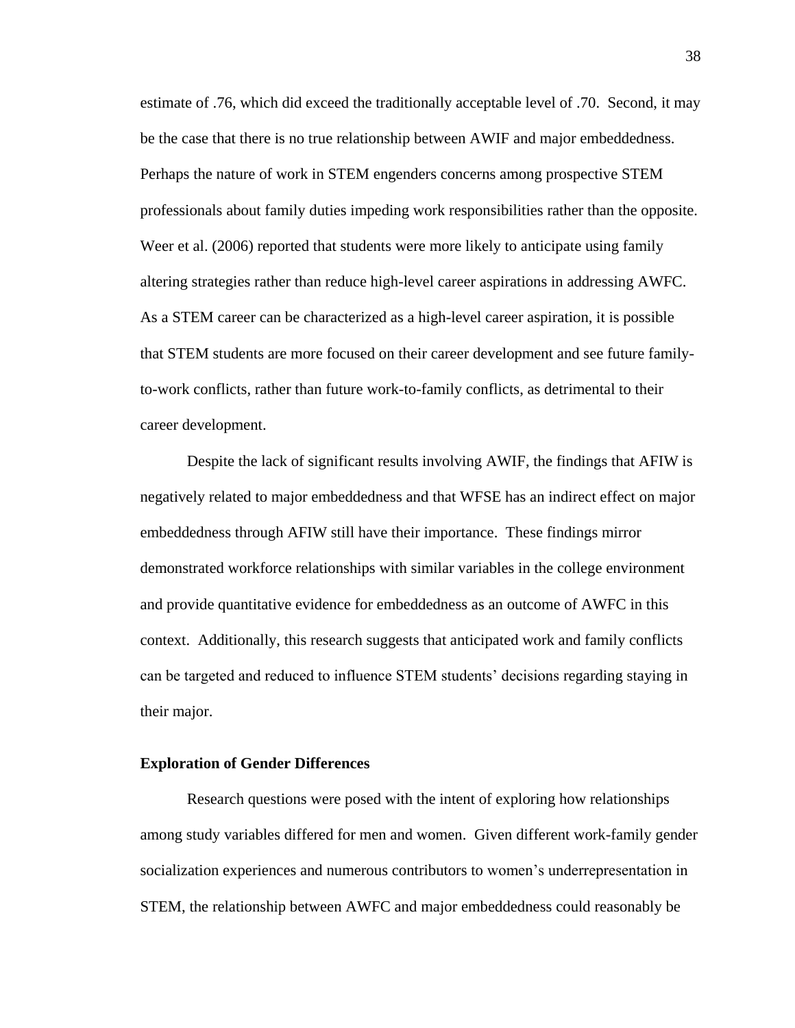estimate of .76, which did exceed the traditionally acceptable level of .70. Second, it may be the case that there is no true relationship between AWIF and major embeddedness. Perhaps the nature of work in STEM engenders concerns among prospective STEM professionals about family duties impeding work responsibilities rather than the opposite. Weer et al. (2006) reported that students were more likely to anticipate using family altering strategies rather than reduce high-level career aspirations in addressing AWFC. As a STEM career can be characterized as a high-level career aspiration, it is possible that STEM students are more focused on their career development and see future family-to-work conflicts, rather than future work-to-family conflicts, as detrimental to their career development.

Despite the lack of significant results involving AWIF, the findings that AFIW is negatively related to major embeddedness and that WFSE has an indirect effect on major embeddedness through AFIW still have their importance. These findings mirror demonstrated workforce relationships with similar variables in the college environment and provide quantitative evidence for embeddedness as an outcome of AWFC in this context. Additionally, this research suggests that anticipated work and family conflicts can be targeted and reduced to influence STEM students' decisions regarding staying in their major.

**Exploration of Gender Differences**

Research questions were posed with the intent of exploring how relationships among study variables differed for men and women. Given different work-family gender socialization experiences and numerous contributors to women's underrepresentation in STEM, the relationship between AWFC and major embeddedness could reasonably be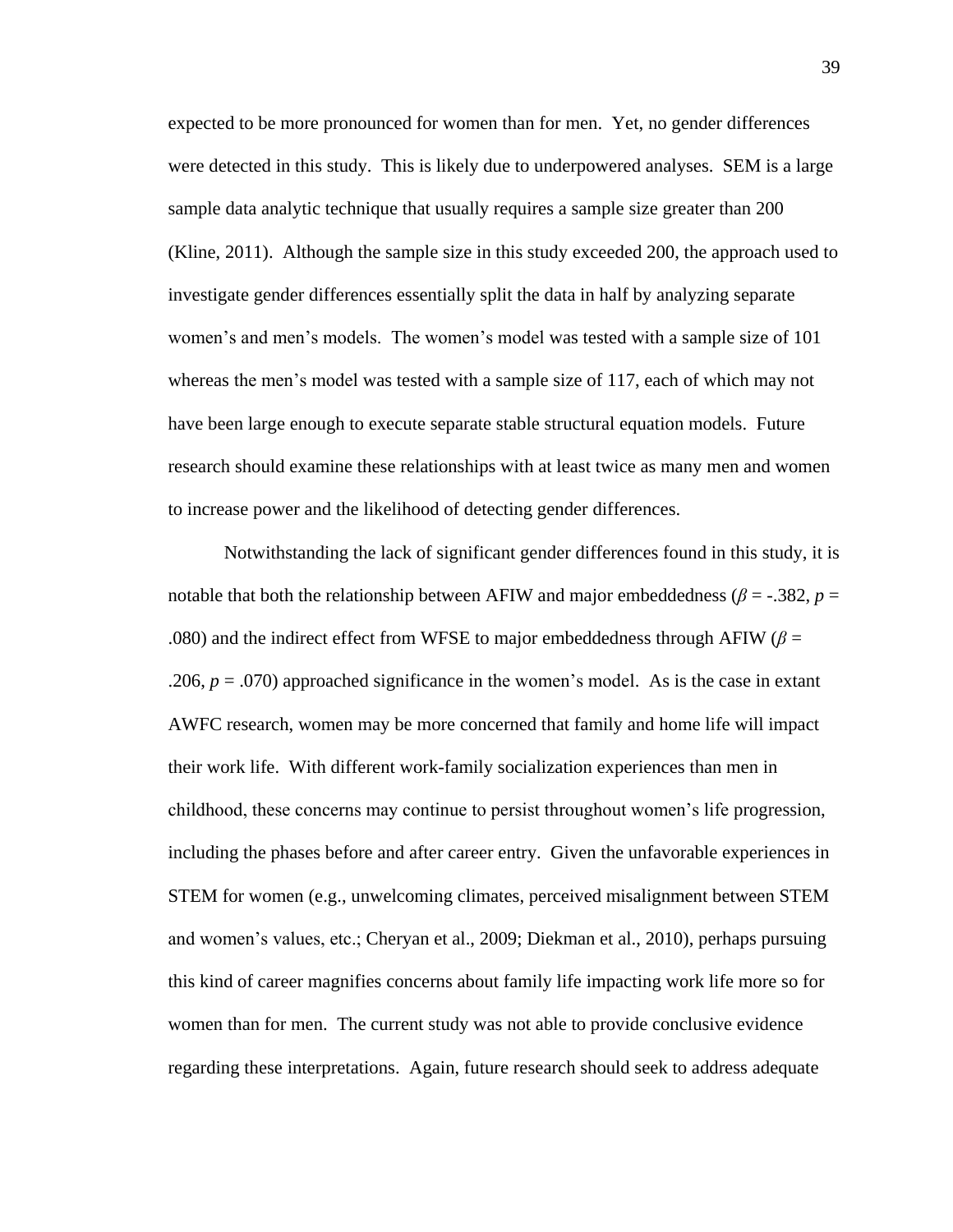expected to be more pronounced for women than for men. Yet, no gender differences were detected in this study. This is likely due to underpowered analyses. SEM is a large sample data analytic technique that usually requires a sample size greater than 200 (Kline, 2011). Although the sample size in this study exceeded 200, the approach used to investigate gender differences essentially split the data in half by analyzing separate women's and men's models. The women's model was tested with a sample size of 101 whereas the men's model was tested with a sample size of 117, each of which may not have been large enough to execute separate stable structural equation models. Future research should examine these relationships with at least twice as many men and women to increase power and the likelihood of detecting gender differences.

Notwithstanding the lack of significant gender differences found in this study, it is notable that both the relationship between AFIW and major embeddedness ($\beta$ = -.382, $p$ = .080) and the indirect effect from WFSE to major embeddedness through AFIW ($\beta$ = .206, $p$ = .070) approached significance in the women's model. As is the case in extant AWFC research, women may be more concerned that family and home life will impact their work life. With different work-family socialization experiences than men in childhood, these concerns may continue to persist throughout women's life progression, including the phases before and after career entry. Given the unfavorable experiences in STEM for women (e.g., unwelcoming climates, perceived misalignment between STEM and women's values, etc.; Cheryan et al., 2009; Diekman et al., 2010), perhaps pursuing this kind of career magnifies concerns about family life impacting work life more so for women than for men. The current study was not able to provide conclusive evidence regarding these interpretations. Again, future research should seek to address adequate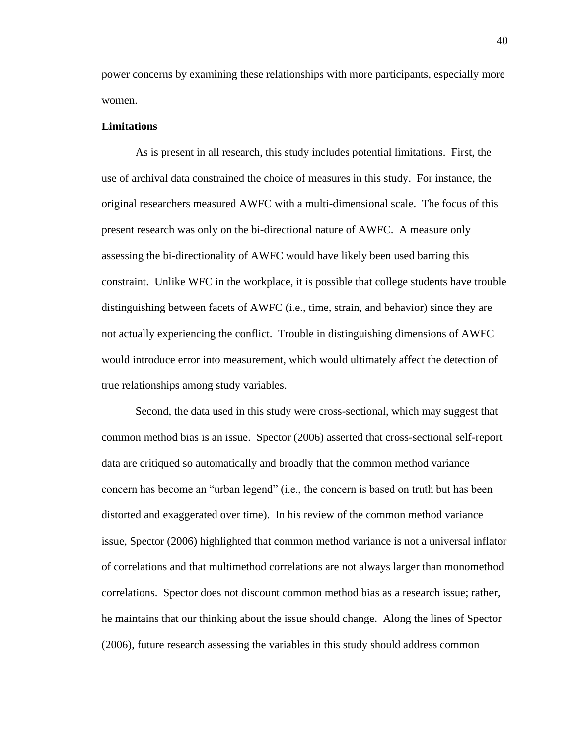power concerns by examining these relationships with more participants, especially more women.

**Limitations**

As is present in all research, this study includes potential limitations. First, the use of archival data constrained the choice of measures in this study. For instance, the original researchers measured AWFC with a multi-dimensional scale. The focus of this present research was only on the bi-directional nature of AWFC. A measure only assessing the bi-directionality of AWFC would have likely been used barring this constraint. Unlike WFC in the workplace, it is possible that college students have trouble distinguishing between facets of AWFC (i.e., time, strain, and behavior) since they are not actually experiencing the conflict. Trouble in distinguishing dimensions of AWFC would introduce error into measurement, which would ultimately affect the detection of true relationships among study variables.

Second, the data used in this study were cross-sectional, which may suggest that common method bias is an issue. Spector (2006) asserted that cross-sectional self-report data are critiqued so automatically and broadly that the common method variance concern has become an "urban legend" (i.e., the concern is based on truth but has been distorted and exaggerated over time). In his review of the common method variance issue, Spector (2006) highlighted that common method variance is not a universal inflator of correlations and that multimethod correlations are not always larger than monomethod correlations. Spector does not discount common method bias as a research issue; rather, he maintains that our thinking about the issue should change. Along the lines of Spector (2006), future research assessing the variables in this study should address common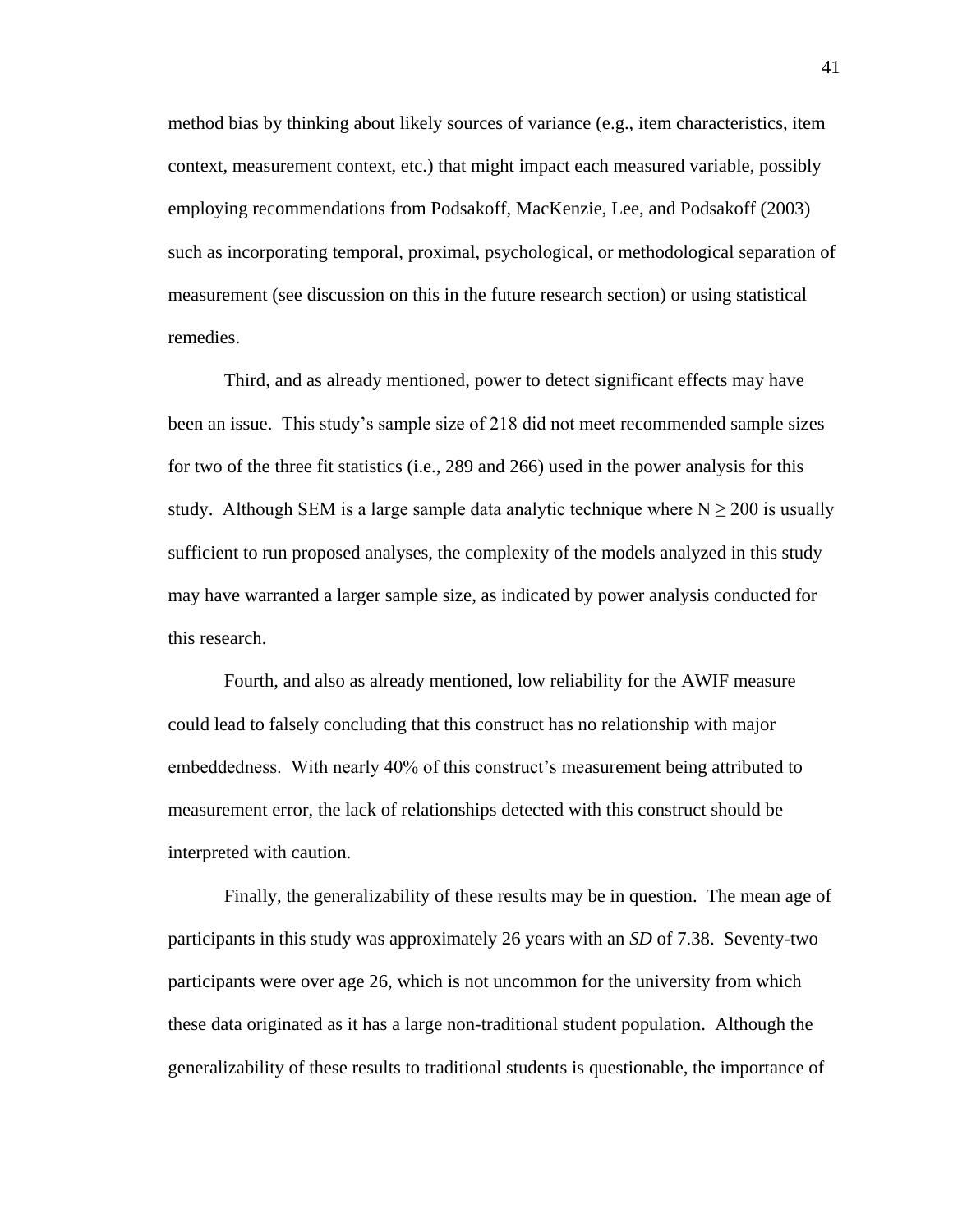method bias by thinking about likely sources of variance (e.g., item characteristics, item context, measurement context, etc.) that might impact each measured variable, possibly employing recommendations from Podsakoff, MacKenzie, Lee, and Podsakoff (2003) such as incorporating temporal, proximal, psychological, or methodological separation of measurement (see discussion on this in the future research section) or using statistical remedies.

Third, and as already mentioned, power to detect significant effects may have been an issue. This study's sample size of 218 did not meet recommended sample sizes for two of the three fit statistics (i.e., 289 and 266) used in the power analysis for this study. Although SEM is a large sample data analytic technique where $N \geq 200$ is usually sufficient to run proposed analyses, the complexity of the models analyzed in this study may have warranted a larger sample size, as indicated by power analysis conducted for this research.

Fourth, and also as already mentioned, low reliability for the AWIF measure could lead to falsely concluding that this construct has no relationship with major embeddedness. With nearly 40% of this construct's measurement being attributed to measurement error, the lack of relationships detected with this construct should be interpreted with caution.

Finally, the generalizability of these results may be in question. The mean age of participants in this study was approximately 26 years with an *SD* of 7.38. Seventy-two participants were over age 26, which is not uncommon for the university from which these data originated as it has a large non-traditional student population. Although the generalizability of these results to traditional students is questionable, the importance of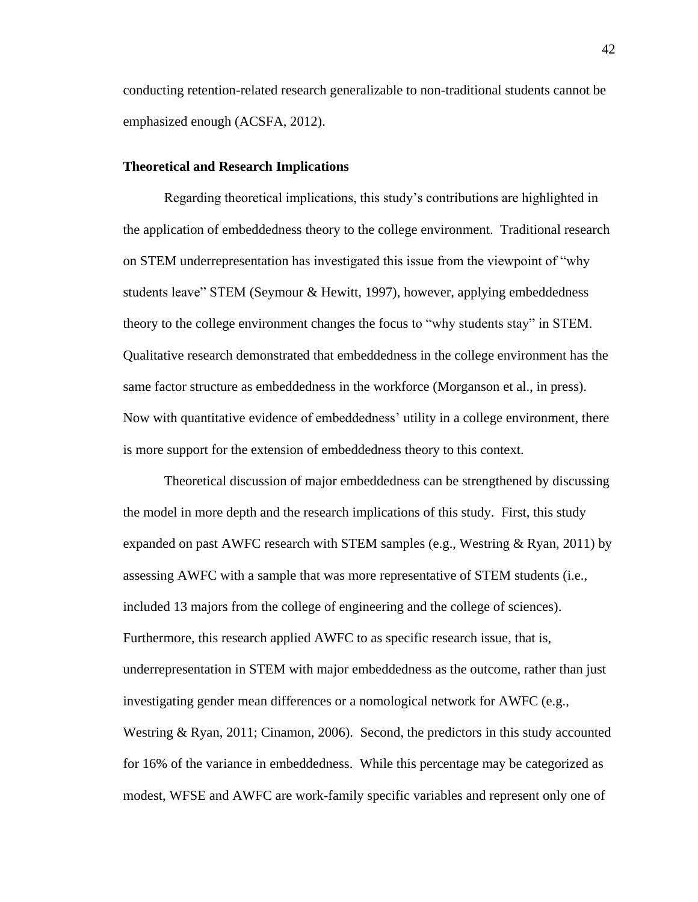conducting retention-related research generalizable to non-traditional students cannot be emphasized enough (ACSFA, 2012).

**Theoretical and Research Implications**

Regarding theoretical implications, this study's contributions are highlighted in the application of embeddedness theory to the college environment. Traditional research on STEM underrepresentation has investigated this issue from the viewpoint of "why students leave" STEM (Seymour & Hewitt, 1997), however, applying embeddedness theory to the college environment changes the focus to "why students stay" in STEM. Qualitative research demonstrated that embeddedness in the college environment has the same factor structure as embeddedness in the workforce (Morganson et al., in press). Now with quantitative evidence of embeddedness' utility in a college environment, there is more support for the extension of embeddedness theory to this context.

Theoretical discussion of major embeddedness can be strengthened by discussing the model in more depth and the research implications of this study. First, this study expanded on past AWFC research with STEM samples (e.g., Westring & Ryan, 2011) by assessing AWFC with a sample that was more representative of STEM students (i.e., included 13 majors from the college of engineering and the college of sciences). Furthermore, this research applied AWFC to as specific research issue, that is, underrepresentation in STEM with major embeddedness as the outcome, rather than just investigating gender mean differences or a nomological network for AWFC (e.g., Westring & Ryan, 2011; Cinamon, 2006). Second, the predictors in this study accounted for 16% of the variance in embeddedness. While this percentage may be categorized as modest, WFSE and AWFC are work-family specific variables and represent only one of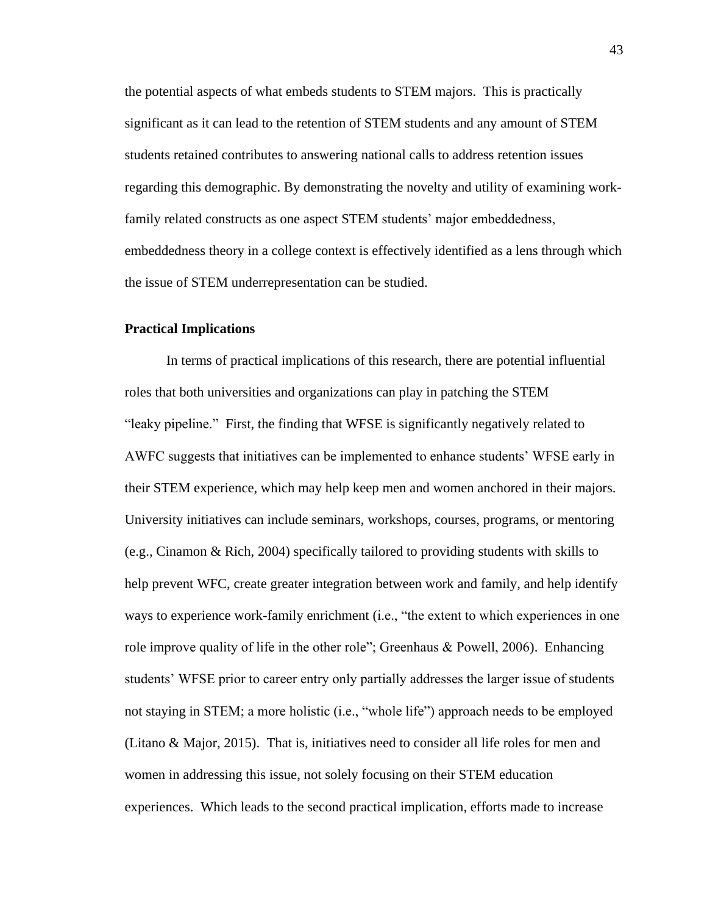the potential aspects of what embeds students to STEM majors. This is practically significant as it can lead to the retention of STEM students and any amount of STEM students retained contributes to answering national calls to address retention issues regarding this demographic. By demonstrating the novelty and utility of examining work-family related constructs as one aspect STEM students' major embeddedness, embeddedness theory in a college context is effectively identified as a lens through which the issue of STEM underrepresentation can be studied.

**Practical Implications**

In terms of practical implications of this research, there are potential influential roles that both universities and organizations can play in patching the STEM "leaky pipeline." First, the finding that WFSE is significantly negatively related to AWFC suggests that initiatives can be implemented to enhance students' WFSE early in their STEM experience, which may help keep men and women anchored in their majors. University initiatives can include seminars, workshops, courses, programs, or mentoring (e.g., Cinamon & Rich, 2004) specifically tailored to providing students with skills to help prevent WFC, create greater integration between work and family, and help identify ways to experience work-family enrichment (i.e., "the extent to which experiences in one role improve quality of life in the other role"; Greenhaus & Powell, 2006). Enhancing students' WFSE prior to career entry only partially addresses the larger issue of students not staying in STEM; a more holistic (i.e., "whole life") approach needs to be employed (Litano & Major, 2015). That is, initiatives need to consider all life roles for men and women in addressing this issue, not solely focusing on their STEM education experiences. Which leads to the second practical implication, efforts made to increase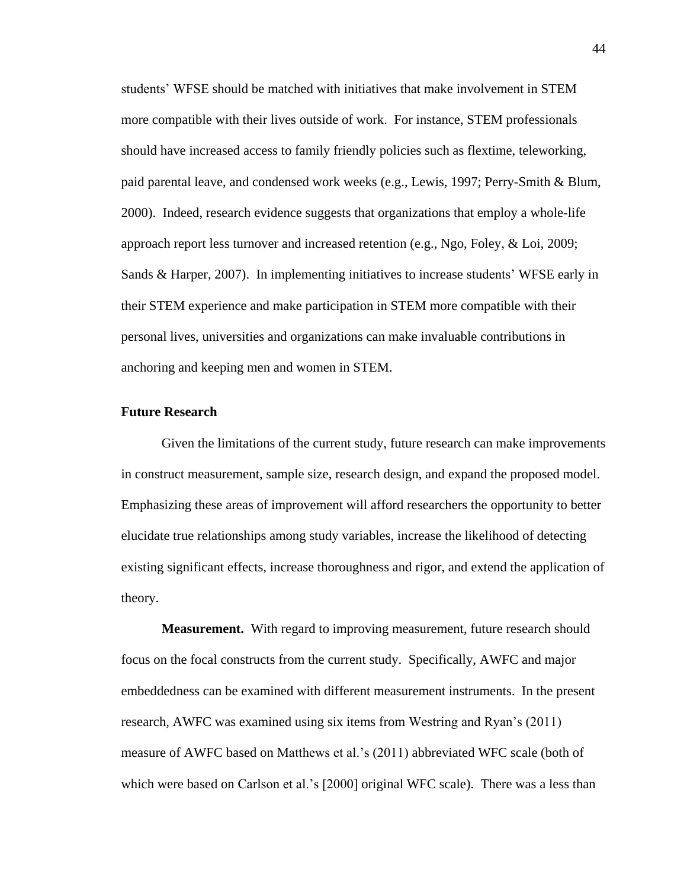students' WFSE should be matched with initiatives that make involvement in STEM more compatible with their lives outside of work. For instance, STEM professionals should have increased access to family friendly policies such as flextime, teleworking, paid parental leave, and condensed work weeks (e.g., Lewis, 1997; Perry-Smith & Blum, 2000). Indeed, research evidence suggests that organizations that employ a whole-life approach report less turnover and increased retention (e.g., Ngo, Foley, & Loi, 2009; Sands & Harper, 2007). In implementing initiatives to increase students' WFSE early in their STEM experience and make participation in STEM more compatible with their personal lives, universities and organizations can make invaluable contributions in anchoring and keeping men and women in STEM.

## Future Research

Given the limitations of the current study, future research can make improvements in construct measurement, sample size, research design, and expand the proposed model. Emphasizing these areas of improvement will afford researchers the opportunity to better elucidate true relationships among study variables, increase the likelihood of detecting existing significant effects, increase thoroughness and rigor, and extend the application of theory.

**Measurement.** With regard to improving measurement, future research should focus on the focal constructs from the current study. Specifically, AWFC and major embeddedness can be examined with different measurement instruments. In the present research, AWFC was examined using six items from Westring and Ryan's (2011) measure of AWFC based on Matthews et al.'s (2011) abbreviated WFC scale (both of which were based on Carlson et al.'s [2000] original WFC scale). There was a less than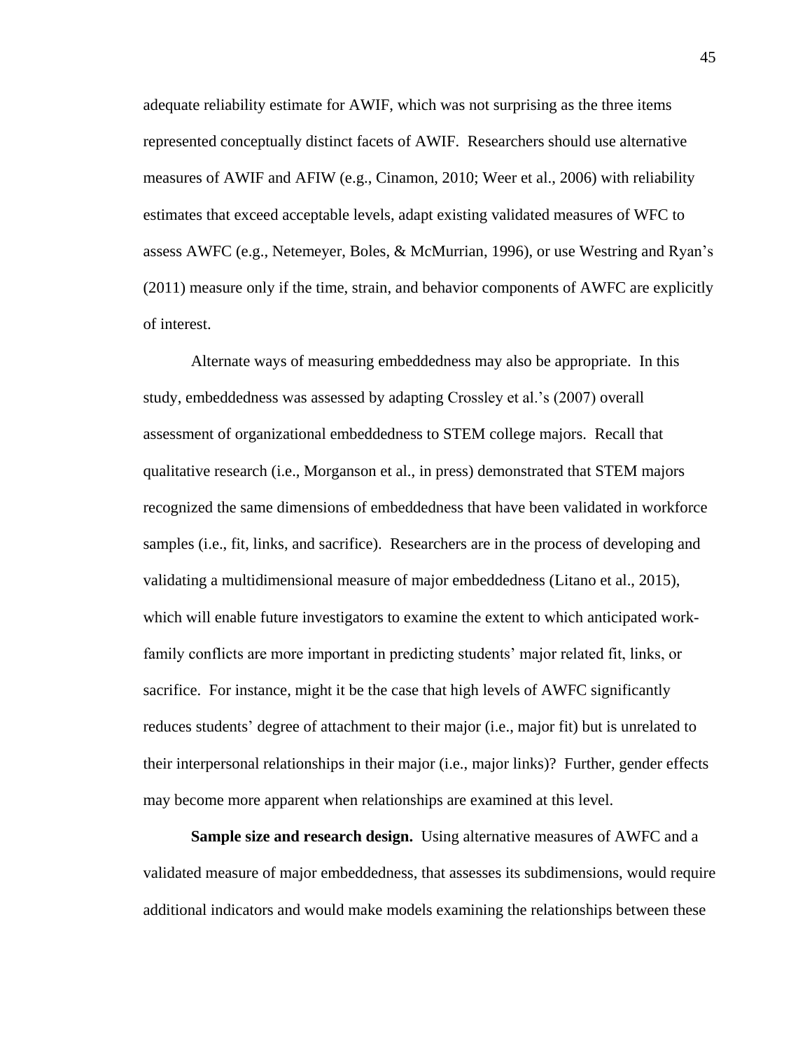adequate reliability estimate for AWIF, which was not surprising as the three items represented conceptually distinct facets of AWIF. Researchers should use alternative measures of AWIF and AFIW (e.g., Cinamon, 2010; Weer et al., 2006) with reliability estimates that exceed acceptable levels, adapt existing validated measures of WFC to assess AWFC (e.g., Netemeyer, Boles, & McMurrian, 1996), or use Westring and Ryan's (2011) measure only if the time, strain, and behavior components of AWFC are explicitly of interest.

Alternate ways of measuring embeddedness may also be appropriate. In this study, embeddedness was assessed by adapting Crossley et al.'s (2007) overall assessment of organizational embeddedness to STEM college majors. Recall that qualitative research (i.e., Morganson et al., in press) demonstrated that STEM majors recognized the same dimensions of embeddedness that have been validated in workforce samples (i.e., fit, links, and sacrifice). Researchers are in the process of developing and validating a multidimensional measure of major embeddedness (Litano et al., 2015), which will enable future investigators to examine the extent to which anticipated work-family conflicts are more important in predicting students' major related fit, links, or sacrifice. For instance, might it be the case that high levels of AWFC significantly reduces students' degree of attachment to their major (i.e., major fit) but is unrelated to their interpersonal relationships in their major (i.e., major links)? Further, gender effects may become more apparent when relationships are examined at this level.

**Sample size and research design.** Using alternative measures of AWFC and a validated measure of major embeddedness, that assesses its subdimensions, would require additional indicators and would make models examining the relationships between these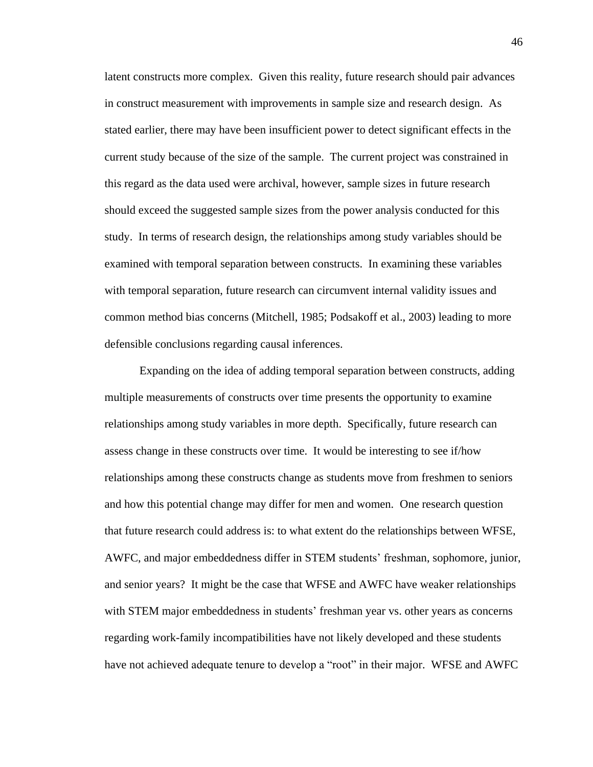latent constructs more complex. Given this reality, future research should pair advances in construct measurement with improvements in sample size and research design. As stated earlier, there may have been insufficient power to detect significant effects in the current study because of the size of the sample. The current project was constrained in this regard as the data used were archival, however, sample sizes in future research should exceed the suggested sample sizes from the power analysis conducted for this study. In terms of research design, the relationships among study variables should be examined with temporal separation between constructs. In examining these variables with temporal separation, future research can circumvent internal validity issues and common method bias concerns (Mitchell, 1985; Podsakoff et al., 2003) leading to more defensible conclusions regarding causal inferences.

Expanding on the idea of adding temporal separation between constructs, adding multiple measurements of constructs over time presents the opportunity to examine relationships among study variables in more depth. Specifically, future research can assess change in these constructs over time. It would be interesting to see if/how relationships among these constructs change as students move from freshmen to seniors and how this potential change may differ for men and women. One research question that future research could address is: to what extent do the relationships between WFSE, AWFC, and major embeddedness differ in STEM students' freshman, sophomore, junior, and senior years? It might be the case that WFSE and AWFC have weaker relationships with STEM major embeddedness in students' freshman year vs. other years as concerns regarding work-family incompatibilities have not likely developed and these students have not achieved adequate tenure to develop a "root" in their major. WFSE and AWFC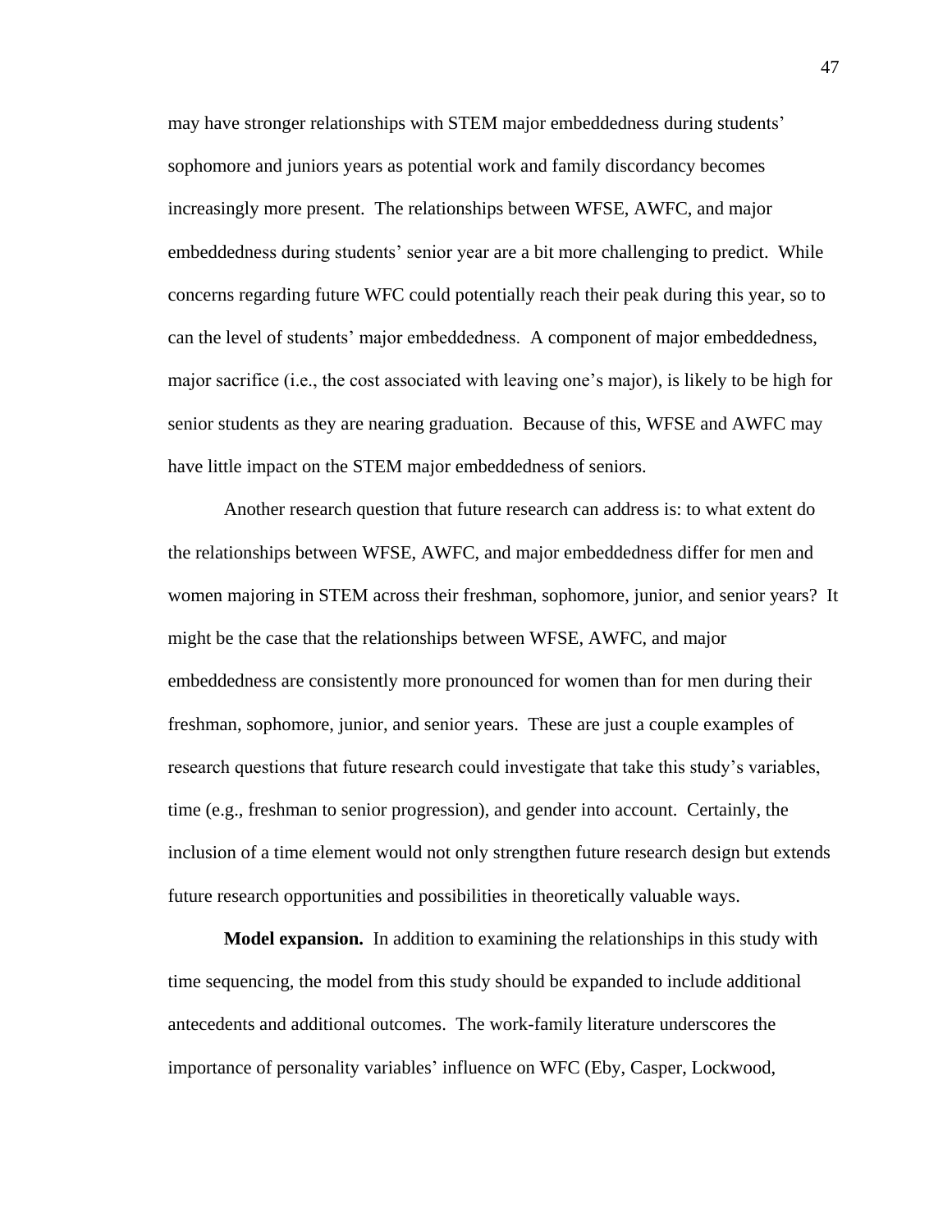may have stronger relationships with STEM major embeddedness during students' sophomore and juniors years as potential work and family discordancy becomes increasingly more present. The relationships between WFSE, AWFC, and major embeddedness during students' senior year are a bit more challenging to predict. While concerns regarding future WFC could potentially reach their peak during this year, so to can the level of students' major embeddedness. A component of major embeddedness, major sacrifice (i.e., the cost associated with leaving one's major), is likely to be high for senior students as they are nearing graduation. Because of this, WFSE and AWFC may have little impact on the STEM major embeddedness of seniors.

Another research question that future research can address is: to what extent do the relationships between WFSE, AWFC, and major embeddedness differ for men and women majoring in STEM across their freshman, sophomore, junior, and senior years? It might be the case that the relationships between WFSE, AWFC, and major embeddedness are consistently more pronounced for women than for men during their freshman, sophomore, junior, and senior years. These are just a couple examples of research questions that future research could investigate that take this study's variables, time (e.g., freshman to senior progression), and gender into account. Certainly, the inclusion of a time element would not only strengthen future research design but extends future research opportunities and possibilities in theoretically valuable ways.

**Model expansion.** In addition to examining the relationships in this study with time sequencing, the model from this study should be expanded to include additional antecedents and additional outcomes. The work-family literature underscores the importance of personality variables' influence on WFC (Eby, Casper, Lockwood,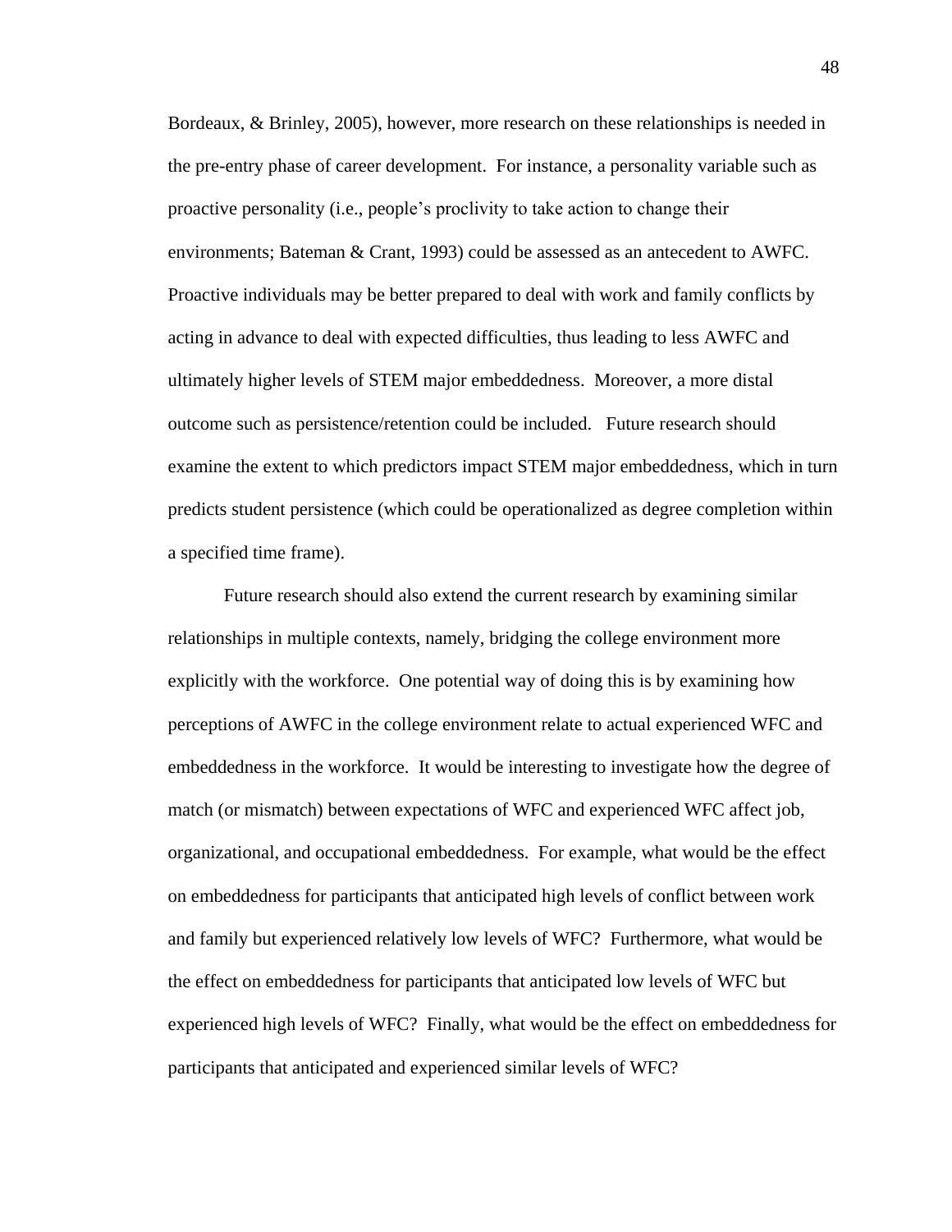Bordeaux, & Brinley, 2005), however, more research on these relationships is needed in the pre-entry phase of career development. For instance, a personality variable such as proactive personality (i.e., people's proclivity to take action to change their environments; Bateman & Crant, 1993) could be assessed as an antecedent to AWFC. Proactive individuals may be better prepared to deal with work and family conflicts by acting in advance to deal with expected difficulties, thus leading to less AWFC and ultimately higher levels of STEM major embeddedness. Moreover, a more distal outcome such as persistence/retention could be included. Future research should examine the extent to which predictors impact STEM major embeddedness, which in turn predicts student persistence (which could be operationalized as degree completion within a specified time frame).

Future research should also extend the current research by examining similar relationships in multiple contexts, namely, bridging the college environment more explicitly with the workforce. One potential way of doing this is by examining how perceptions of AWFC in the college environment relate to actual experienced WFC and embeddedness in the workforce. It would be interesting to investigate how the degree of match (or mismatch) between expectations of WFC and experienced WFC affect job, organizational, and occupational embeddedness. For example, what would be the effect on embeddedness for participants that anticipated high levels of conflict between work and family but experienced relatively low levels of WFC? Furthermore, what would be the effect on embeddedness for participants that anticipated low levels of WFC but experienced high levels of WFC? Finally, what would be the effect on embeddedness for participants that anticipated and experienced similar levels of WFC?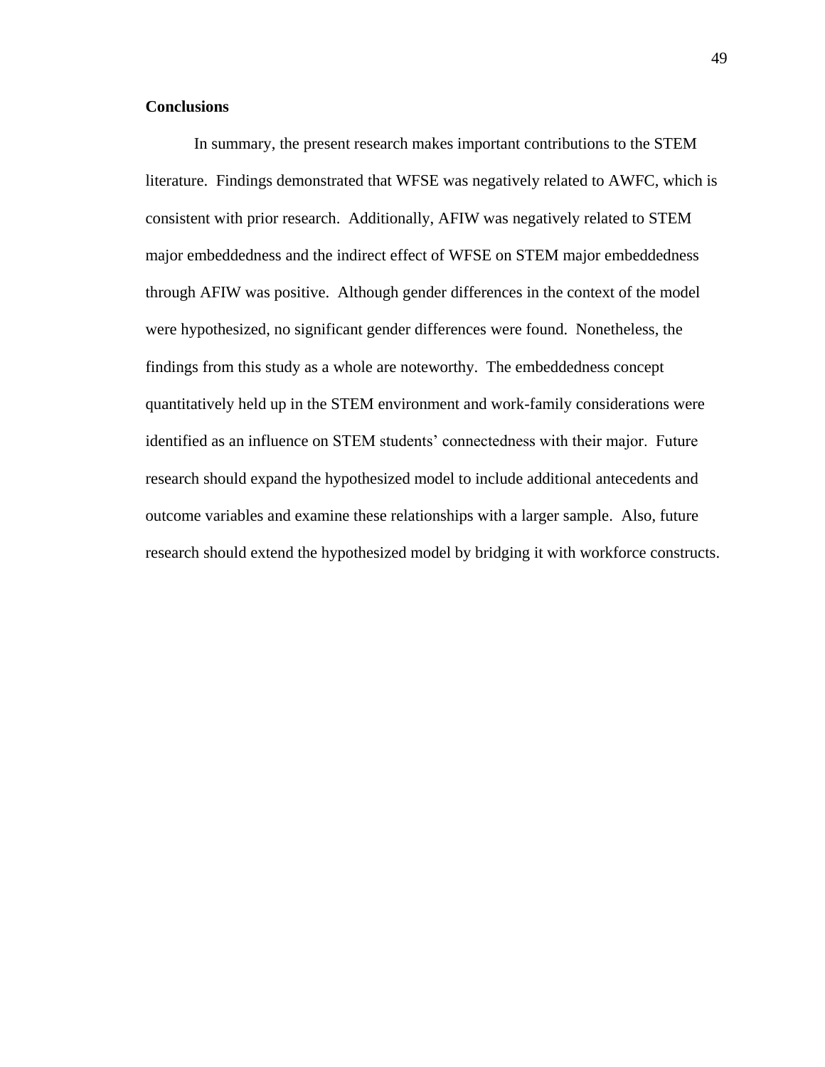## Conclusions

In summary, the present research makes important contributions to the STEM literature. Findings demonstrated that WFSE was negatively related to AWFC, which is consistent with prior research. Additionally, AFIW was negatively related to STEM major embeddedness and the indirect effect of WFSE on STEM major embeddedness through AFIW was positive. Although gender differences in the context of the model were hypothesized, no significant gender differences were found. Nonetheless, the findings from this study as a whole are noteworthy. The embeddedness concept quantitatively held up in the STEM environment and work-family considerations were identified as an influence on STEM students' connectedness with their major. Future research should expand the hypothesized model to include additional antecedents and outcome variables and examine these relationships with a larger sample. Also, future research should extend the hypothesized model by bridging it with workforce constructs.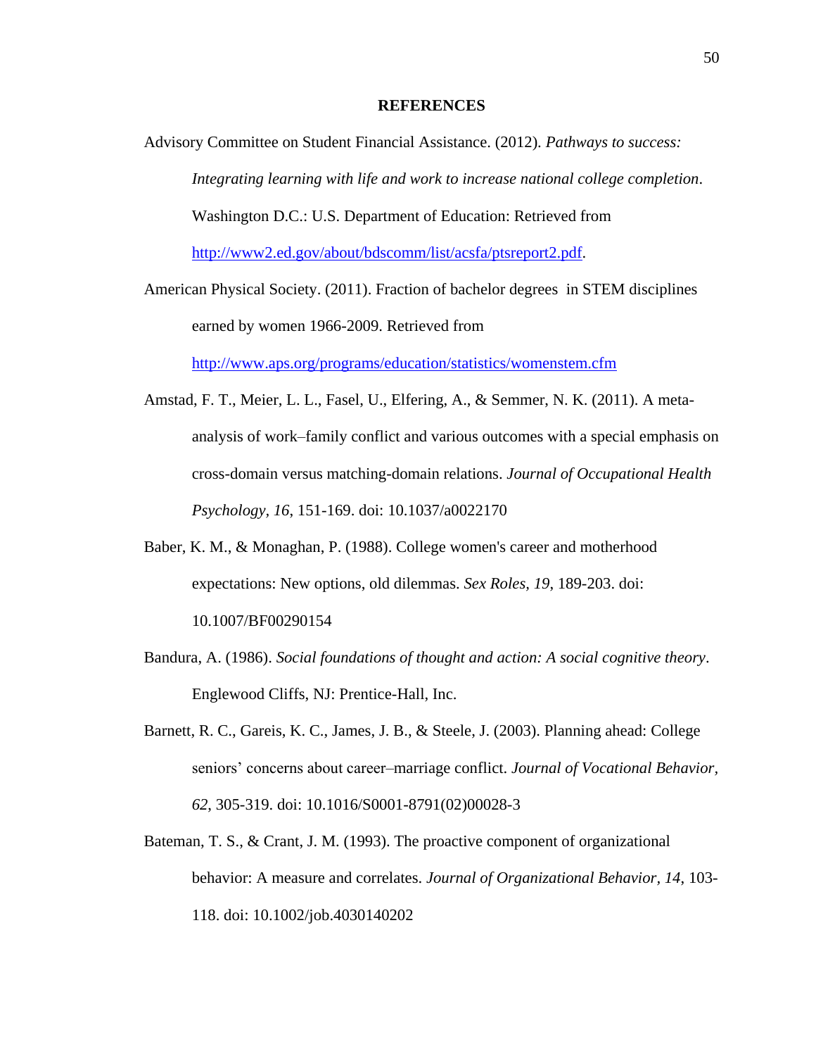# REFERENCES

Advisory Committee on Student Financial Assistance. (2012). *Pathways to success: Integrating learning with life and work to increase national college completion*. Washington D.C.: U.S. Department of Education: Retrieved from http://www2.ed.gov/about/bdscomm/list/acsfa/ptsreport2.pdf.

American Physical Society. (2011). Fraction of bachelor degrees in STEM disciplines earned by women 1966-2009. Retrieved from http://www.aps.org/programs/education/statistics/womenstem.cfm

Amstad, F. T., Meier, L. L., Fasel, U., Elfering, A., & Semmer, N. K. (2011). A meta-analysis of work–family conflict and various outcomes with a special emphasis on cross-domain versus matching-domain relations. *Journal of Occupational Health Psychology, 16*, 151-169. doi: 10.1037/a0022170

Baber, K. M., & Monaghan, P. (1988). College women's career and motherhood expectations: New options, old dilemmas. *Sex Roles, 19*, 189-203. doi: 10.1007/BF00290154

Bandura, A. (1986). *Social foundations of thought and action: A social cognitive theory*. Englewood Cliffs, NJ: Prentice-Hall, Inc.

Barnett, R. C., Gareis, K. C., James, J. B., & Steele, J. (2003). Planning ahead: College seniors' concerns about career–marriage conflict. *Journal of Vocational Behavior, 62*, 305-319. doi: 10.1016/S0001-8791(02)00028-3

Bateman, T. S., & Crant, J. M. (1993). The proactive component of organizational behavior: A measure and correlates. *Journal of Organizational Behavior, 14*, 103-118. doi: 10.1002/job.4030140202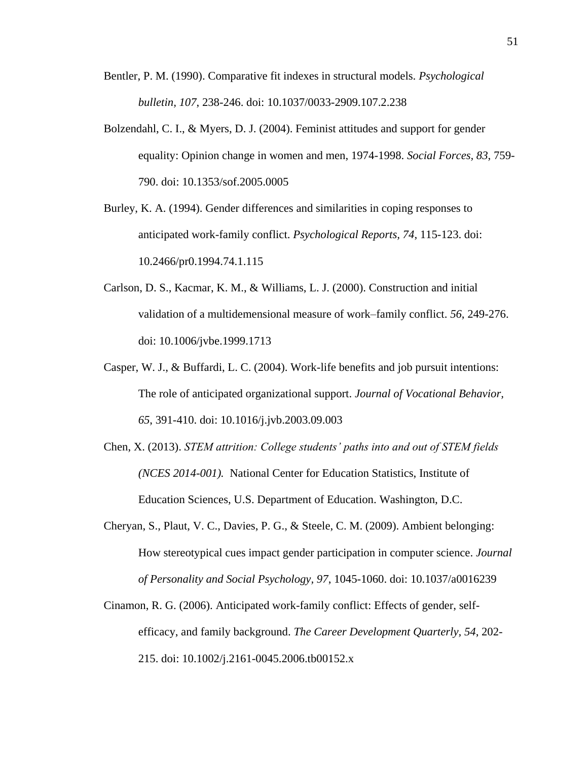Bentler, P. M. (1990). Comparative fit indexes in structural models. *Psychological bulletin, 107*, 238-246. doi: 10.1037/0033-2909.107.2.238

Bolzendahl, C. I., & Myers, D. J. (2004). Feminist attitudes and support for gender equality: Opinion change in women and men, 1974-1998. *Social Forces, 83*, 759-790. doi: 10.1353/sof.2005.0005

Burley, K. A. (1994). Gender differences and similarities in coping responses to anticipated work-family conflict. *Psychological Reports, 74*, 115-123. doi: 10.2466/pr0.1994.74.1.115

Carlson, D. S., Kacmar, K. M., & Williams, L. J. (2000). Construction and initial validation of a multidemensional measure of work–family conflict. *56*, 249-276. doi: 10.1006/jvbe.1999.1713

Casper, W. J., & Buffardi, L. C. (2004). Work-life benefits and job pursuit intentions: The role of anticipated organizational support. *Journal of Vocational Behavior, 65*, 391-410. doi: 10.1016/j.jvb.2003.09.003

Chen, X. (2013). *STEM attrition: College students' paths into and out of STEM fields (NCES 2014-001).* National Center for Education Statistics, Institute of Education Sciences, U.S. Department of Education. Washington, D.C.

Cheryan, S., Plaut, V. C., Davies, P. G., & Steele, C. M. (2009). Ambient belonging: How stereotypical cues impact gender participation in computer science. *Journal of Personality and Social Psychology, 97*, 1045-1060. doi: 10.1037/a0016239

Cinamon, R. G. (2006). Anticipated work-family conflict: Effects of gender, self-efficacy, and family background. *The Career Development Quarterly, 54*, 202-215. doi: 10.1002/j.2161-0045.2006.tb00152.x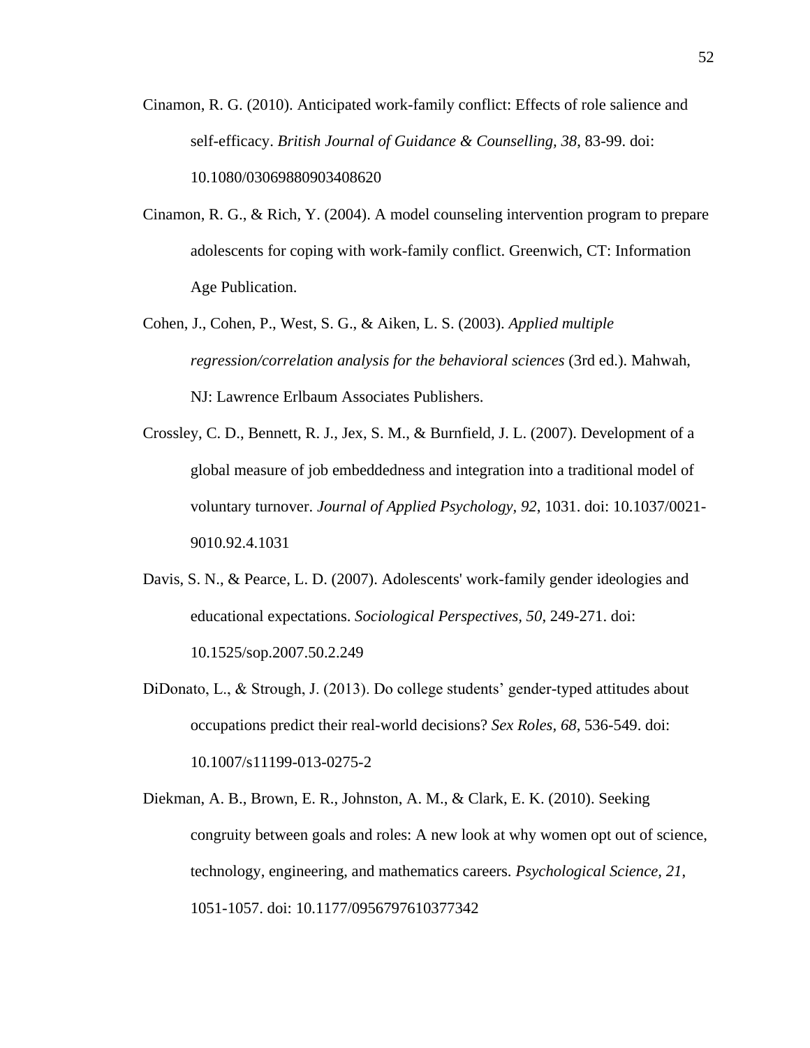Cinamon, R. G. (2010). Anticipated work-family conflict: Effects of role salience and self-efficacy. *British Journal of Guidance & Counselling, 38*, 83-99. doi: 10.1080/03069880903408620

Cinamon, R. G., & Rich, Y. (2004). A model counseling intervention program to prepare adolescents for coping with work-family conflict. Greenwich, CT: Information Age Publication.

Cohen, J., Cohen, P., West, S. G., & Aiken, L. S. (2003). *Applied multiple regression/correlation analysis for the behavioral sciences* (3rd ed.). Mahwah, NJ: Lawrence Erlbaum Associates Publishers.

Crossley, C. D., Bennett, R. J., Jex, S. M., & Burnfield, J. L. (2007). Development of a global measure of job embeddedness and integration into a traditional model of voluntary turnover. *Journal of Applied Psychology, 92*, 1031. doi: 10.1037/0021-9010.92.4.1031

Davis, S. N., & Pearce, L. D. (2007). Adolescents' work-family gender ideologies and educational expectations. *Sociological Perspectives, 50*, 249-271. doi: 10.1525/sop.2007.50.2.249

DiDonato, L., & Strough, J. (2013). Do college students' gender-typed attitudes about occupations predict their real-world decisions? *Sex Roles*, *68*, 536-549. doi: 10.1007/s11199-013-0275-2

Diekman, A. B., Brown, E. R., Johnston, A. M., & Clark, E. K. (2010). Seeking congruity between goals and roles: A new look at why women opt out of science, technology, engineering, and mathematics careers. *Psychological Science, 21*, 1051-1057. doi: 10.1177/0956797610377342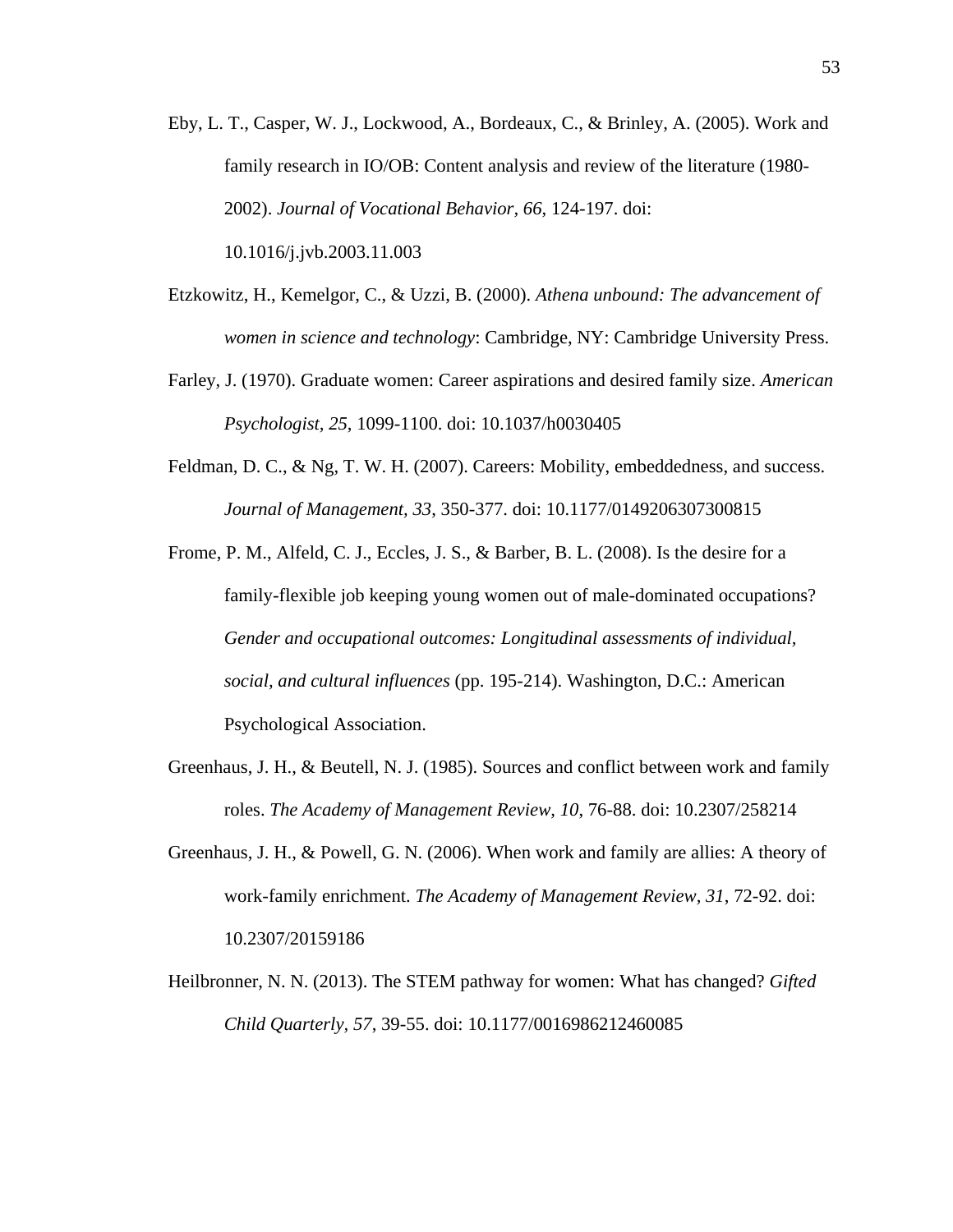Eby, L. T., Casper, W. J., Lockwood, A., Bordeaux, C., & Brinley, A. (2005). Work and family research in IO/OB: Content analysis and review of the literature (1980-2002). *Journal of Vocational Behavior, 66*, 124-197. doi: 10.1016/j.jvb.2003.11.003

Etzkowitz, H., Kemelgor, C., & Uzzi, B. (2000). *Athena unbound: The advancement of women in science and technology*: Cambridge, NY: Cambridge University Press.

Farley, J. (1970). Graduate women: Career aspirations and desired family size. *American Psychologist, 25*, 1099-1100. doi: 10.1037/h0030405

Feldman, D. C., & Ng, T. W. H. (2007). Careers: Mobility, embeddedness, and success. *Journal of Management, 33*, 350-377. doi: 10.1177/0149206307300815

Frome, P. M., Alfeld, C. J., Eccles, J. S., & Barber, B. L. (2008). Is the desire for a family-flexible job keeping young women out of male-dominated occupations? *Gender and occupational outcomes: Longitudinal assessments of individual, social, and cultural influences* (pp. 195-214). Washington, D.C.: American Psychological Association.

Greenhaus, J. H., & Beutell, N. J. (1985). Sources and conflict between work and family roles. *The Academy of Management Review, 10*, 76-88. doi: 10.2307/258214

Greenhaus, J. H., & Powell, G. N. (2006). When work and family are allies: A theory of work-family enrichment. *The Academy of Management Review, 31*, 72-92. doi: 10.2307/20159186

Heilbronner, N. N. (2013). The STEM pathway for women: What has changed? *Gifted Child Quarterly, 57*, 39-55. doi: 10.1177/0016986212460085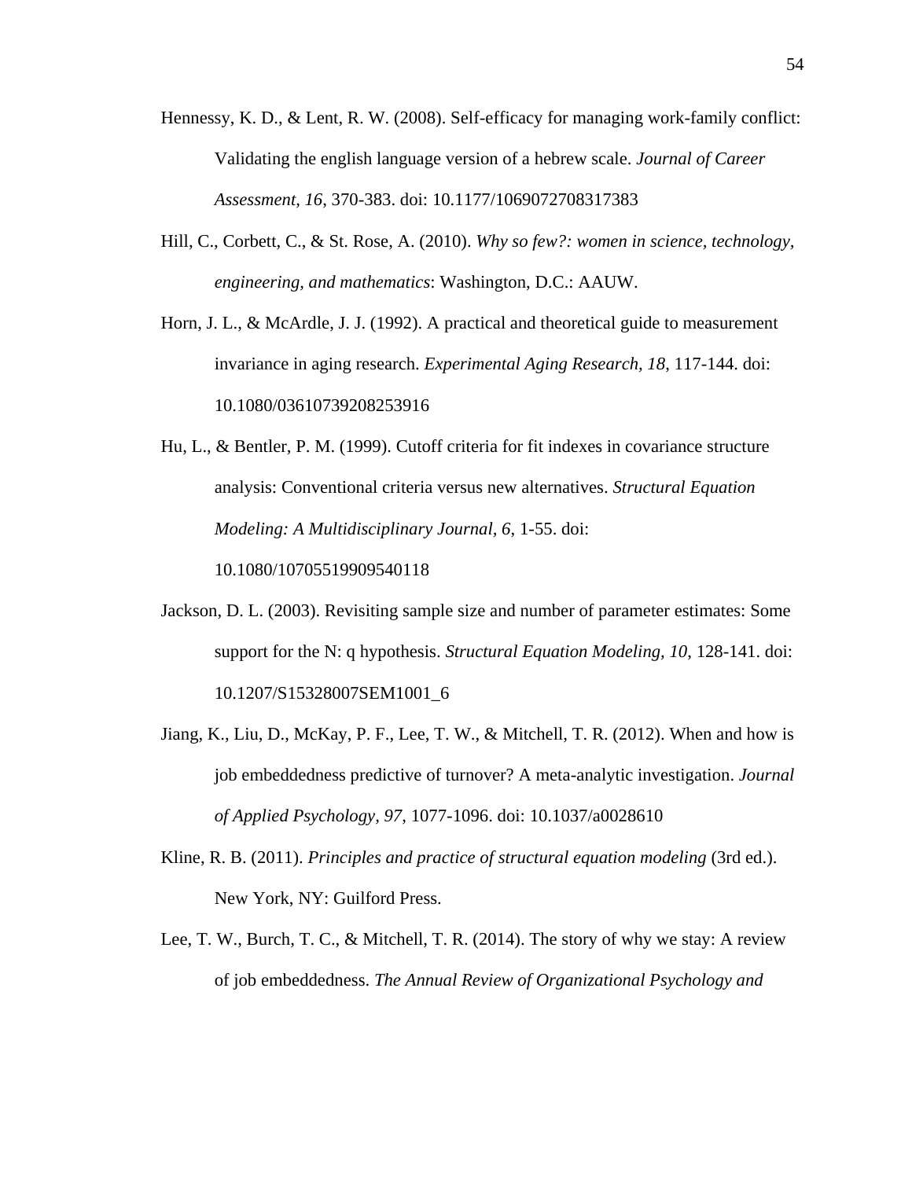Hennessy, K. D., & Lent, R. W. (2008). Self-efficacy for managing work-family conflict: Validating the english language version of a hebrew scale. *Journal of Career Assessment, 16*, 370-383. doi: 10.1177/1069072708317383

Hill, C., Corbett, C., & St. Rose, A. (2010). *Why so few?: women in science, technology, engineering, and mathematics*: Washington, D.C.: AAUW.

Horn, J. L., & McArdle, J. J. (1992). A practical and theoretical guide to measurement invariance in aging research. *Experimental Aging Research, 18*, 117-144. doi: 10.1080/03610739208253916

Hu, L., & Bentler, P. M. (1999). Cutoff criteria for fit indexes in covariance structure analysis: Conventional criteria versus new alternatives. *Structural Equation Modeling: A Multidisciplinary Journal, 6*, 1-55. doi: 10.1080/10705519909540118

Jackson, D. L. (2003). Revisiting sample size and number of parameter estimates: Some support for the N: q hypothesis. *Structural Equation Modeling, 10*, 128-141. doi: 10.1207/S15328007SEM1001_6

Jiang, K., Liu, D., McKay, P. F., Lee, T. W., & Mitchell, T. R. (2012). When and how is job embeddedness predictive of turnover? A meta-analytic investigation. *Journal of Applied Psychology, 97*, 1077-1096. doi: 10.1037/a0028610

Kline, R. B. (2011). *Principles and practice of structural equation modeling* (3rd ed.). New York, NY: Guilford Press.

Lee, T. W., Burch, T. C., & Mitchell, T. R. (2014). The story of why we stay: A review of job embeddedness. *The Annual Review of Organizational Psychology and*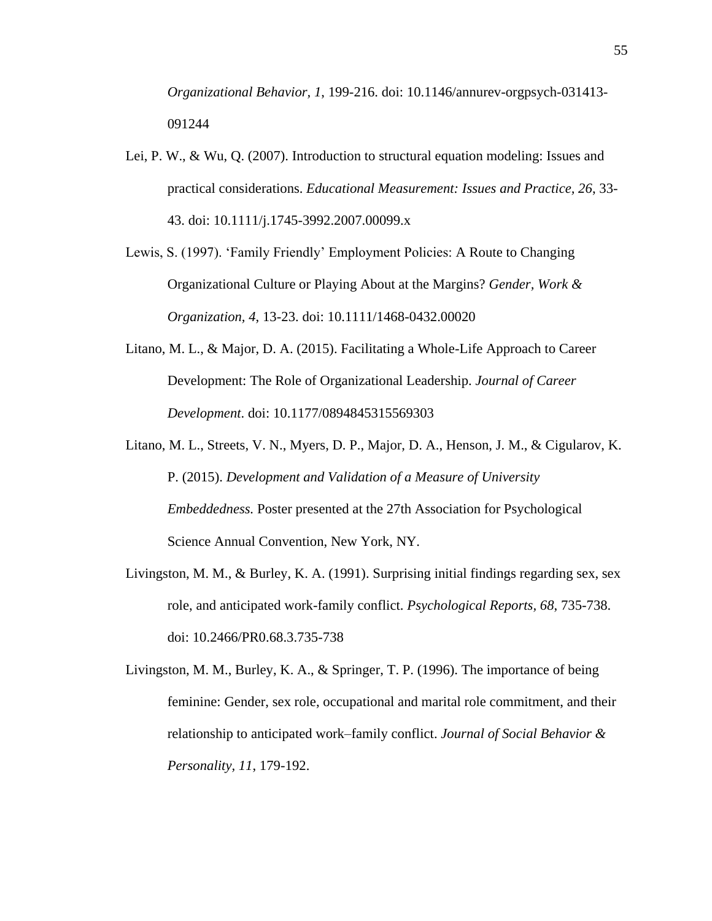*Organizational Behavior, 1*, 199-216. doi: 10.1146/annurev-orgpsych-031413-091244

Lei, P. W., & Wu, Q. (2007). Introduction to structural equation modeling: Issues and practical considerations. *Educational Measurement: Issues and Practice, 26*, 33-43. doi: 10.1111/j.1745-3992.2007.00099.x

Lewis, S. (1997). 'Family Friendly' Employment Policies: A Route to Changing Organizational Culture or Playing About at the Margins? *Gender, Work & Organization, 4*, 13-23. doi: 10.1111/1468-0432.00020

Litano, M. L., & Major, D. A. (2015). Facilitating a Whole-Life Approach to Career Development: The Role of Organizational Leadership. *Journal of Career Development*. doi: 10.1177/0894845315569303

Litano, M. L., Streets, V. N., Myers, D. P., Major, D. A., Henson, J. M., & Cigularov, K. P. (2015). *Development and Validation of a Measure of University Embeddedness.* Poster presented at the 27th Association for Psychological Science Annual Convention, New York, NY.

Livingston, M. M., & Burley, K. A. (1991). Surprising initial findings regarding sex, sex role, and anticipated work-family conflict. *Psychological Reports, 68*, 735-738. doi: 10.2466/PR0.68.3.735-738

Livingston, M. M., Burley, K. A., & Springer, T. P. (1996). The importance of being feminine: Gender, sex role, occupational and marital role commitment, and their relationship to anticipated work–family conflict. *Journal of Social Behavior & Personality, 11*, 179-192.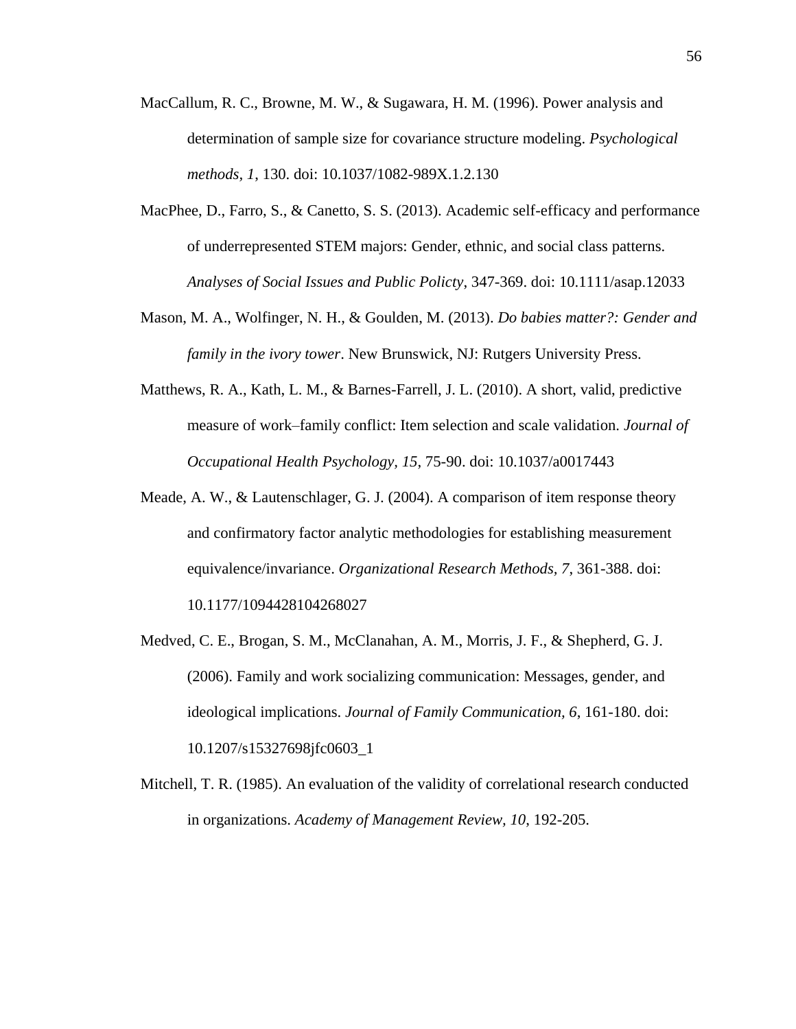MacCallum, R. C., Browne, M. W., & Sugawara, H. M. (1996). Power analysis and determination of sample size for covariance structure modeling. *Psychological methods, 1*, 130. doi: 10.1037/1082-989X.1.2.130

MacPhee, D., Farro, S., & Canetto, S. S. (2013). Academic self-efficacy and performance of underrepresented STEM majors: Gender, ethnic, and social class patterns. *Analyses of Social Issues and Public Policty*, 347-369. doi: 10.1111/asap.12033

Mason, M. A., Wolfinger, N. H., & Goulden, M. (2013). *Do babies matter?: Gender and family in the ivory tower*. New Brunswick, NJ: Rutgers University Press.

Matthews, R. A., Kath, L. M., & Barnes-Farrell, J. L. (2010). A short, valid, predictive measure of work–family conflict: Item selection and scale validation. *Journal of Occupational Health Psychology, 15*, 75-90. doi: 10.1037/a0017443

Meade, A. W., & Lautenschlager, G. J. (2004). A comparison of item response theory and confirmatory factor analytic methodologies for establishing measurement equivalence/invariance. *Organizational Research Methods, 7*, 361-388. doi: 10.1177/1094428104268027

Medved, C. E., Brogan, S. M., McClanahan, A. M., Morris, J. F., & Shepherd, G. J. (2006). Family and work socializing communication: Messages, gender, and ideological implications. *Journal of Family Communication, 6*, 161-180. doi: 10.1207/s15327698jfc0603_1

Mitchell, T. R. (1985). An evaluation of the validity of correlational research conducted in organizations. *Academy of Management Review, 10*, 192-205.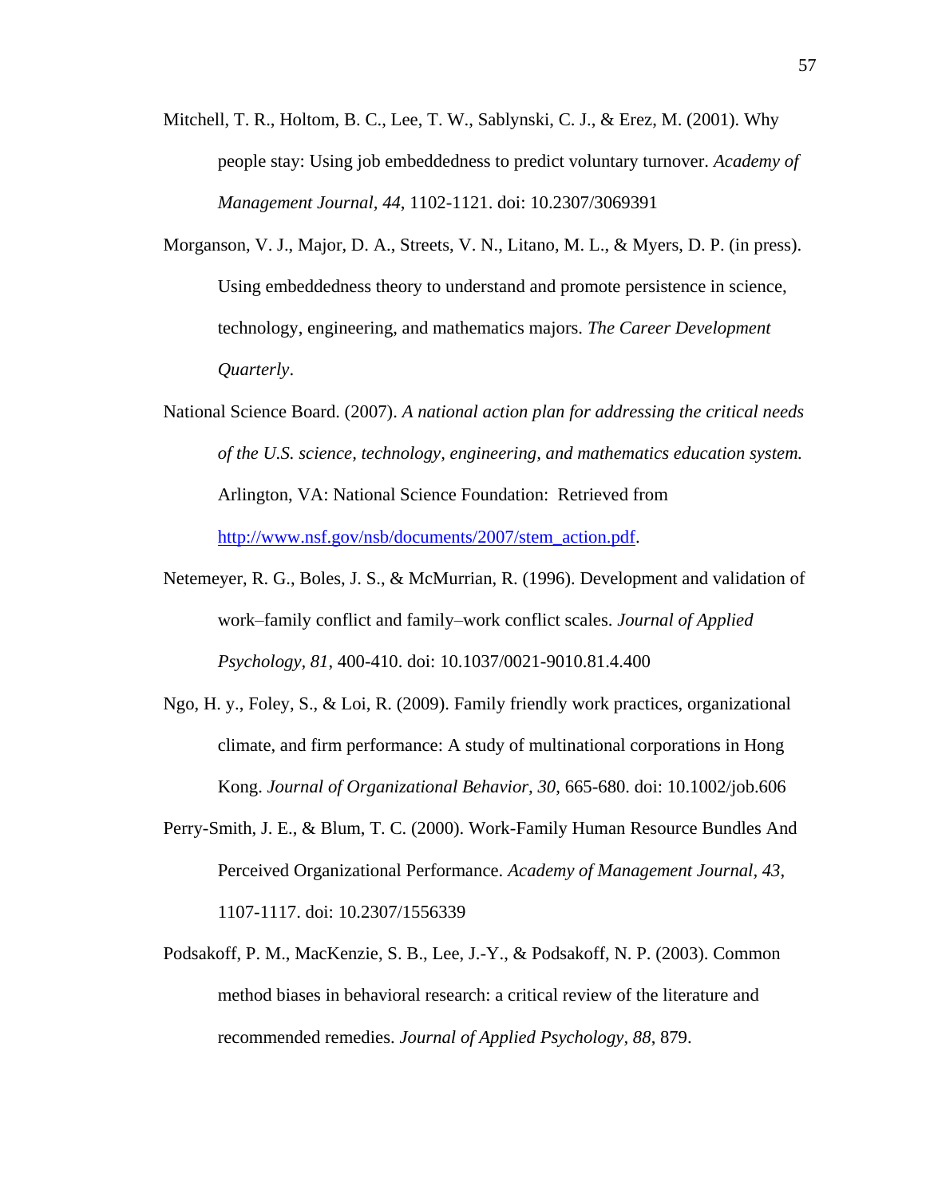Mitchell, T. R., Holtom, B. C., Lee, T. W., Sablynski, C. J., & Erez, M. (2001). Why people stay: Using job embeddedness to predict voluntary turnover. *Academy of Management Journal*, *44*, 1102-1121. doi: 10.2307/3069391

Morganson, V. J., Major, D. A., Streets, V. N., Litano, M. L., & Myers, D. P. (in press). Using embeddedness theory to understand and promote persistence in science, technology, engineering, and mathematics majors. *The Career Development Quarterly*.

National Science Board. (2007). *A national action plan for addressing the critical needs of the U.S. science, technology, engineering, and mathematics education system.* Arlington, VA: National Science Foundation: Retrieved from http://www.nsf.gov/nsb/documents/2007/stem_action.pdf.

Netemeyer, R. G., Boles, J. S., & McMurrian, R. (1996). Development and validation of work–family conflict and family–work conflict scales. *Journal of Applied Psychology, 81*, 400-410. doi: 10.1037/0021-9010.81.4.400

Ngo, H. y., Foley, S., & Loi, R. (2009). Family friendly work practices, organizational climate, and firm performance: A study of multinational corporations in Hong Kong. *Journal of Organizational Behavior, 30*, 665-680. doi: 10.1002/job.606

Perry-Smith, J. E., & Blum, T. C. (2000). Work-Family Human Resource Bundles And Perceived Organizational Performance. *Academy of Management Journal*, *43*, 1107-1117. doi: 10.2307/1556339

Podsakoff, P. M., MacKenzie, S. B., Lee, J.-Y., & Podsakoff, N. P. (2003). Common method biases in behavioral research: a critical review of the literature and recommended remedies. *Journal of Applied Psychology*, *88*, 879.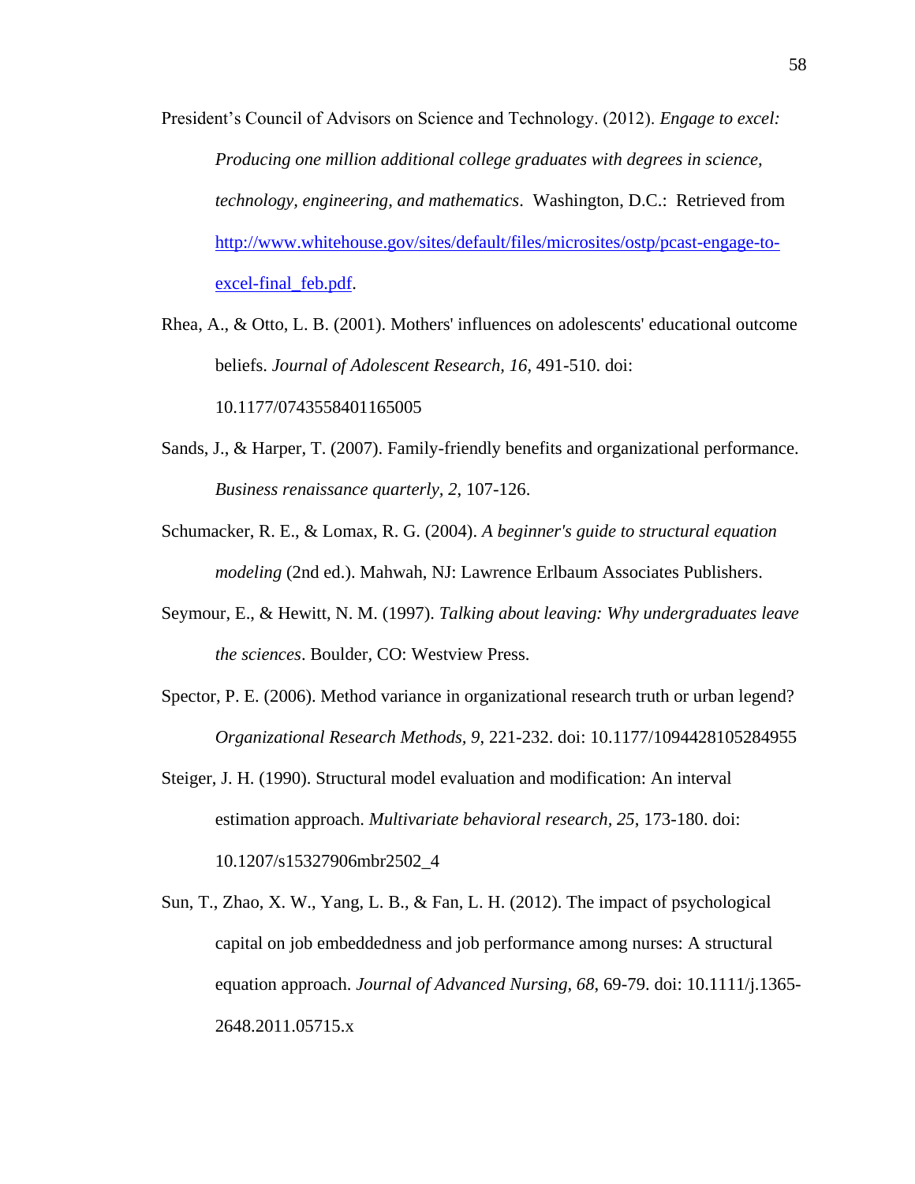President's Council of Advisors on Science and Technology. (2012). *Engage to excel: Producing one million additional college graduates with degrees in science, technology, engineering, and mathematics*. Washington, D.C.: Retrieved from http://www.whitehouse.gov/sites/default/files/microsites/ostp/pcast-engage-to-excel-final_feb.pdf.

Rhea, A., & Otto, L. B. (2001). Mothers' influences on adolescents' educational outcome beliefs. *Journal of Adolescent Research, 16*, 491-510. doi: 10.1177/0743558401165005

Sands, J., & Harper, T. (2007). Family-friendly benefits and organizational performance. *Business renaissance quarterly, 2*, 107-126.

Schumacker, R. E., & Lomax, R. G. (2004). *A beginner's guide to structural equation modeling* (2nd ed.). Mahwah, NJ: Lawrence Erlbaum Associates Publishers.

Seymour, E., & Hewitt, N. M. (1997). *Talking about leaving: Why undergraduates leave the sciences*. Boulder, CO: Westview Press.

Spector, P. E. (2006). Method variance in organizational research truth or urban legend? *Organizational Research Methods, 9*, 221-232. doi: 10.1177/1094428105284955

Steiger, J. H. (1990). Structural model evaluation and modification: An interval estimation approach. *Multivariate behavioral research, 25*, 173-180. doi: 10.1207/s15327906mbr2502_4

Sun, T., Zhao, X. W., Yang, L. B., & Fan, L. H. (2012). The impact of psychological capital on job embeddedness and job performance among nurses: A structural equation approach. *Journal of Advanced Nursing, 68*, 69-79. doi: 10.1111/j.1365-2648.2011.05715.x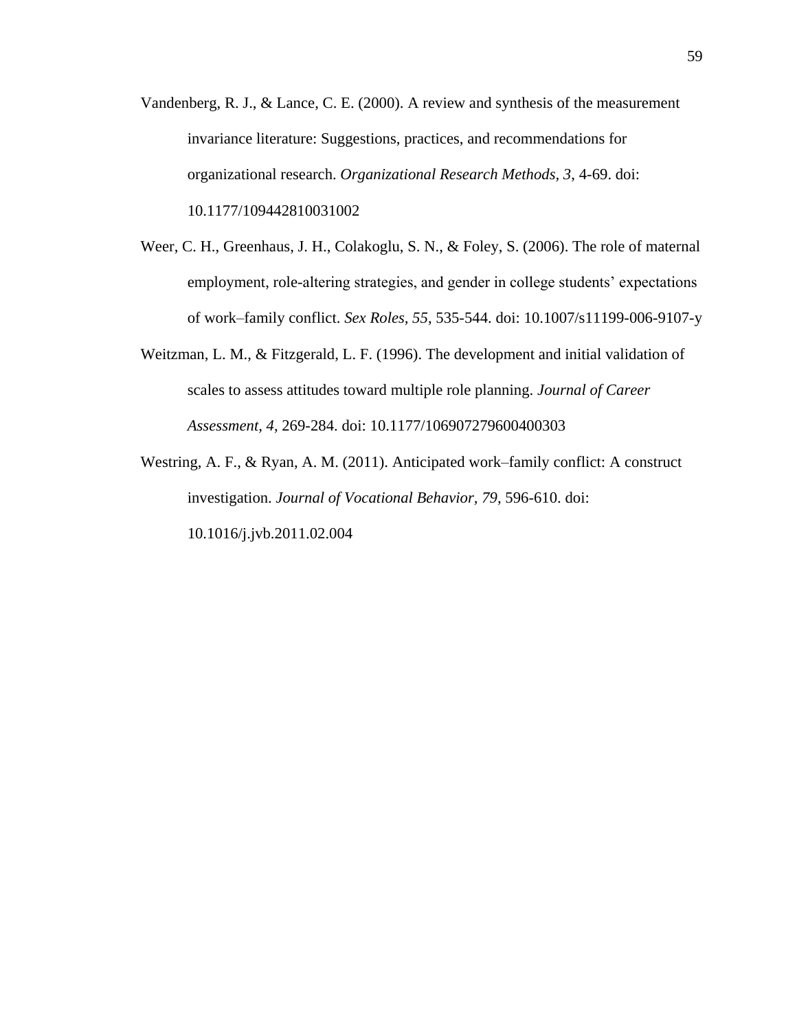Vandenberg, R. J., & Lance, C. E. (2000). A review and synthesis of the measurement invariance literature: Suggestions, practices, and recommendations for organizational research. *Organizational Research Methods, 3*, 4-69. doi: 10.1177/109442810031002

Weer, C. H., Greenhaus, J. H., Colakoglu, S. N., & Foley, S. (2006). The role of maternal employment, role-altering strategies, and gender in college students' expectations of work–family conflict. *Sex Roles, 55*, 535-544. doi: 10.1007/s11199-006-9107-y

Weitzman, L. M., & Fitzgerald, L. F. (1996). The development and initial validation of scales to assess attitudes toward multiple role planning. *Journal of Career Assessment, 4*, 269-284. doi: 10.1177/106907279600400303

Westring, A. F., & Ryan, A. M. (2011). Anticipated work–family conflict: A construct investigation. *Journal of Vocational Behavior, 79*, 596-610. doi: 10.1016/j.jvb.2011.02.004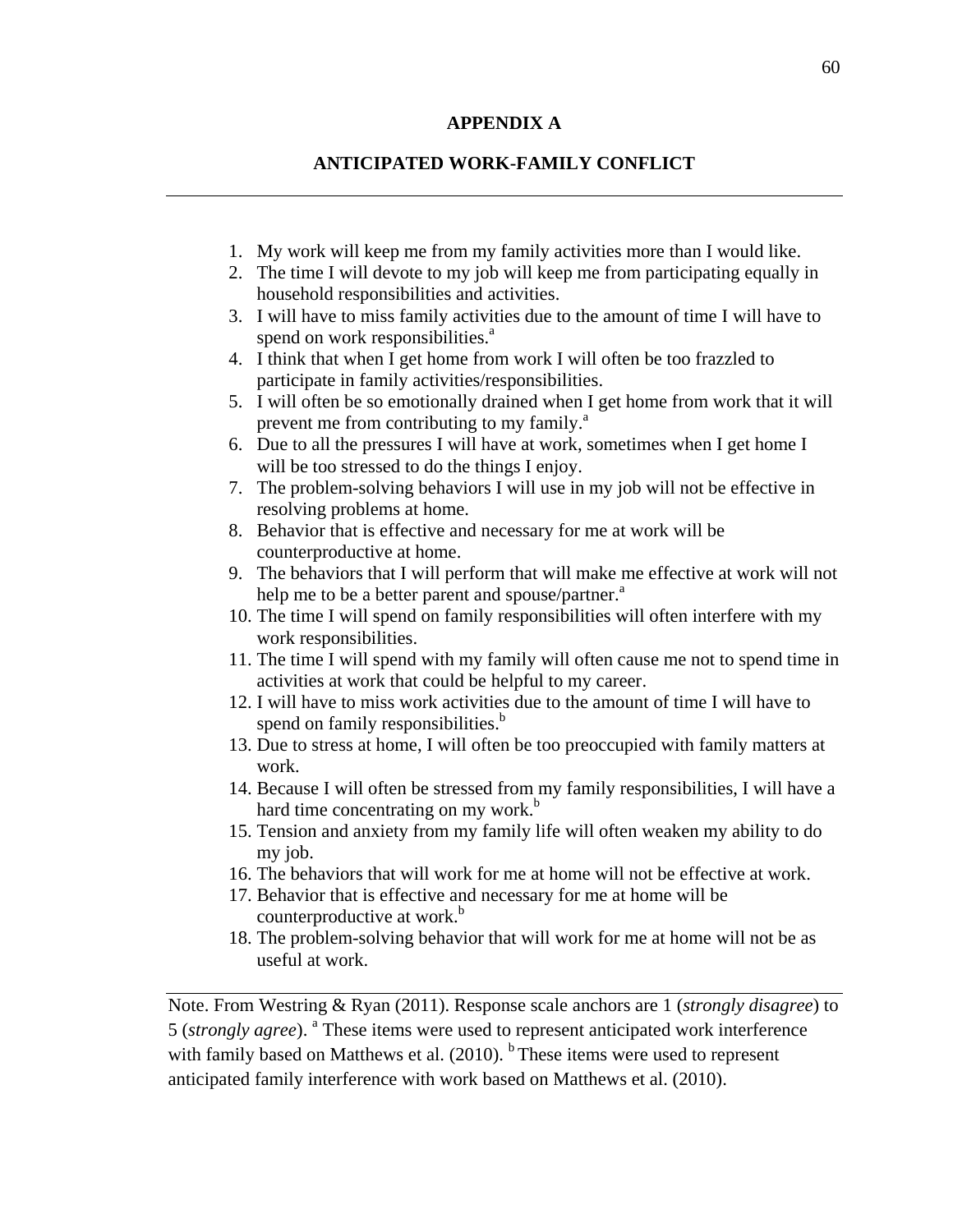# APPENDIX A

## ANTICIPATED WORK-FAMILY CONFLICT

---

1. My work will keep me from my family activities more than I would like.
2. The time I will devote to my job will keep me from participating equally in household responsibilities and activities.
3. I will have to miss family activities due to the amount of time I will have to spend on work responsibilities.[a]
4. I think that when I get home from work I will often be too frazzled to participate in family activities/responsibilities.
5. I will often be so emotionally drained when I get home from work that it will prevent me from contributing to my family.[a]
6. Due to all the pressures I will have at work, sometimes when I get home I will be too stressed to do the things I enjoy.
7. The problem-solving behaviors I will use in my job will not be effective in resolving problems at home.
8. Behavior that is effective and necessary for me at work will be counterproductive at home.
9. The behaviors that I will perform that will make me effective at work will not help me to be a better parent and spouse/partner.[a]
10. The time I will spend on family responsibilities will often interfere with my work responsibilities.
11. The time I will spend with my family will often cause me not to spend time in activities at work that could be helpful to my career.
12. I will have to miss work activities due to the amount of time I will have to spend on family responsibilities.[b]
13. Due to stress at home, I will often be too preoccupied with family matters at work.
14. Because I will often be stressed from my family responsibilities, I will have a hard time concentrating on my work.[b]
15. Tension and anxiety from my family life will often weaken my ability to do my job.
16. The behaviors that will work for me at home will not be effective at work.
17. Behavior that is effective and necessary for me at home will be counterproductive at work.[b]
18. The problem-solving behavior that will work for me at home will not be as useful at work.

---

Note. From Westring & Ryan (2011). Response scale anchors are 1 (*strongly disagree*) to 5 (*strongly agree*). [a] These items were used to represent anticipated work interference with family based on Matthews et al. (2010). [b] These items were used to represent anticipated family interference with work based on Matthews et al. (2010).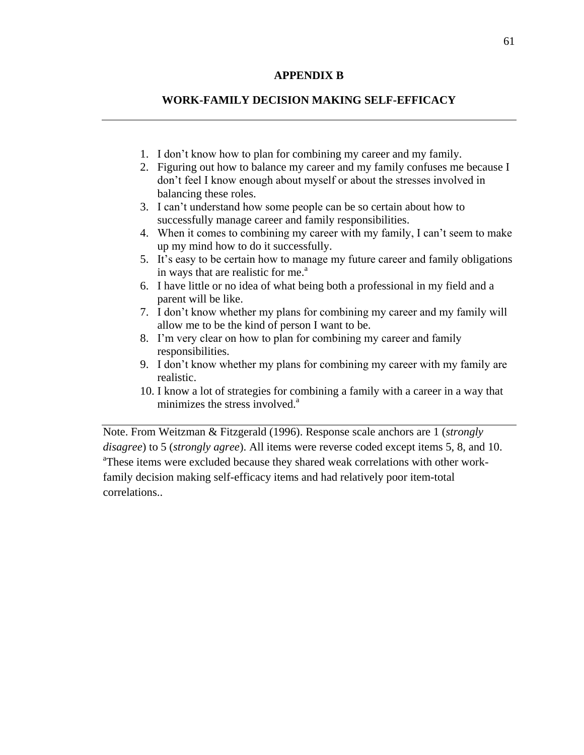# APPENDIX B

## WORK-FAMILY DECISION MAKING SELF-EFFICACY

1. I don't know how to plan for combining my career and my family.
2. Figuring out how to balance my career and my family confuses me because I don't feel I know enough about myself or about the stresses involved in balancing these roles.
3. I can't understand how some people can be so certain about how to successfully manage career and family responsibilities.
4. When it comes to combining my career with my family, I can't seem to make up my mind how to do it successfully.
5. It's easy to be certain how to manage my future career and family obligations in ways that are realistic for me.[a]
6. I have little or no idea of what being both a professional in my field and a parent will be like.
7. I don't know whether my plans for combining my career and my family will allow me to be the kind of person I want to be.
8. I'm very clear on how to plan for combining my career and family responsibilities.
9. I don't know whether my plans for combining my career with my family are realistic.
10. I know a lot of strategies for combining a family with a career in a way that minimizes the stress involved.[a]

Note. From Weitzman & Fitzgerald (1996). Response scale anchors are 1 (*strongly disagree*) to 5 (*strongly agree*). All items were reverse coded except items 5, 8, and 10. [a]These items were excluded because they shared weak correlations with other work-family decision making self-efficacy items and had relatively poor item-total correlations..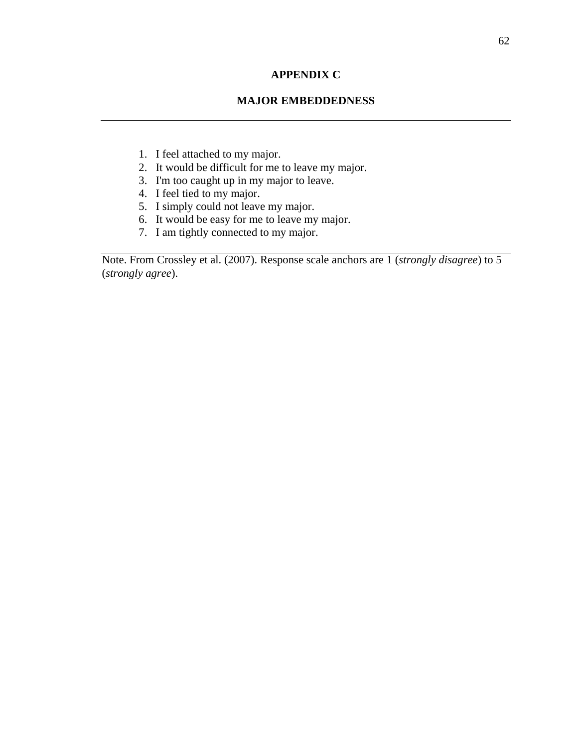# APPENDIX C

## MAJOR EMBEDDEDNESS

---

1. I feel attached to my major.
2. It would be difficult for me to leave my major.
3. I'm too caught up in my major to leave.
4. I feel tied to my major.
5. I simply could not leave my major.
6. It would be easy for me to leave my major.
7. I am tightly connected to my major.

---

Note. From Crossley et al. (2007). Response scale anchors are 1 (*strongly disagree*) to 5 (*strongly agree*).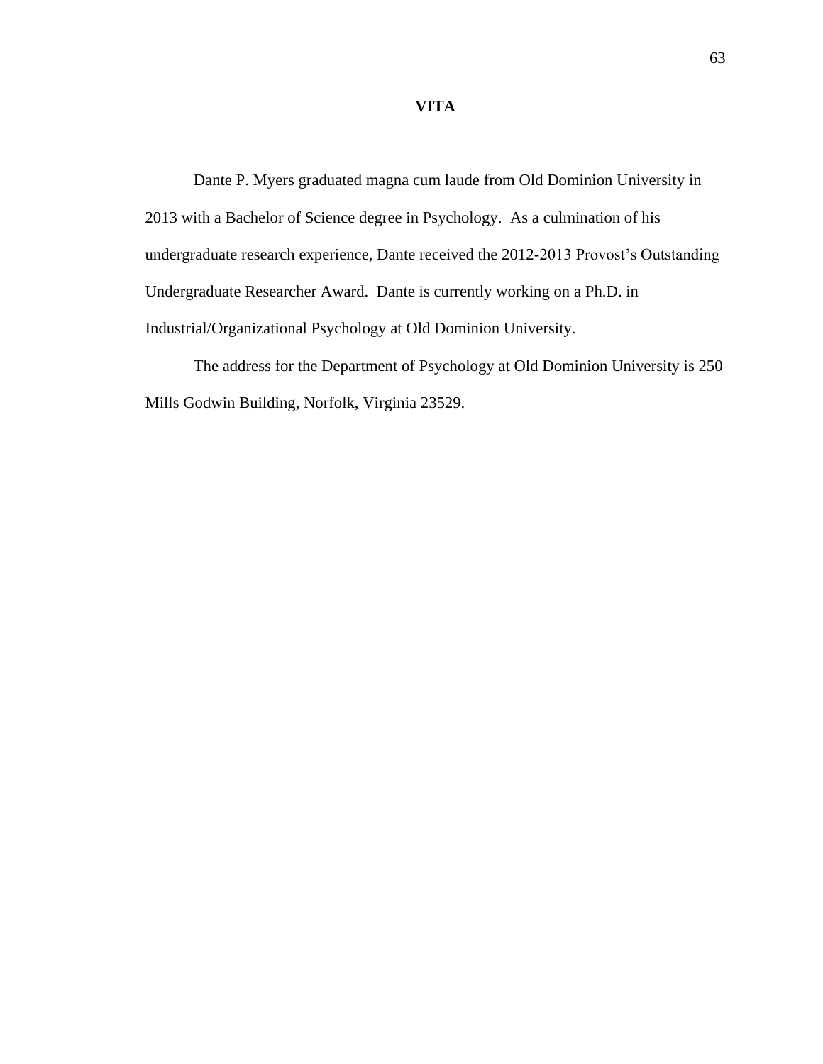# VITA

Dante P. Myers graduated magna cum laude from Old Dominion University in 2013 with a Bachelor of Science degree in Psychology. As a culmination of his undergraduate research experience, Dante received the 2012-2013 Provost's Outstanding Undergraduate Researcher Award. Dante is currently working on a Ph.D. in Industrial/Organizational Psychology at Old Dominion University.

The address for the Department of Psychology at Old Dominion University is 250 Mills Godwin Building, Norfolk, Virginia 23529.